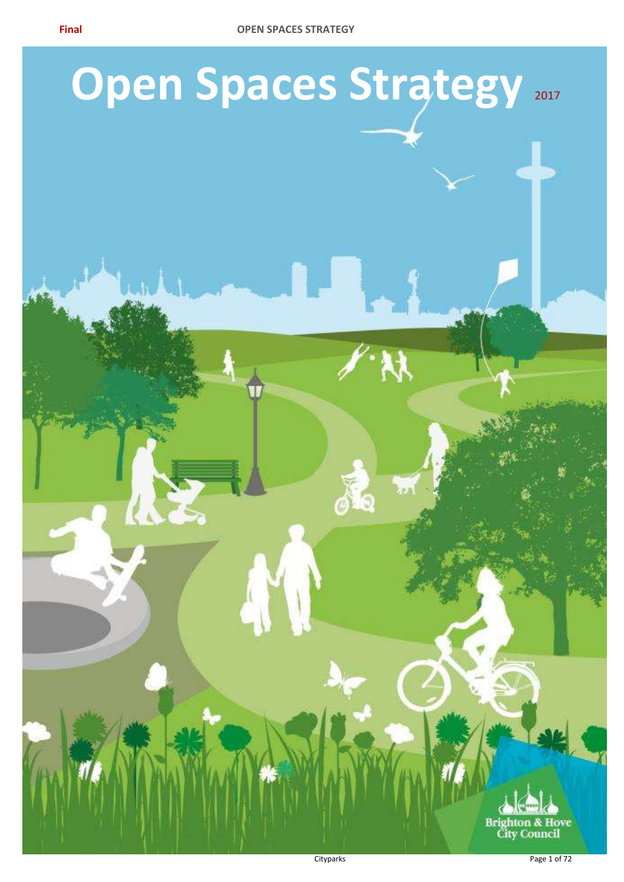Final

# Open Spaces Strategy 2017

Brighton & Hove City Council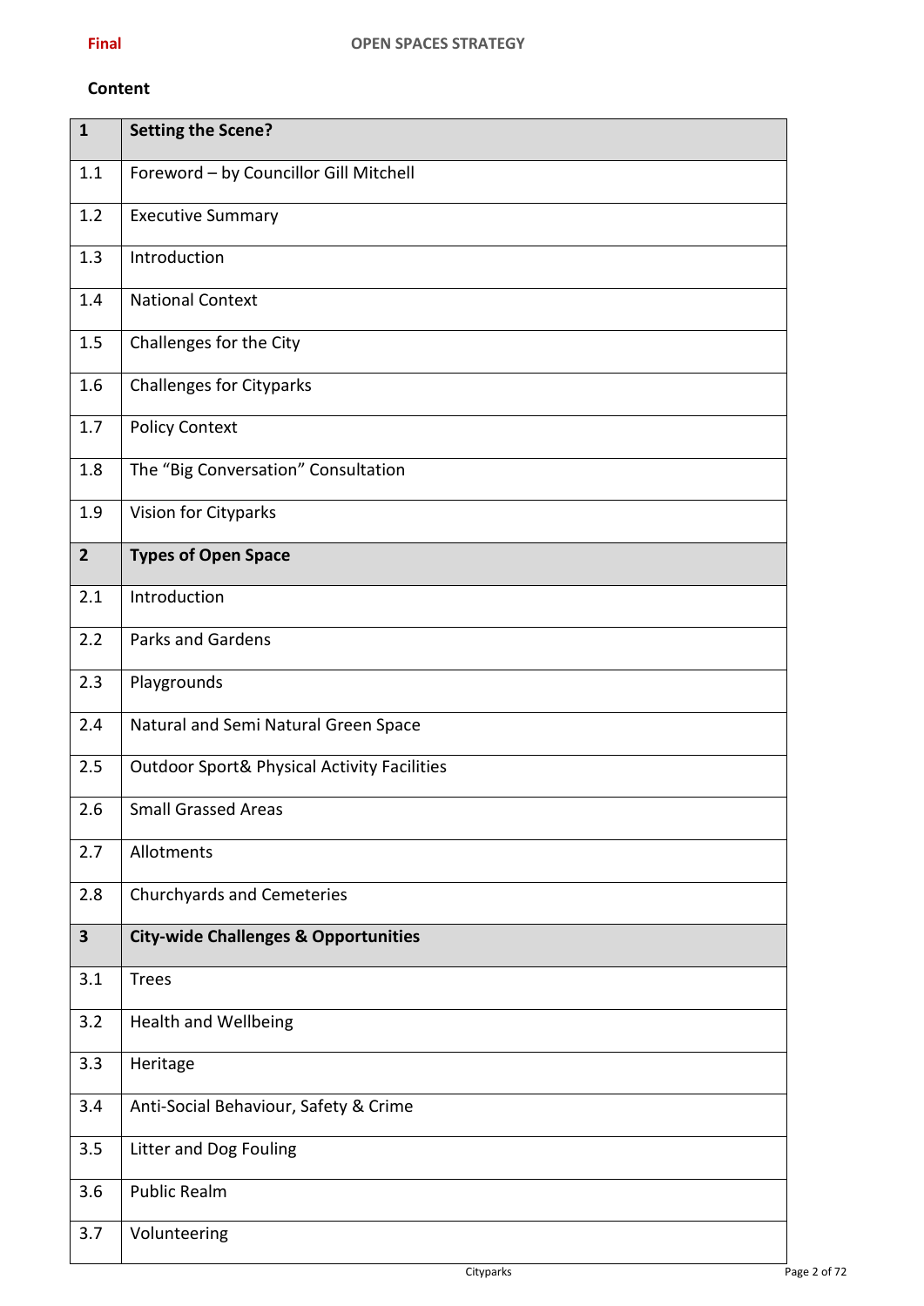**Final**

**Content**

| | |
|---|---|
| **1** | **Setting the Scene?** |
| 1.1 | Foreword – by Councillor Gill Mitchell |
| 1.2 | Executive Summary |
| 1.3 | Introduction |
| 1.4 | National Context |
| 1.5 | Challenges for the City |
| 1.6 | Challenges for Cityparks |
| 1.7 | Policy Context |
| 1.8 | The "Big Conversation" Consultation |
| 1.9 | Vision for Cityparks |
| **2** | **Types of Open Space** |
| 2.1 | Introduction |
| 2.2 | Parks and Gardens |
| 2.3 | Playgrounds |
| 2.4 | Natural and Semi Natural Green Space |
| 2.5 | Outdoor Sport& Physical Activity Facilities |
| 2.6 | Small Grassed Areas |
| 2.7 | Allotments |
| 2.8 | Churchyards and Cemeteries |
| **3** | **City-wide Challenges & Opportunities** |
| 3.1 | Trees |
| 3.2 | Health and Wellbeing |
| 3.3 | Heritage |
| 3.4 | Anti-Social Behaviour, Safety & Crime |
| 3.5 | Litter and Dog Fouling |
| 3.6 | Public Realm |
| 3.7 | Volunteering |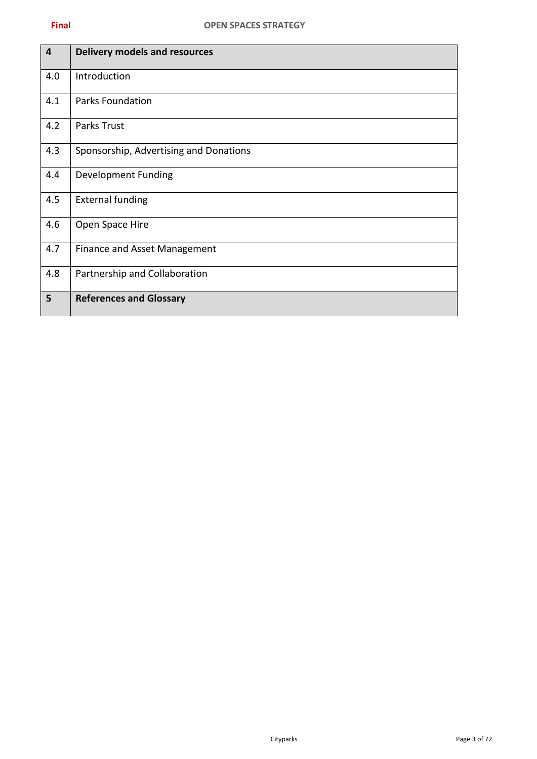| 4 | **Delivery models and resources** |
|---|---|
| 4.0 | Introduction |
| 4.1 | Parks Foundation |
| 4.2 | Parks Trust |
| 4.3 | Sponsorship, Advertising and Donations |
| 4.4 | Development Funding |
| 4.5 | External funding |
| 4.6 | Open Space Hire |
| 4.7 | Finance and Asset Management |
| 4.8 | Partnership and Collaboration |
| **5** | **References and Glossary** |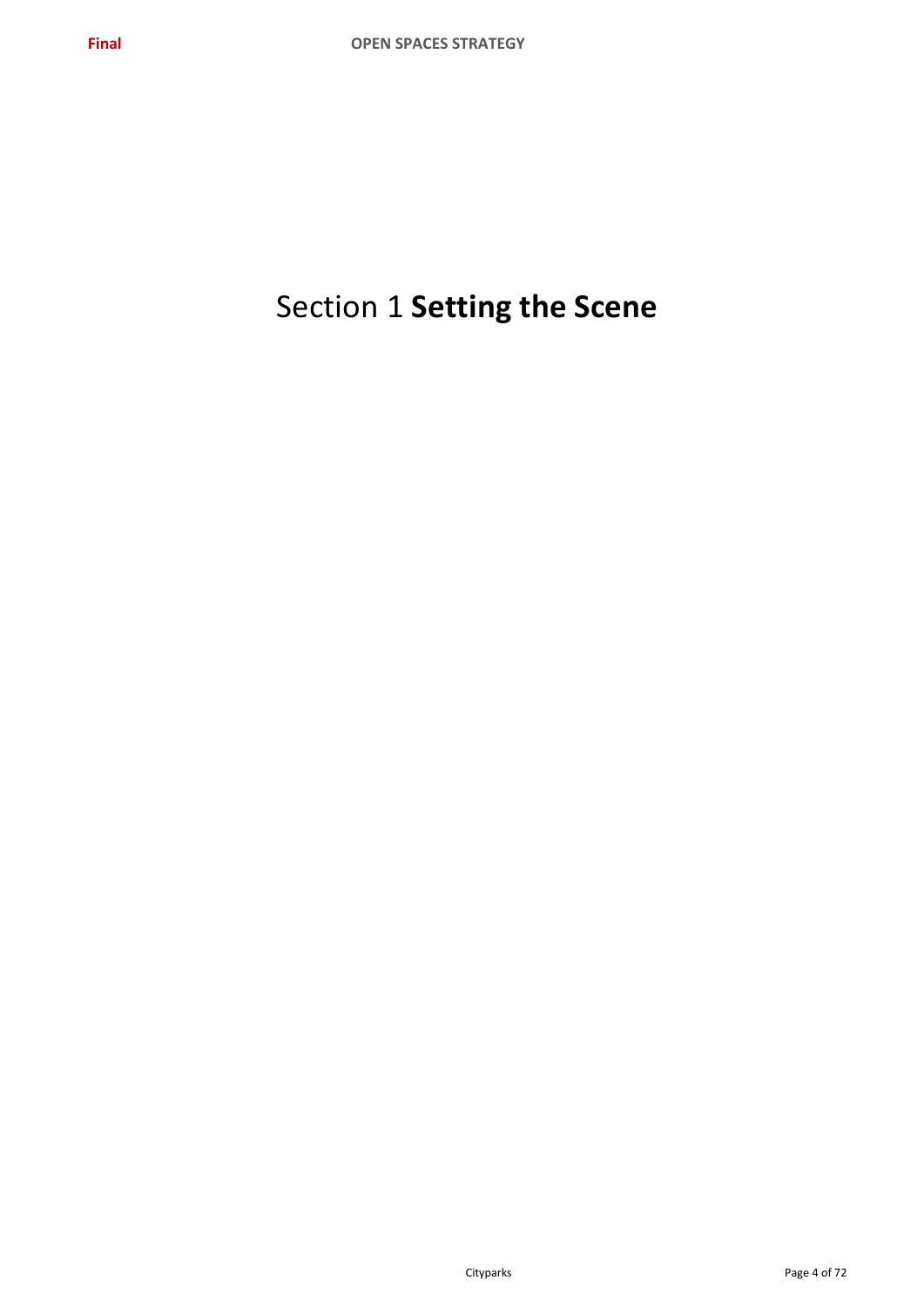# Section 1 **Setting the Scene**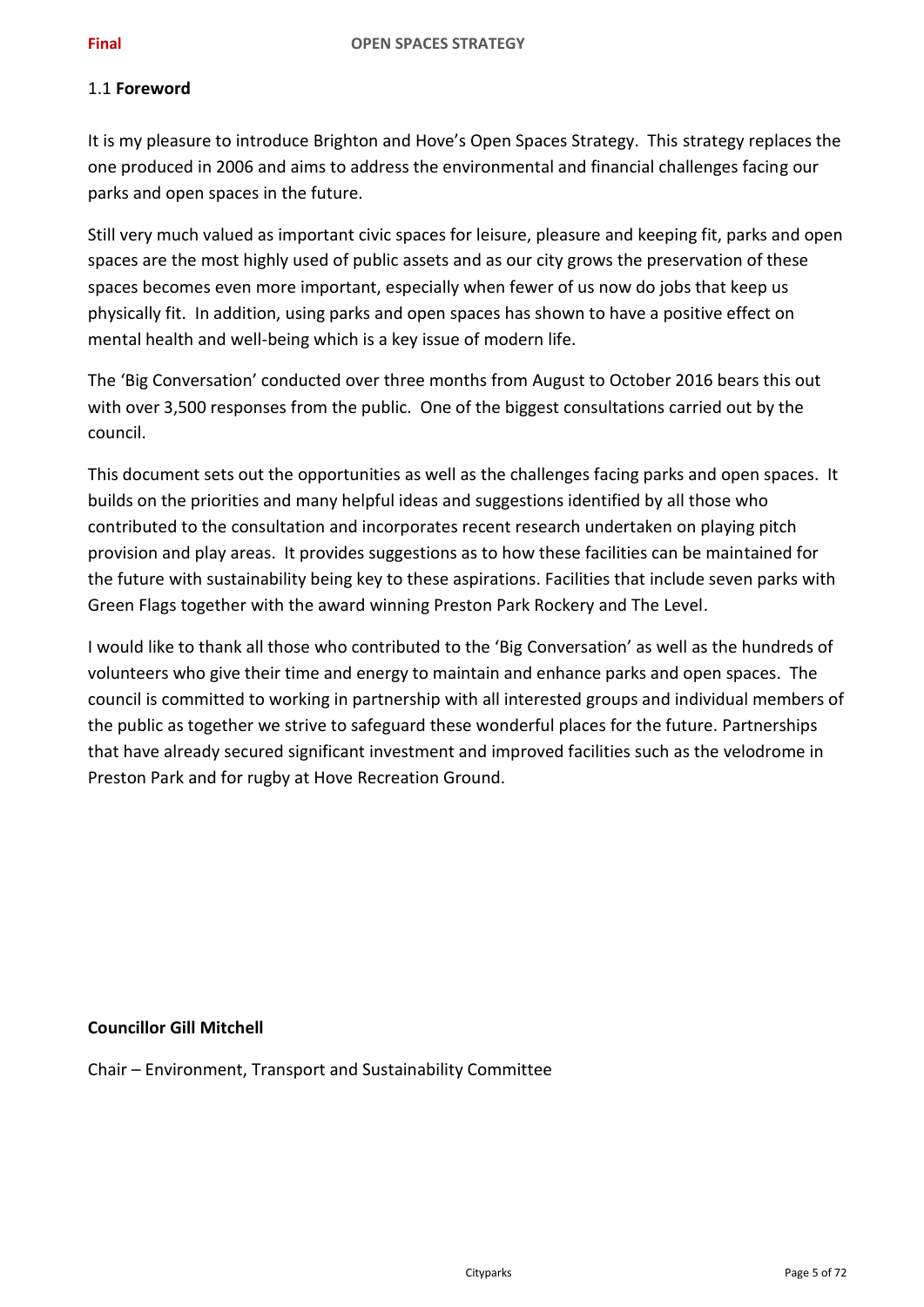## 1.1 **Foreword**

It is my pleasure to introduce Brighton and Hove's Open Spaces Strategy. This strategy replaces the one produced in 2006 and aims to address the environmental and financial challenges facing our parks and open spaces in the future.

Still very much valued as important civic spaces for leisure, pleasure and keeping fit, parks and open spaces are the most highly used of public assets and as our city grows the preservation of these spaces becomes even more important, especially when fewer of us now do jobs that keep us physically fit. In addition, using parks and open spaces has shown to have a positive effect on mental health and well-being which is a key issue of modern life.

The 'Big Conversation' conducted over three months from August to October 2016 bears this out with over 3,500 responses from the public. One of the biggest consultations carried out by the council.

This document sets out the opportunities as well as the challenges facing parks and open spaces. It builds on the priorities and many helpful ideas and suggestions identified by all those who contributed to the consultation and incorporates recent research undertaken on playing pitch provision and play areas. It provides suggestions as to how these facilities can be maintained for the future with sustainability being key to these aspirations. Facilities that include seven parks with Green Flags together with the award winning Preston Park Rockery and The Level.

I would like to thank all those who contributed to the 'Big Conversation' as well as the hundreds of volunteers who give their time and energy to maintain and enhance parks and open spaces. The council is committed to working in partnership with all interested groups and individual members of the public as together we strive to safeguard these wonderful places for the future. Partnerships that have already secured significant investment and improved facilities such as the velodrome in Preston Park and for rugby at Hove Recreation Ground.

**Councillor Gill Mitchell**

Chair – Environment, Transport and Sustainability Committee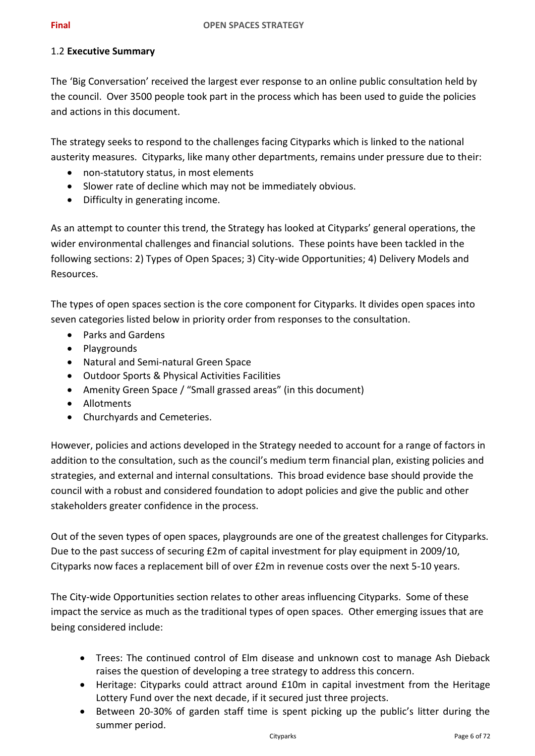## 1.2 Executive Summary

The 'Big Conversation' received the largest ever response to an online public consultation held by the council. Over 3500 people took part in the process which has been used to guide the policies and actions in this document.

The strategy seeks to respond to the challenges facing Cityparks which is linked to the national austerity measures. Cityparks, like many other departments, remains under pressure due to their:

- non-statutory status, in most elements
- Slower rate of decline which may not be immediately obvious.
- Difficulty in generating income.

As an attempt to counter this trend, the Strategy has looked at Cityparks' general operations, the wider environmental challenges and financial solutions. These points have been tackled in the following sections: 2) Types of Open Spaces; 3) City-wide Opportunities; 4) Delivery Models and Resources.

The types of open spaces section is the core component for Cityparks. It divides open spaces into seven categories listed below in priority order from responses to the consultation.

- Parks and Gardens
- Playgrounds
- Natural and Semi-natural Green Space
- Outdoor Sports & Physical Activities Facilities
- Amenity Green Space / "Small grassed areas" (in this document)
- Allotments
- Churchyards and Cemeteries.

However, policies and actions developed in the Strategy needed to account for a range of factors in addition to the consultation, such as the council's medium term financial plan, existing policies and strategies, and external and internal consultations. This broad evidence base should provide the council with a robust and considered foundation to adopt policies and give the public and other stakeholders greater confidence in the process.

Out of the seven types of open spaces, playgrounds are one of the greatest challenges for Cityparks. Due to the past success of securing £2m of capital investment for play equipment in 2009/10, Cityparks now faces a replacement bill of over £2m in revenue costs over the next 5-10 years.

The City-wide Opportunities section relates to other areas influencing Cityparks. Some of these impact the service as much as the traditional types of open spaces. Other emerging issues that are being considered include:

- Trees: The continued control of Elm disease and unknown cost to manage Ash Dieback raises the question of developing a tree strategy to address this concern.
- Heritage: Cityparks could attract around £10m in capital investment from the Heritage Lottery Fund over the next decade, if it secured just three projects.
- Between 20-30% of garden staff time is spent picking up the public's litter during the summer period.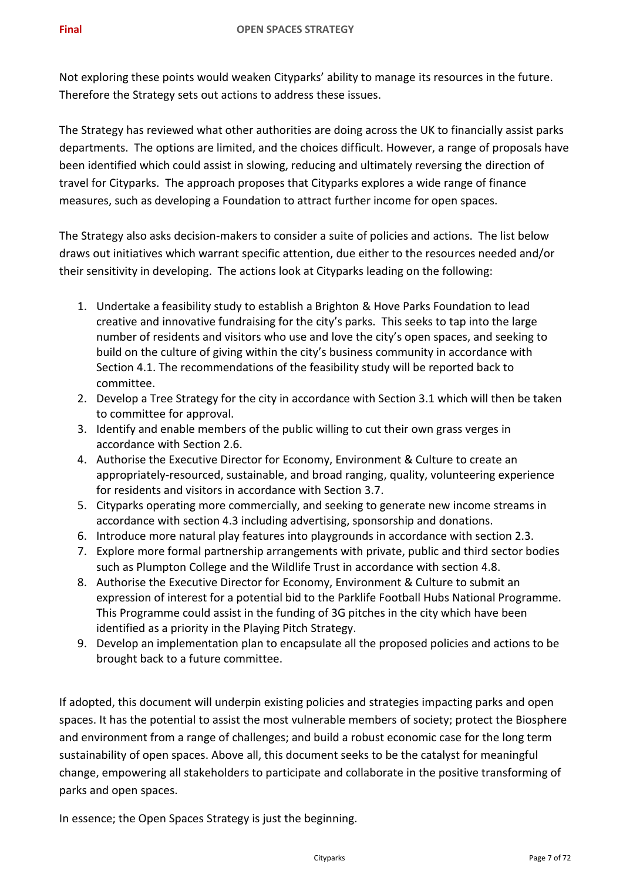Not exploring these points would weaken Cityparks' ability to manage its resources in the future. Therefore the Strategy sets out actions to address these issues.

The Strategy has reviewed what other authorities are doing across the UK to financially assist parks departments. The options are limited, and the choices difficult. However, a range of proposals have been identified which could assist in slowing, reducing and ultimately reversing the direction of travel for Cityparks. The approach proposes that Cityparks explores a wide range of finance measures, such as developing a Foundation to attract further income for open spaces.

The Strategy also asks decision-makers to consider a suite of policies and actions. The list below draws out initiatives which warrant specific attention, due either to the resources needed and/or their sensitivity in developing. The actions look at Cityparks leading on the following:

1. Undertake a feasibility study to establish a Brighton & Hove Parks Foundation to lead creative and innovative fundraising for the city's parks. This seeks to tap into the large number of residents and visitors who use and love the city's open spaces, and seeking to build on the culture of giving within the city's business community in accordance with Section 4.1. The recommendations of the feasibility study will be reported back to committee.
2. Develop a Tree Strategy for the city in accordance with Section 3.1 which will then be taken to committee for approval.
3. Identify and enable members of the public willing to cut their own grass verges in accordance with Section 2.6.
4. Authorise the Executive Director for Economy, Environment & Culture to create an appropriately-resourced, sustainable, and broad ranging, quality, volunteering experience for residents and visitors in accordance with Section 3.7.
5. Cityparks operating more commercially, and seeking to generate new income streams in accordance with section 4.3 including advertising, sponsorship and donations.
6. Introduce more natural play features into playgrounds in accordance with section 2.3.
7. Explore more formal partnership arrangements with private, public and third sector bodies such as Plumpton College and the Wildlife Trust in accordance with section 4.8.
8. Authorise the Executive Director for Economy, Environment & Culture to submit an expression of interest for a potential bid to the Parklife Football Hubs National Programme. This Programme could assist in the funding of 3G pitches in the city which have been identified as a priority in the Playing Pitch Strategy.
9. Develop an implementation plan to encapsulate all the proposed policies and actions to be brought back to a future committee.

If adopted, this document will underpin existing policies and strategies impacting parks and open spaces. It has the potential to assist the most vulnerable members of society; protect the Biosphere and environment from a range of challenges; and build a robust economic case for the long term sustainability of open spaces. Above all, this document seeks to be the catalyst for meaningful change, empowering all stakeholders to participate and collaborate in the positive transforming of parks and open spaces.

In essence; the Open Spaces Strategy is just the beginning.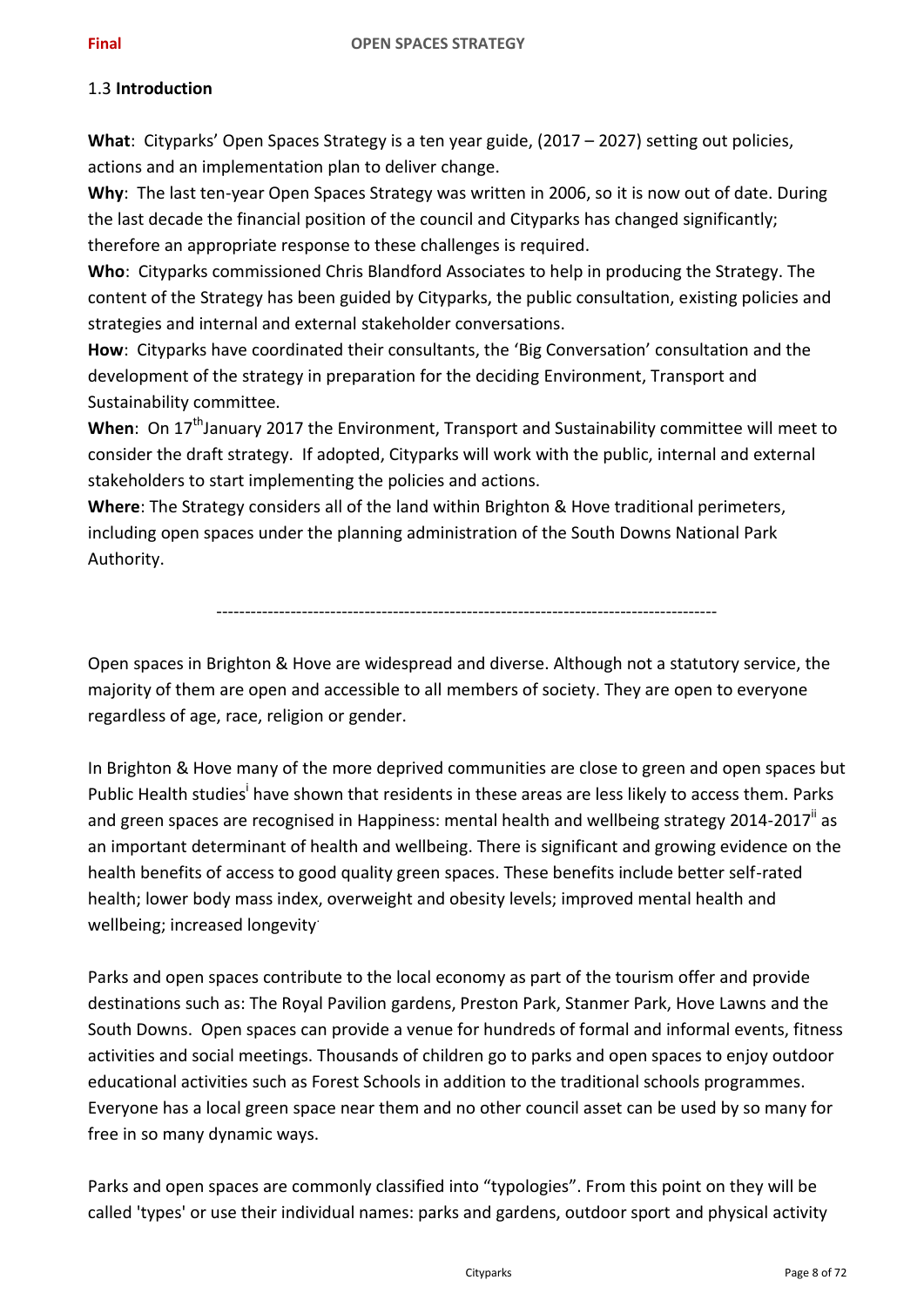### 1.3 **Introduction**

**What**: Cityparks' Open Spaces Strategy is a ten year guide, (2017 – 2027) setting out policies, actions and an implementation plan to deliver change.

**Why**: The last ten-year Open Spaces Strategy was written in 2006, so it is now out of date. During the last decade the financial position of the council and Cityparks has changed significantly; therefore an appropriate response to these challenges is required.

**Who**: Cityparks commissioned Chris Blandford Associates to help in producing the Strategy. The content of the Strategy has been guided by Cityparks, the public consultation, existing policies and strategies and internal and external stakeholder conversations.

**How**: Cityparks have coordinated their consultants, the 'Big Conversation' consultation and the development of the strategy in preparation for the deciding Environment, Transport and Sustainability committee.

**When**: On 17th January 2017 the Environment, Transport and Sustainability committee will meet to consider the draft strategy. If adopted, Cityparks will work with the public, internal and external stakeholders to start implementing the policies and actions.

**Where**: The Strategy considers all of the land within Brighton & Hove traditional perimeters, including open spaces under the planning administration of the South Downs National Park Authority.

---

Open spaces in Brighton & Hove are widespread and diverse. Although not a statutory service, the majority of them are open and accessible to all members of society. They are open to everyone regardless of age, race, religion or gender.

In Brighton & Hove many of the more deprived communities are close to green and open spaces but Public Health studies[i] have shown that residents in these areas are less likely to access them. Parks and green spaces are recognised in Happiness: mental health and wellbeing strategy 2014-2017[ii] as an important determinant of health and wellbeing. There is significant and growing evidence on the health benefits of access to good quality green spaces. These benefits include better self-rated health; lower body mass index, overweight and obesity levels; improved mental health and wellbeing; increased longevity.

Parks and open spaces contribute to the local economy as part of the tourism offer and provide destinations such as: The Royal Pavilion gardens, Preston Park, Stanmer Park, Hove Lawns and the South Downs. Open spaces can provide a venue for hundreds of formal and informal events, fitness activities and social meetings. Thousands of children go to parks and open spaces to enjoy outdoor educational activities such as Forest Schools in addition to the traditional schools programmes. Everyone has a local green space near them and no other council asset can be used by so many for free in so many dynamic ways.

Parks and open spaces are commonly classified into "typologies". From this point on they will be called 'types' or use their individual names: parks and gardens, outdoor sport and physical activity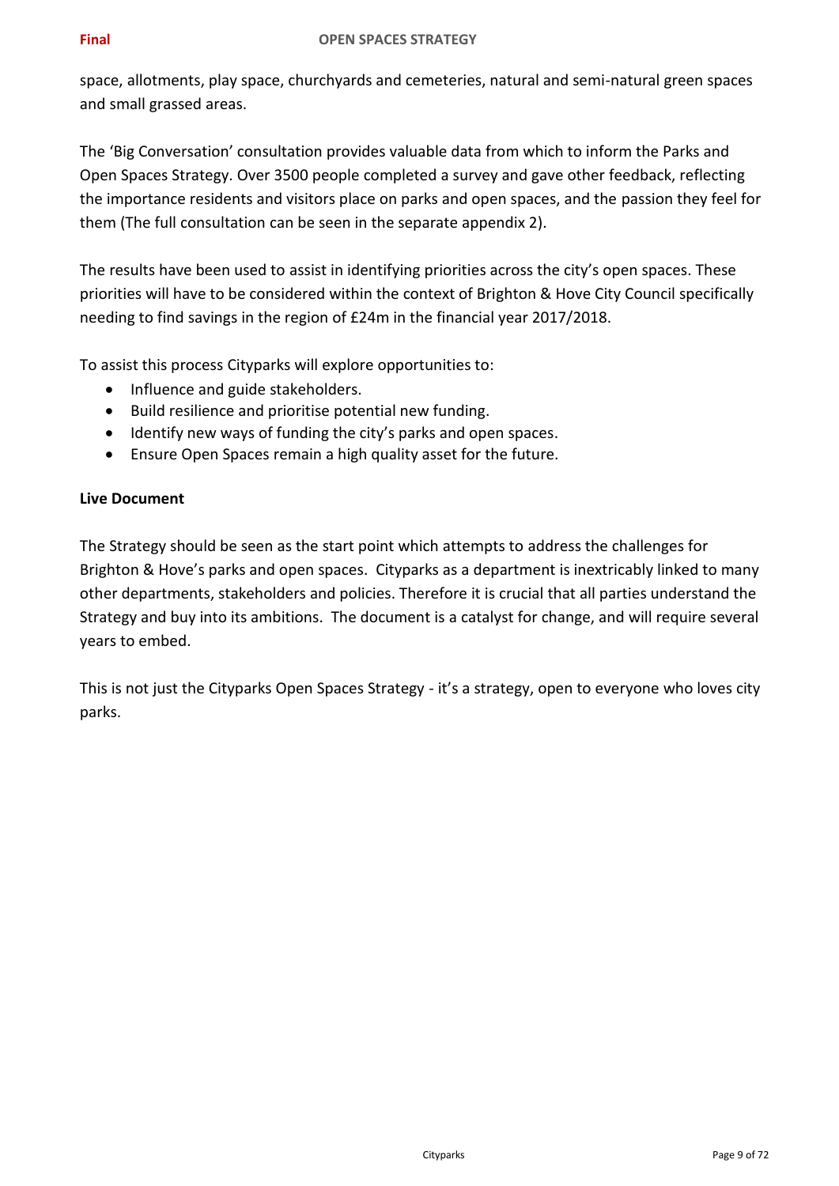space, allotments, play space, churchyards and cemeteries, natural and semi-natural green spaces and small grassed areas.

The 'Big Conversation' consultation provides valuable data from which to inform the Parks and Open Spaces Strategy. Over 3500 people completed a survey and gave other feedback, reflecting the importance residents and visitors place on parks and open spaces, and the passion they feel for them (The full consultation can be seen in the separate appendix 2).

The results have been used to assist in identifying priorities across the city's open spaces. These priorities will have to be considered within the context of Brighton & Hove City Council specifically needing to find savings in the region of £24m in the financial year 2017/2018.

To assist this process Cityparks will explore opportunities to:

- Influence and guide stakeholders.
- Build resilience and prioritise potential new funding.
- Identify new ways of funding the city's parks and open spaces.
- Ensure Open Spaces remain a high quality asset for the future.

**Live Document**

The Strategy should be seen as the start point which attempts to address the challenges for Brighton & Hove's parks and open spaces. Cityparks as a department is inextricably linked to many other departments, stakeholders and policies. Therefore it is crucial that all parties understand the Strategy and buy into its ambitions. The document is a catalyst for change, and will require several years to embed.

This is not just the Cityparks Open Spaces Strategy - it's a strategy, open to everyone who loves city parks.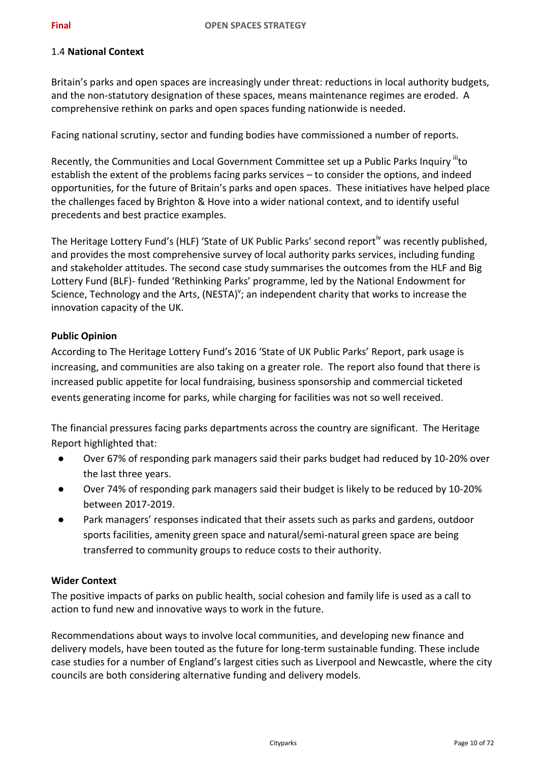### 1.4 **National Context**

Britain's parks and open spaces are increasingly under threat: reductions in local authority budgets, and the non-statutory designation of these spaces, means maintenance regimes are eroded. A comprehensive rethink on parks and open spaces funding nationwide is needed.

Facing national scrutiny, sector and funding bodies have commissioned a number of reports.

Recently, the Communities and Local Government Committee set up a Public Parks Inquiry [iii] to establish the extent of the problems facing parks services – to consider the options, and indeed opportunities, for the future of Britain's parks and open spaces. These initiatives have helped place the challenges faced by Brighton & Hove into a wider national context, and to identify useful precedents and best practice examples.

The Heritage Lottery Fund's (HLF) 'State of UK Public Parks' second report [iv] was recently published, and provides the most comprehensive survey of local authority parks services, including funding and stakeholder attitudes. The second case study summarises the outcomes from the HLF and Big Lottery Fund (BLF)- funded 'Rethinking Parks' programme, led by the National Endowment for Science, Technology and the Arts, (NESTA) [v]; an independent charity that works to increase the innovation capacity of the UK.

**Public Opinion**

According to The Heritage Lottery Fund's 2016 'State of UK Public Parks' Report, park usage is increasing, and communities are also taking on a greater role. The report also found that there is increased public appetite for local fundraising, business sponsorship and commercial ticketed events generating income for parks, while charging for facilities was not so well received.

The financial pressures facing parks departments across the country are significant. The Heritage Report highlighted that:

- Over 67% of responding park managers said their parks budget had reduced by 10-20% over the last three years.
- Over 74% of responding park managers said their budget is likely to be reduced by 10-20% between 2017-2019.
- Park managers' responses indicated that their assets such as parks and gardens, outdoor sports facilities, amenity green space and natural/semi-natural green space are being transferred to community groups to reduce costs to their authority.

**Wider Context**

The positive impacts of parks on public health, social cohesion and family life is used as a call to action to fund new and innovative ways to work in the future.

Recommendations about ways to involve local communities, and developing new finance and delivery models, have been touted as the future for long-term sustainable funding. These include case studies for a number of England's largest cities such as Liverpool and Newcastle, where the city councils are both considering alternative funding and delivery models.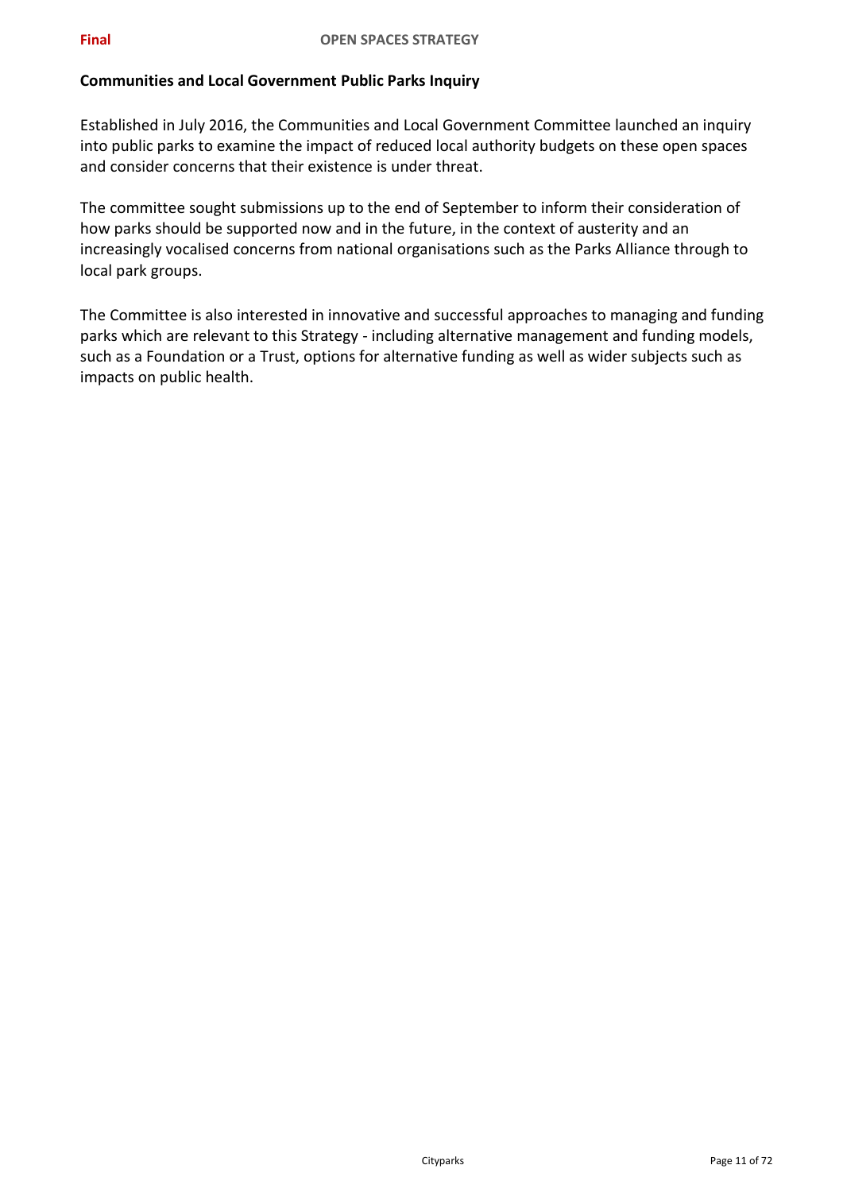**Communities and Local Government Public Parks Inquiry**

Established in July 2016, the Communities and Local Government Committee launched an inquiry into public parks to examine the impact of reduced local authority budgets on these open spaces and consider concerns that their existence is under threat.

The committee sought submissions up to the end of September to inform their consideration of how parks should be supported now and in the future, in the context of austerity and an increasingly vocalised concerns from national organisations such as the Parks Alliance through to local park groups.

The Committee is also interested in innovative and successful approaches to managing and funding parks which are relevant to this Strategy - including alternative management and funding models, such as a Foundation or a Trust, options for alternative funding as well as wider subjects such as impacts on public health.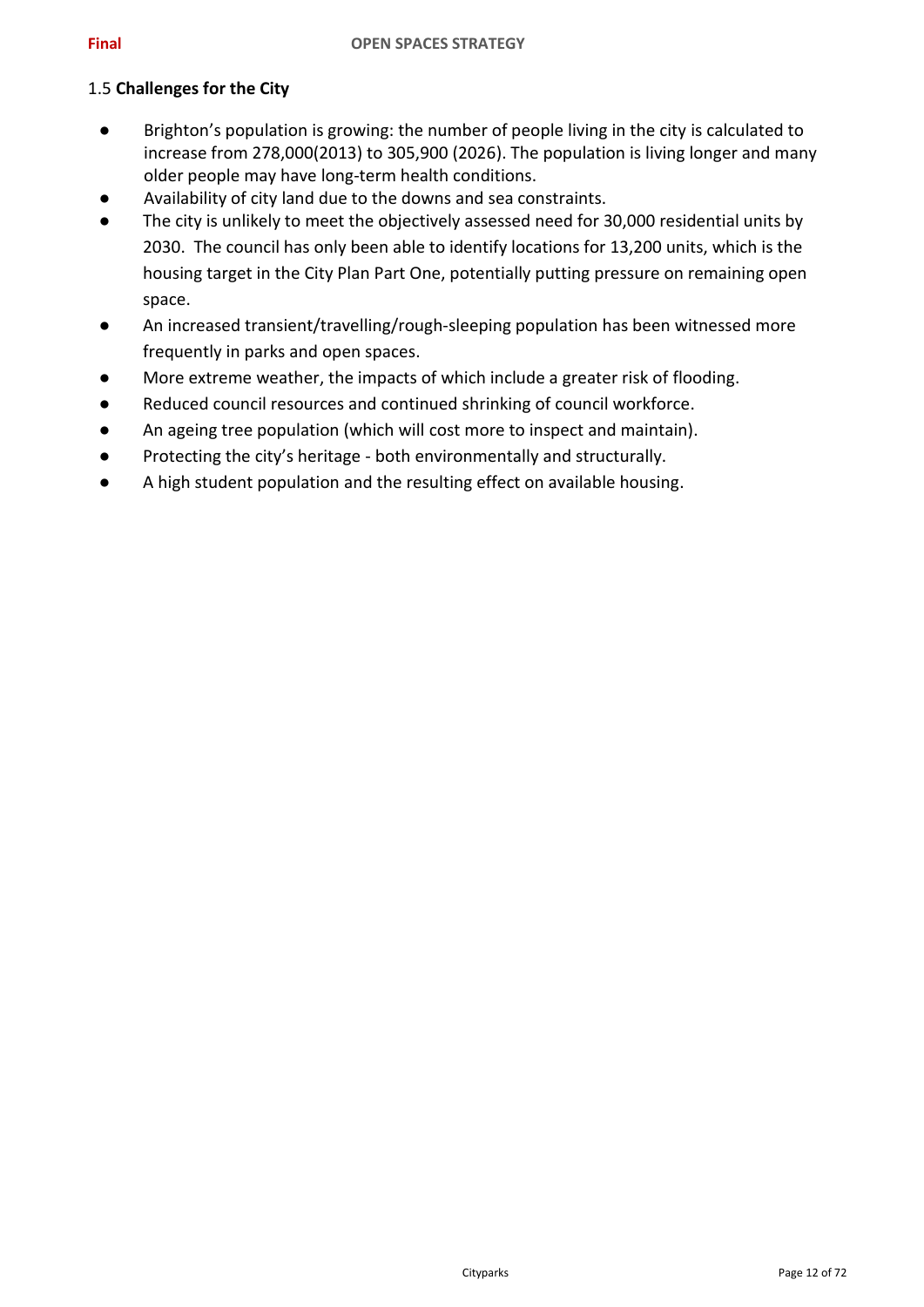## 1.5 **Challenges for the City**

- Brighton's population is growing: the number of people living in the city is calculated to increase from 278,000(2013) to 305,900 (2026). The population is living longer and many older people may have long-term health conditions.
- Availability of city land due to the downs and sea constraints.
- The city is unlikely to meet the objectively assessed need for 30,000 residential units by 2030. The council has only been able to identify locations for 13,200 units, which is the housing target in the City Plan Part One, potentially putting pressure on remaining open space.
- An increased transient/travelling/rough-sleeping population has been witnessed more frequently in parks and open spaces.
- More extreme weather, the impacts of which include a greater risk of flooding.
- Reduced council resources and continued shrinking of council workforce.
- An ageing tree population (which will cost more to inspect and maintain).
- Protecting the city's heritage - both environmentally and structurally.
- A high student population and the resulting effect on available housing.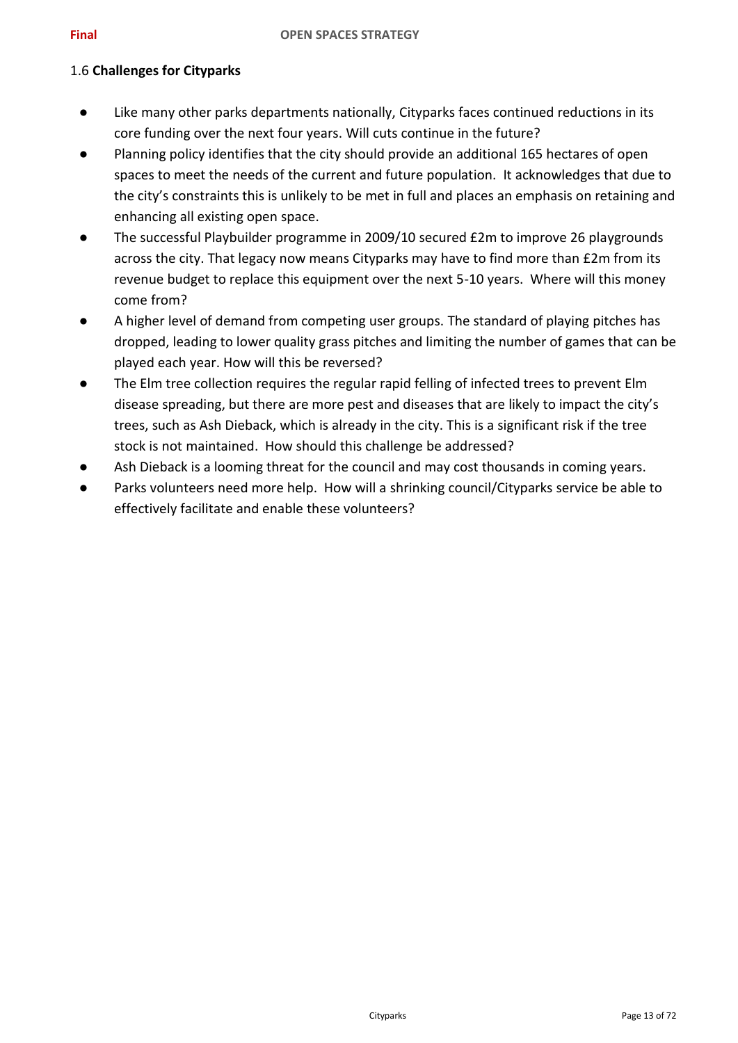## 1.6 **Challenges for Cityparks**

- Like many other parks departments nationally, Cityparks faces continued reductions in its core funding over the next four years. Will cuts continue in the future?
- Planning policy identifies that the city should provide an additional 165 hectares of open spaces to meet the needs of the current and future population. It acknowledges that due to the city's constraints this is unlikely to be met in full and places an emphasis on retaining and enhancing all existing open space.
- The successful Playbuilder programme in 2009/10 secured £2m to improve 26 playgrounds across the city. That legacy now means Cityparks may have to find more than £2m from its revenue budget to replace this equipment over the next 5-10 years. Where will this money come from?
- A higher level of demand from competing user groups. The standard of playing pitches has dropped, leading to lower quality grass pitches and limiting the number of games that can be played each year. How will this be reversed?
- The Elm tree collection requires the regular rapid felling of infected trees to prevent Elm disease spreading, but there are more pest and diseases that are likely to impact the city's trees, such as Ash Dieback, which is already in the city. This is a significant risk if the tree stock is not maintained. How should this challenge be addressed?
- Ash Dieback is a looming threat for the council and may cost thousands in coming years.
- Parks volunteers need more help. How will a shrinking council/Cityparks service be able to effectively facilitate and enable these volunteers?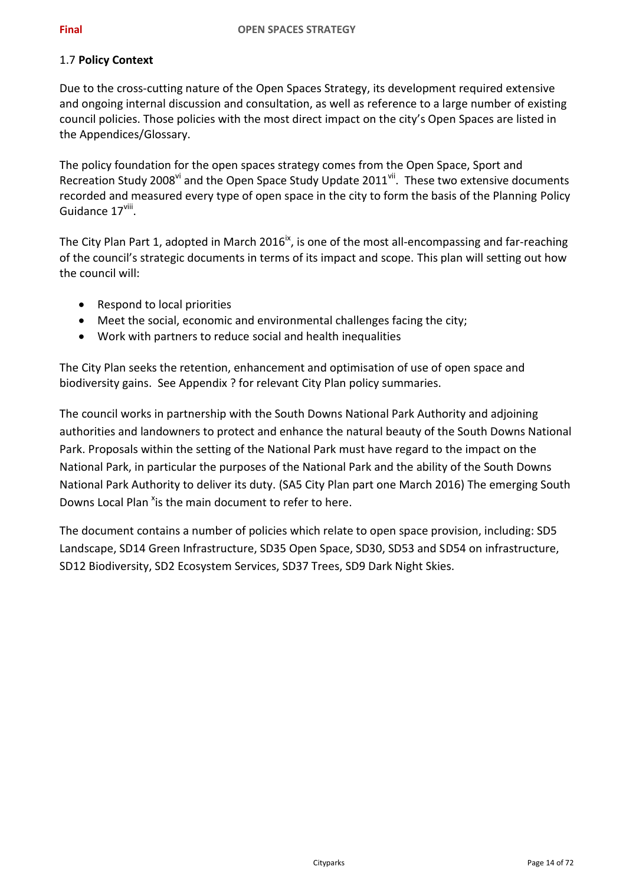## 1.7 **Policy Context**

Due to the cross-cutting nature of the Open Spaces Strategy, its development required extensive and ongoing internal discussion and consultation, as well as reference to a large number of existing council policies. Those policies with the most direct impact on the city's Open Spaces are listed in the Appendices/Glossary.

The policy foundation for the open spaces strategy comes from the Open Space, Sport and Recreation Study 2008[vi] and the Open Space Study Update 2011[vii]. These two extensive documents recorded and measured every type of open space in the city to form the basis of the Planning Policy Guidance 17[viii].

The City Plan Part 1, adopted in March 2016[ix], is one of the most all-encompassing and far-reaching of the council's strategic documents in terms of its impact and scope. This plan will setting out how the council will:

- Respond to local priorities
- Meet the social, economic and environmental challenges facing the city;
- Work with partners to reduce social and health inequalities

The City Plan seeks the retention, enhancement and optimisation of use of open space and biodiversity gains. See Appendix ? for relevant City Plan policy summaries.

The council works in partnership with the South Downs National Park Authority and adjoining authorities and landowners to protect and enhance the natural beauty of the South Downs National Park. Proposals within the setting of the National Park must have regard to the impact on the National Park, in particular the purposes of the National Park and the ability of the South Downs National Park Authority to deliver its duty. (SA5 City Plan part one March 2016) The emerging South Downs Local Plan [x]is the main document to refer to here.

The document contains a number of policies which relate to open space provision, including: SD5 Landscape, SD14 Green Infrastructure, SD35 Open Space, SD30, SD53 and SD54 on infrastructure, SD12 Biodiversity, SD2 Ecosystem Services, SD37 Trees, SD9 Dark Night Skies.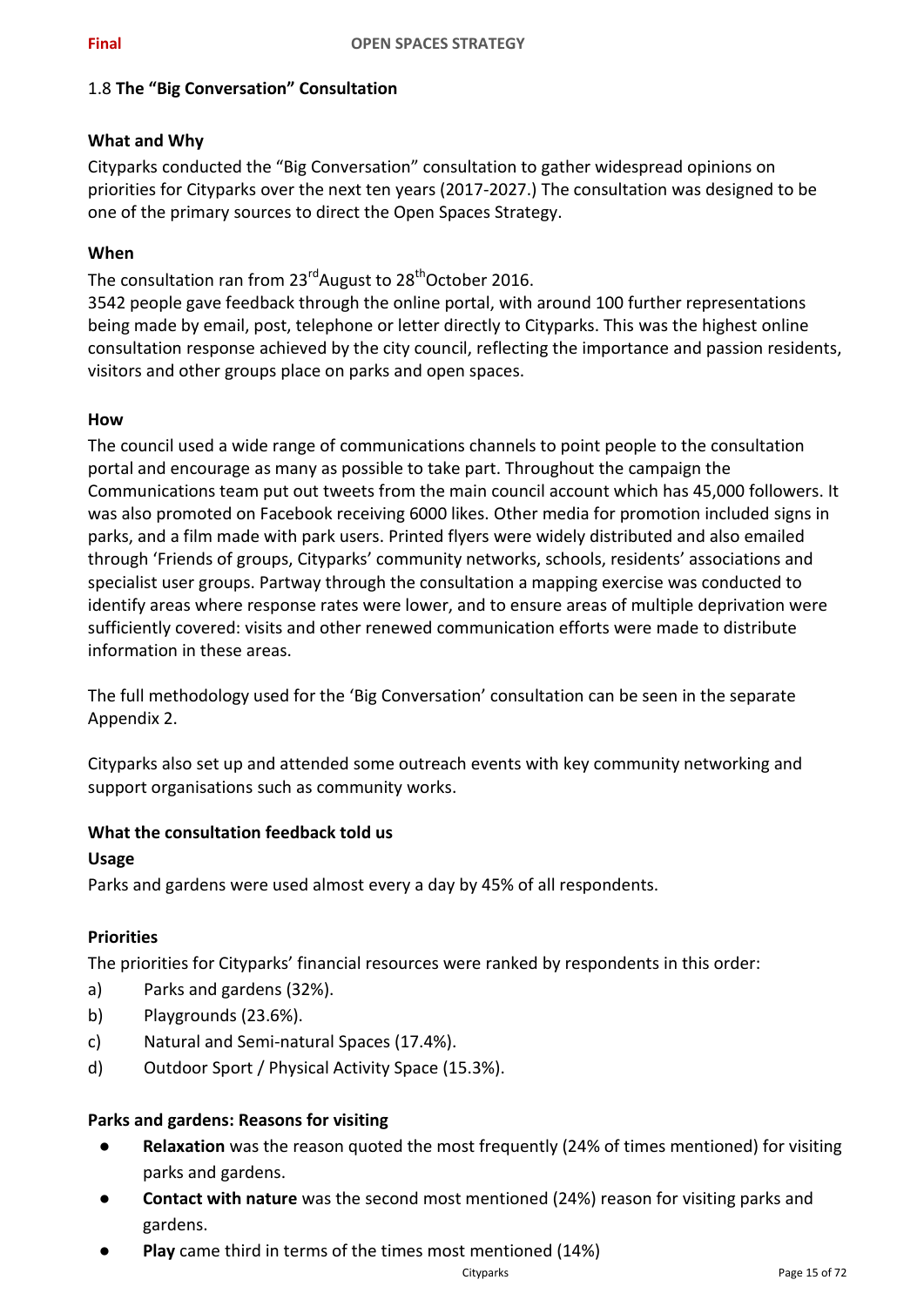## 1.8 The "Big Conversation" Consultation

### What and Why

Cityparks conducted the "Big Conversation" consultation to gather widespread opinions on priorities for Cityparks over the next ten years (2017-2027.) The consultation was designed to be one of the primary sources to direct the Open Spaces Strategy.

### When

The consultation ran from 23rd August to 28th October 2016.

3542 people gave feedback through the online portal, with around 100 further representations being made by email, post, telephone or letter directly to Cityparks. This was the highest online consultation response achieved by the city council, reflecting the importance and passion residents, visitors and other groups place on parks and open spaces.

### How

The council used a wide range of communications channels to point people to the consultation portal and encourage as many as possible to take part. Throughout the campaign the Communications team put out tweets from the main council account which has 45,000 followers. It was also promoted on Facebook receiving 6000 likes. Other media for promotion included signs in parks, and a film made with park users. Printed flyers were widely distributed and also emailed through 'Friends of groups, Cityparks' community networks, schools, residents' associations and specialist user groups. Partway through the consultation a mapping exercise was conducted to identify areas where response rates were lower, and to ensure areas of multiple deprivation were sufficiently covered: visits and other renewed communication efforts were made to distribute information in these areas.

The full methodology used for the 'Big Conversation' consultation can be seen in the separate Appendix 2.

Cityparks also set up and attended some outreach events with key community networking and support organisations such as community works.

### What the consultation feedback told us

**Usage**

Parks and gardens were used almost every a day by 45% of all respondents.

**Priorities**

The priorities for Cityparks' financial resources were ranked by respondents in this order:

a) Parks and gardens (32%).
b) Playgrounds (23.6%).
c) Natural and Semi-natural Spaces (17.4%).
d) Outdoor Sport / Physical Activity Space (15.3%).

**Parks and gardens: Reasons for visiting**

- **Relaxation** was the reason quoted the most frequently (24% of times mentioned) for visiting parks and gardens.
- **Contact with nature** was the second most mentioned (24%) reason for visiting parks and gardens.
- **Play** came third in terms of the times most mentioned (14%)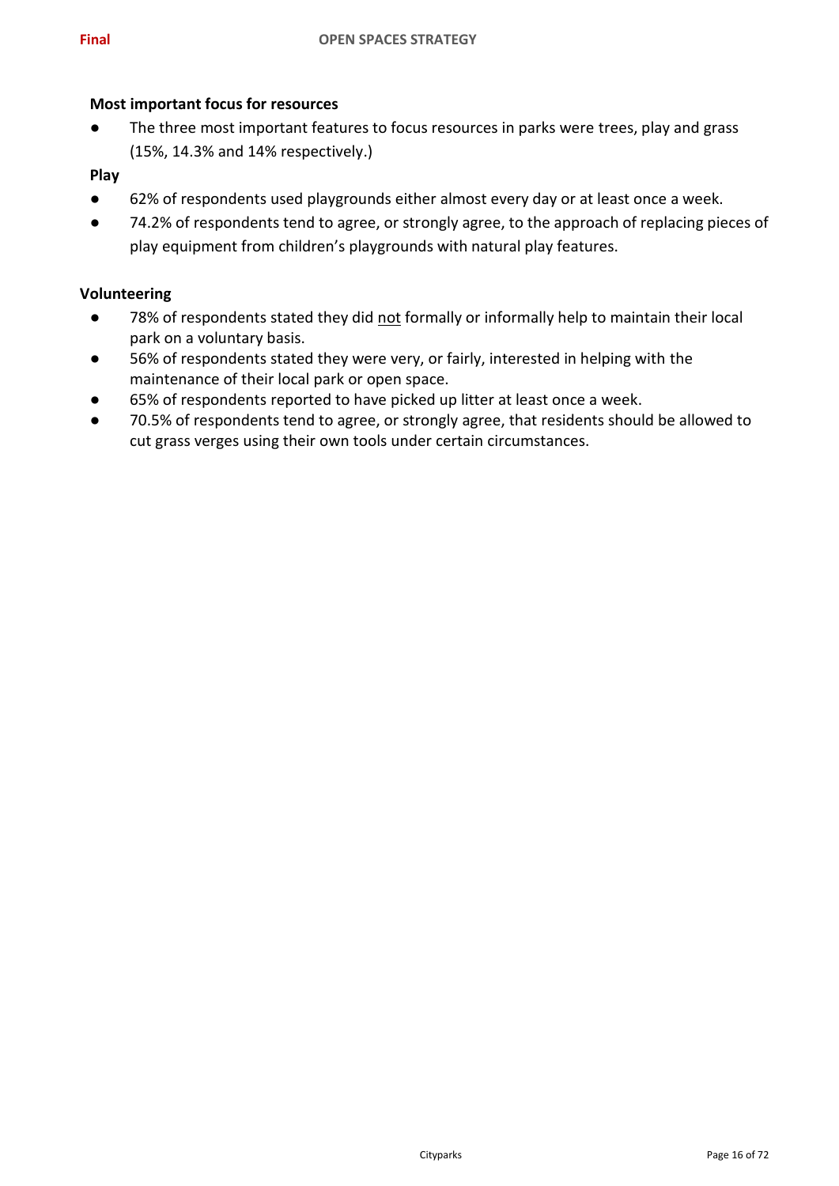**Most important focus for resources**

- The three most important features to focus resources in parks were trees, play and grass (15%, 14.3% and 14% respectively.)

**Play**

- 62% of respondents used playgrounds either almost every day or at least once a week.
- 74.2% of respondents tend to agree, or strongly agree, to the approach of replacing pieces of play equipment from children's playgrounds with natural play features.

**Volunteering**

- 78% of respondents stated they did not formally or informally help to maintain their local park on a voluntary basis.
- 56% of respondents stated they were very, or fairly, interested in helping with the maintenance of their local park or open space.
- 65% of respondents reported to have picked up litter at least once a week.
- 70.5% of respondents tend to agree, or strongly agree, that residents should be allowed to cut grass verges using their own tools under certain circumstances.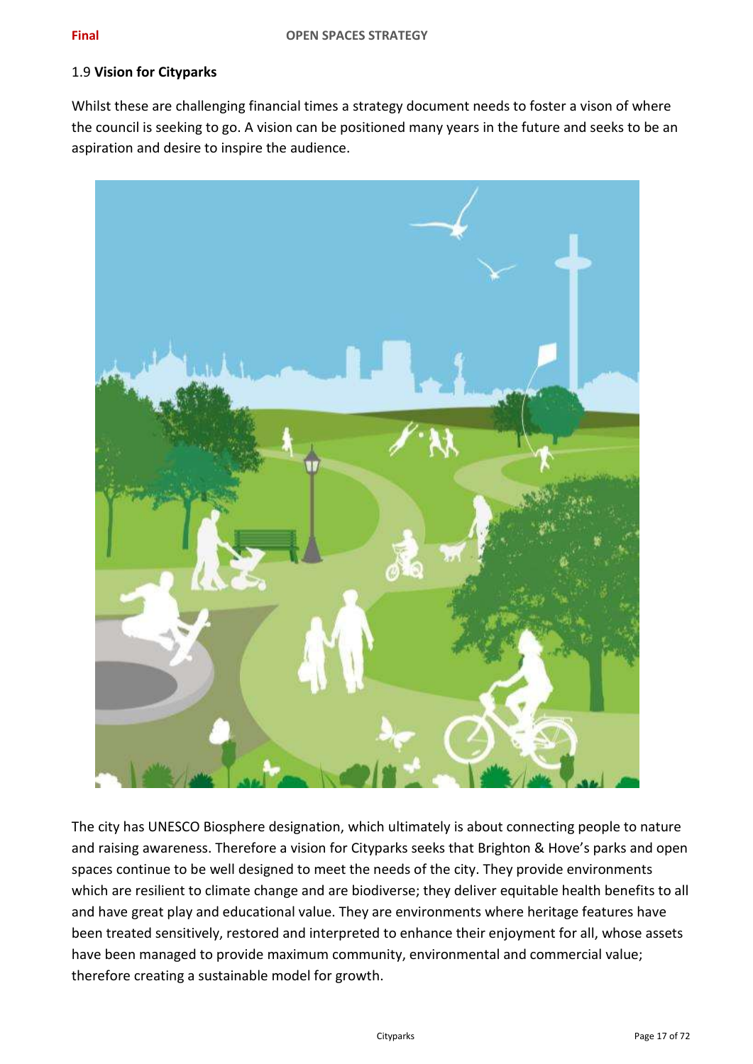## 1.9 Vision for Cityparks

Whilst these are challenging financial times a strategy document needs to foster a vison of where the council is seeking to go. A vision can be positioned many years in the future and seeks to be an aspiration and desire to inspire the audience.

The city has UNESCO Biosphere designation, which ultimately is about connecting people to nature and raising awareness. Therefore a vision for Cityparks seeks that Brighton & Hove's parks and open spaces continue to be well designed to meet the needs of the city. They provide environments which are resilient to climate change and are biodiverse; they deliver equitable health benefits to all and have great play and educational value. They are environments where heritage features have been treated sensitively, restored and interpreted to enhance their enjoyment for all, whose assets have been managed to provide maximum community, environmental and commercial value; therefore creating a sustainable model for growth.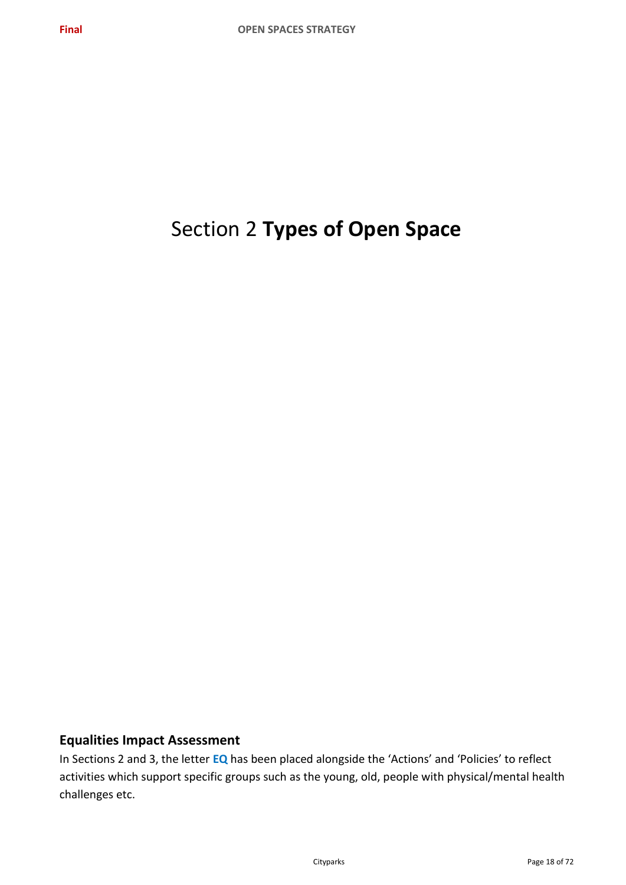# Section 2 **Types of Open Space**

## Equalities Impact Assessment

In Sections 2 and 3, the letter **EQ** has been placed alongside the 'Actions' and 'Policies' to reflect activities which support specific groups such as the young, old, people with physical/mental health challenges etc.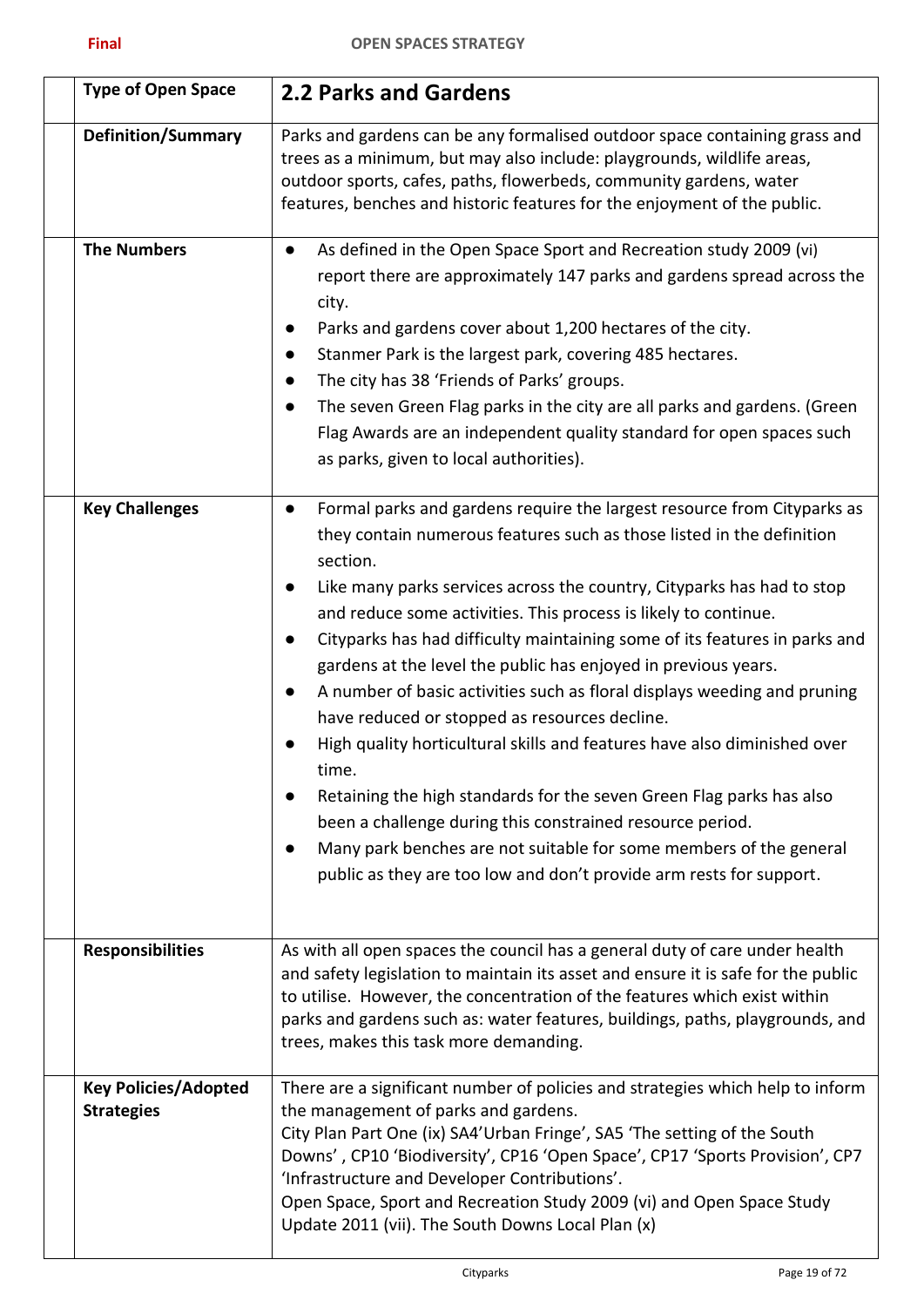| Type of Open Space | 2.2 Parks and Gardens |
|---|---|
| **Definition/Summary** | Parks and gardens can be any formalised outdoor space containing grass and trees as a minimum, but may also include: playgrounds, wildlife areas, outdoor sports, cafes, paths, flowerbeds, community gardens, water features, benches and historic features for the enjoyment of the public. |
| **The Numbers** | • As defined in the Open Space Sport and Recreation study 2009 (vi) report there are approximately 147 parks and gardens spread across the city.<br>• Parks and gardens cover about 1,200 hectares of the city.<br>• Stanmer Park is the largest park, covering 485 hectares.<br>• The city has 38 'Friends of Parks' groups.<br>• The seven Green Flag parks in the city are all parks and gardens. (Green Flag Awards are an independent quality standard for open spaces such as parks, given to local authorities). |
| **Key Challenges** | • Formal parks and gardens require the largest resource from Cityparks as they contain numerous features such as those listed in the definition section.<br>• Like many parks services across the country, Cityparks has had to stop and reduce some activities. This process is likely to continue.<br>• Cityparks has had difficulty maintaining some of its features in parks and gardens at the level the public has enjoyed in previous years.<br>• A number of basic activities such as floral displays weeding and pruning have reduced or stopped as resources decline.<br>• High quality horticultural skills and features have also diminished over time.<br>• Retaining the high standards for the seven Green Flag parks has also been a challenge during this constrained resource period.<br>• Many park benches are not suitable for some members of the general public as they are too low and don't provide arm rests for support. |
| **Responsibilities** | As with all open spaces the council has a general duty of care under health and safety legislation to maintain its asset and ensure it is safe for the public to utilise. However, the concentration of the features which exist within parks and gardens such as: water features, buildings, paths, playgrounds, and trees, makes this task more demanding. |
| **Key Policies/Adopted Strategies** | There are a significant number of policies and strategies which help to inform the management of parks and gardens.<br>City Plan Part One (ix) SA4'Urban Fringe', SA5 'The setting of the South Downs' , CP10 'Biodiversity', CP16 'Open Space', CP17 'Sports Provision', CP7 'Infrastructure and Developer Contributions'.<br>Open Space, Sport and Recreation Study 2009 (vi) and Open Space Study Update 2011 (vii). The South Downs Local Plan (x) |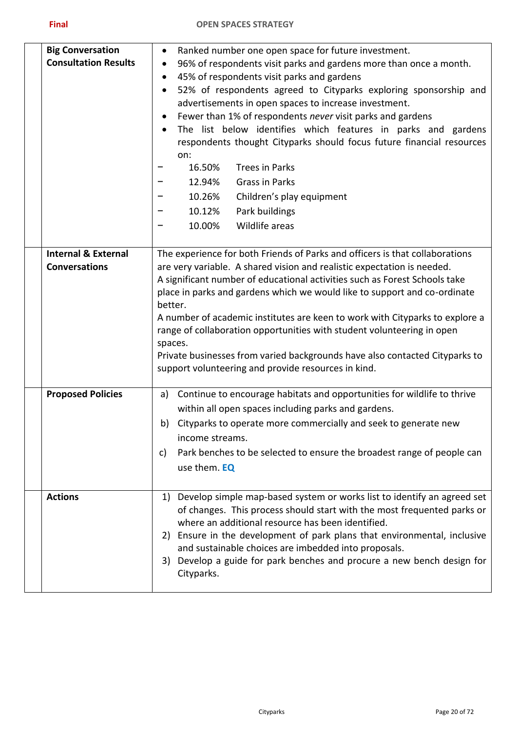| | | |
|---|---|---|
| | **Big Conversation Consultation Results** | • Ranked number one open space for future investment.<br>• 96% of respondents visit parks and gardens more than once a month.<br>• 45% of respondents visit parks and gardens<br>• 52% of respondents agreed to Cityparks exploring sponsorship and advertisements in open spaces to increase investment.<br>• Fewer than 1% of respondents *never* visit parks and gardens<br>• The list below identifies which features in parks and gardens respondents thought Cityparks should focus future financial resources on:<br>− 16.50% Trees in Parks<br>− 12.94% Grass in Parks<br>− 10.26% Children's play equipment<br>− 10.12% Park buildings<br>− 10.00% Wildlife areas |
| | **Internal & External Conversations** | The experience for both Friends of Parks and officers is that collaborations are very variable. A shared vision and realistic expectation is needed.<br>A significant number of educational activities such as Forest Schools take place in parks and gardens which we would like to support and co-ordinate better.<br>A number of academic institutes are keen to work with Cityparks to explore a range of collaboration opportunities with student volunteering in open spaces.<br>Private businesses from varied backgrounds have also contacted Cityparks to support volunteering and provide resources in kind. |
| | **Proposed Policies** | a) Continue to encourage habitats and opportunities for wildlife to thrive within all open spaces including parks and gardens.<br>b) Cityparks to operate more commercially and seek to generate new income streams.<br>c) Park benches to be selected to ensure the broadest range of people can use them. **EQ** |
| | **Actions** | 1) Develop simple map-based system or works list to identify an agreed set of changes. This process should start with the most frequented parks or where an additional resource has been identified.<br>2) Ensure in the development of park plans that environmental, inclusive and sustainable choices are imbedded into proposals.<br>3) Develop a guide for park benches and procure a new bench design for Cityparks. |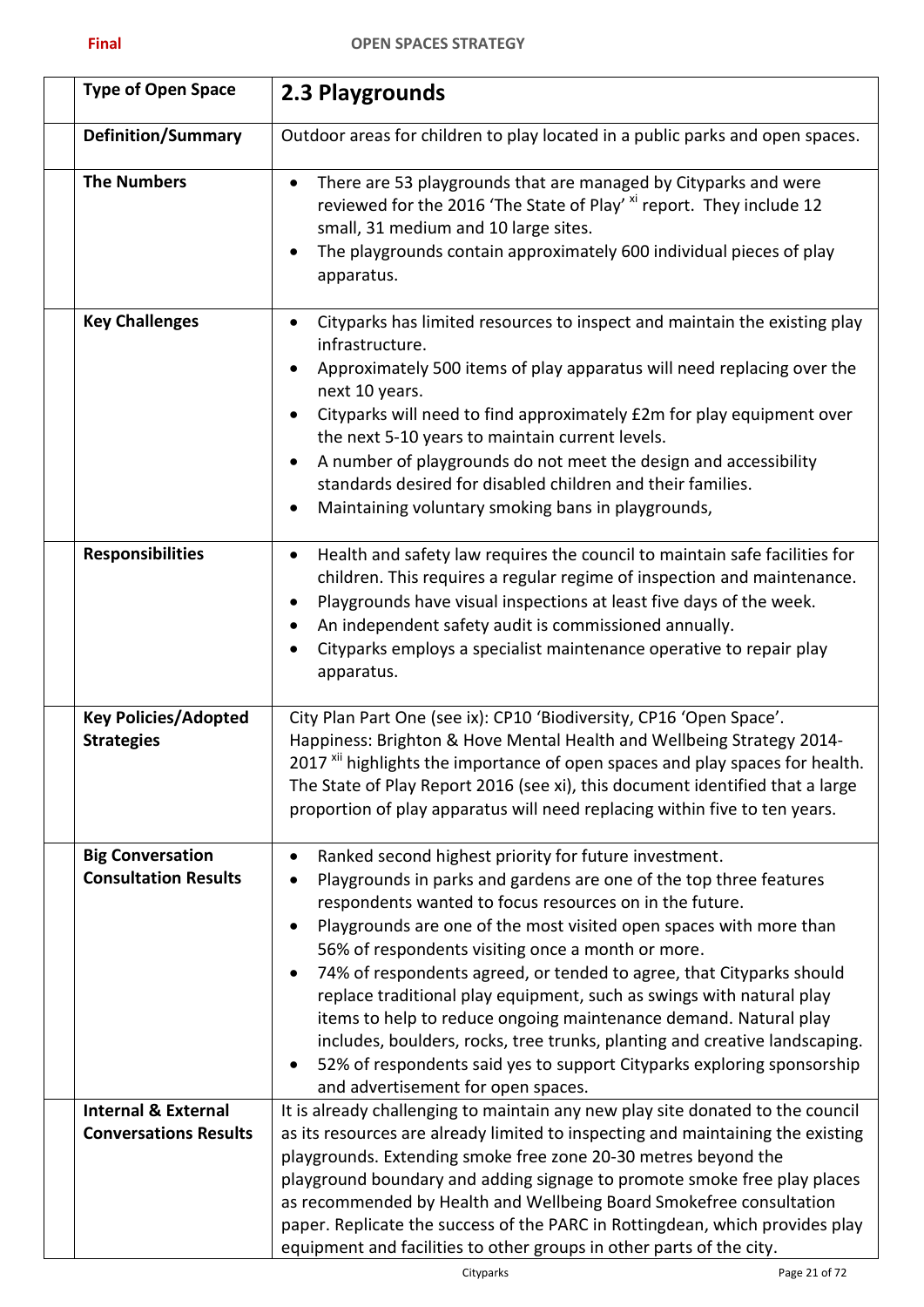| Type of Open Space | 2.3 Playgrounds |
|---|---|
| **Definition/Summary** | Outdoor areas for children to play located in a public parks and open spaces. |
| **The Numbers** | • There are 53 playgrounds that are managed by Cityparks and were reviewed for the 2016 'The State of Play' [xi] report. They include 12 small, 31 medium and 10 large sites.<br>• The playgrounds contain approximately 600 individual pieces of play apparatus. |
| **Key Challenges** | • Cityparks has limited resources to inspect and maintain the existing play infrastructure.<br>• Approximately 500 items of play apparatus will need replacing over the next 10 years.<br>• Cityparks will need to find approximately £2m for play equipment over the next 5-10 years to maintain current levels.<br>• A number of playgrounds do not meet the design and accessibility standards desired for disabled children and their families.<br>• Maintaining voluntary smoking bans in playgrounds, |
| **Responsibilities** | • Health and safety law requires the council to maintain safe facilities for children. This requires a regular regime of inspection and maintenance.<br>• Playgrounds have visual inspections at least five days of the week.<br>• An independent safety audit is commissioned annually.<br>• Cityparks employs a specialist maintenance operative to repair play apparatus. |
| **Key Policies/Adopted Strategies** | City Plan Part One (see ix): CP10 'Biodiversity, CP16 'Open Space'. Happiness: Brighton & Hove Mental Health and Wellbeing Strategy 2014-2017 [xii] highlights the importance of open spaces and play spaces for health. The State of Play Report 2016 (see xi), this document identified that a large proportion of play apparatus will need replacing within five to ten years. |
| **Big Conversation Consultation Results** | • Ranked second highest priority for future investment.<br>• Playgrounds in parks and gardens are one of the top three features respondents wanted to focus resources on in the future.<br>• Playgrounds are one of the most visited open spaces with more than 56% of respondents visiting once a month or more.<br>• 74% of respondents agreed, or tended to agree, that Cityparks should replace traditional play equipment, such as swings with natural play items to help to reduce ongoing maintenance demand. Natural play includes, boulders, rocks, tree trunks, planting and creative landscaping.<br>• 52% of respondents said yes to support Cityparks exploring sponsorship and advertisement for open spaces. |
| **Internal & External Conversations Results** | It is already challenging to maintain any new play site donated to the council as its resources are already limited to inspecting and maintaining the existing playgrounds. Extending smoke free zone 20-30 metres beyond the playground boundary and adding signage to promote smoke free play places as recommended by Health and Wellbeing Board Smokefree consultation paper. Replicate the success of the PARC in Rottingdean, which provides play equipment and facilities to other groups in other parts of the city. |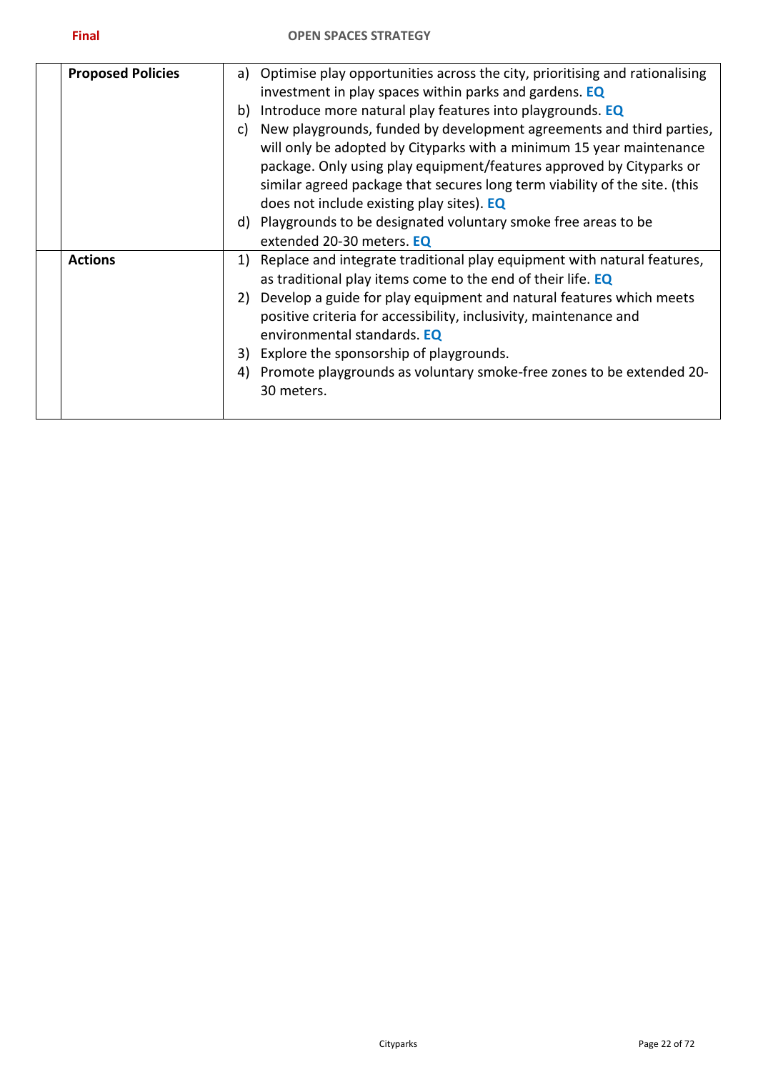| | Proposed Policies | a) Optimise play opportunities across the city, prioritising and rationalising investment in play spaces within parks and gardens. **EQ**<br>b) Introduce more natural play features into playgrounds. **EQ**<br>c) New playgrounds, funded by development agreements and third parties, will only be adopted by Cityparks with a minimum 15 year maintenance package. Only using play equipment/features approved by Cityparks or similar agreed package that secures long term viability of the site. (this does not include existing play sites). **EQ**<br>d) Playgrounds to be designated voluntary smoke free areas to be extended 20-30 meters. **EQ** |
|---|---|---|
| | **Actions** | 1) Replace and integrate traditional play equipment with natural features, as traditional play items come to the end of their life. **EQ**<br>2) Develop a guide for play equipment and natural features which meets positive criteria for accessibility, inclusivity, maintenance and environmental standards. **EQ**<br>3) Explore the sponsorship of playgrounds.<br>4) Promote playgrounds as voluntary smoke-free zones to be extended 20-30 meters. |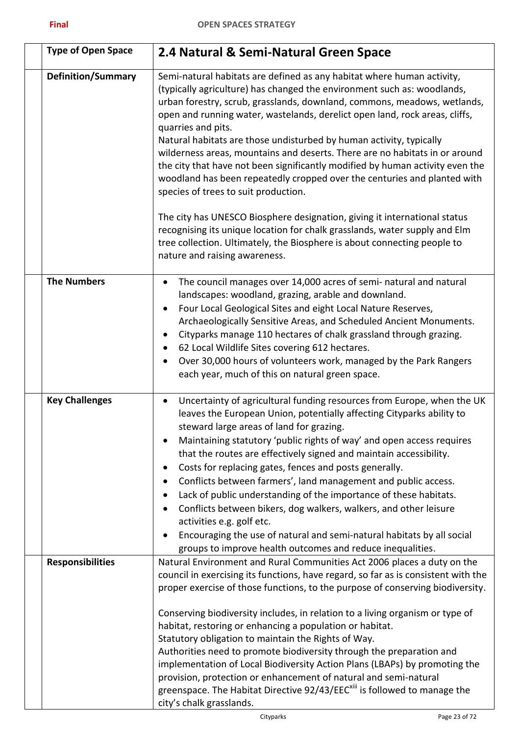| Type of Open Space | 2.4 Natural & Semi-Natural Green Space |
|---|---|
| **Definition/Summary** | Semi-natural habitats are defined as any habitat where human activity, (typically agriculture) has changed the environment such as: woodlands, urban forestry, scrub, grasslands, downland, commons, meadows, wetlands, open and running water, wastelands, derelict open land, rock areas, cliffs, quarries and pits.<br>Natural habitats are those undisturbed by human activity, typically wilderness areas, mountains and deserts. There are no habitats in or around the city that have not been significantly modified by human activity even the woodland has been repeatedly cropped over the centuries and planted with species of trees to suit production.<br><br>The city has UNESCO Biosphere designation, giving it international status recognising its unique location for chalk grasslands, water supply and Elm tree collection. Ultimately, the Biosphere is about connecting people to nature and raising awareness. |
| **The Numbers** | • The council manages over 14,000 acres of semi- natural and natural landscapes: woodland, grazing, arable and downland.<br>• Four Local Geological Sites and eight Local Nature Reserves, Archaeologically Sensitive Areas, and Scheduled Ancient Monuments.<br>• Cityparks manage 110 hectares of chalk grassland through grazing.<br>• 62 Local Wildlife Sites covering 612 hectares.<br>• Over 30,000 hours of volunteers work, managed by the Park Rangers each year, much of this on natural green space. |
| **Key Challenges** | • Uncertainty of agricultural funding resources from Europe, when the UK leaves the European Union, potentially affecting Cityparks ability to steward large areas of land for grazing.<br>• Maintaining statutory 'public rights of way' and open access requires that the routes are effectively signed and maintain accessibility.<br>• Costs for replacing gates, fences and posts generally.<br>• Conflicts between farmers', land management and public access.<br>• Lack of public understanding of the importance of these habitats.<br>• Conflicts between bikers, dog walkers, walkers, and other leisure activities e.g. golf etc.<br>• Encouraging the use of natural and semi-natural habitats by all social groups to improve health outcomes and reduce inequalities. |
| **Responsibilities** | Natural Environment and Rural Communities Act 2006 places a duty on the council in exercising its functions, have regard, so far as is consistent with the proper exercise of those functions, to the purpose of conserving biodiversity.<br><br>Conserving biodiversity includes, in relation to a living organism or type of habitat, restoring or enhancing a population or habitat.<br>Statutory obligation to maintain the Rights of Way.<br>Authorities need to promote biodiversity through the preparation and implementation of Local Biodiversity Action Plans (LBAPs) by promoting the provision, protection or enhancement of natural and semi-natural greenspace. The Habitat Directive 92/43/EEC[xiii] is followed to manage the city's chalk grasslands. |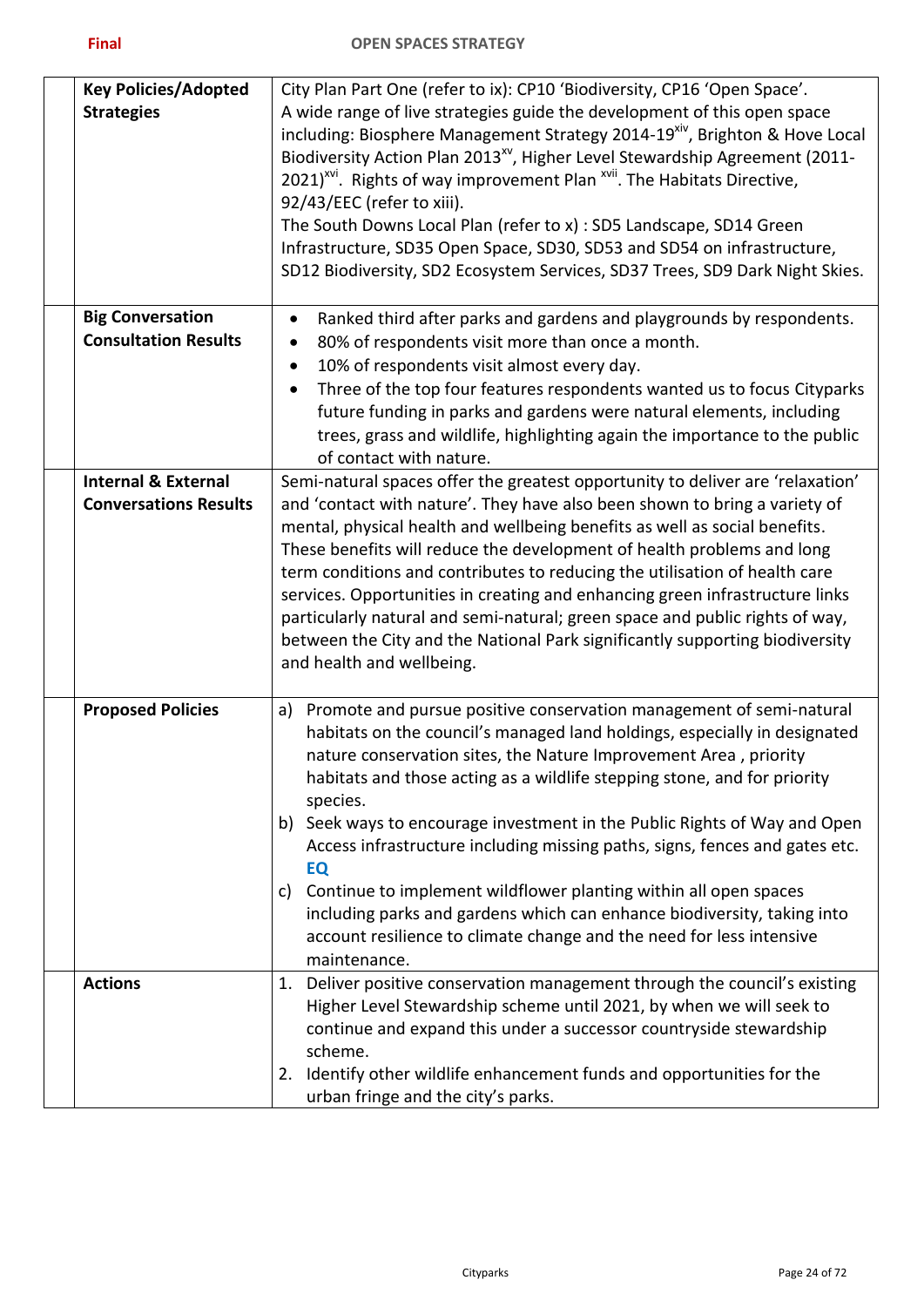| | | |
|---|---|---|
| | **Key Policies/Adopted Strategies** | City Plan Part One (refer to ix): CP10 'Biodiversity, CP16 'Open Space'.<br>A wide range of live strategies guide the development of this open space including: Biosphere Management Strategy 2014-19[xiv], Brighton & Hove Local Biodiversity Action Plan 2013[xv], Higher Level Stewardship Agreement (2011-2021)[xvi]. Rights of way improvement Plan [xvii]. The Habitats Directive, 92/43/EEC (refer to xiii).<br>The South Downs Local Plan (refer to x) : SD5 Landscape, SD14 Green Infrastructure, SD35 Open Space, SD30, SD53 and SD54 on infrastructure, SD12 Biodiversity, SD2 Ecosystem Services, SD37 Trees, SD9 Dark Night Skies. |
| | **Big Conversation Consultation Results** | • Ranked third after parks and gardens and playgrounds by respondents.<br>• 80% of respondents visit more than once a month.<br>• 10% of respondents visit almost every day.<br>• Three of the top four features respondents wanted us to focus Cityparks future funding in parks and gardens were natural elements, including trees, grass and wildlife, highlighting again the importance to the public of contact with nature. |
| | **Internal & External Conversations Results** | Semi-natural spaces offer the greatest opportunity to deliver are 'relaxation' and 'contact with nature'. They have also been shown to bring a variety of mental, physical health and wellbeing benefits as well as social benefits. These benefits will reduce the development of health problems and long term conditions and contributes to reducing the utilisation of health care services. Opportunities in creating and enhancing green infrastructure links particularly natural and semi-natural; green space and public rights of way, between the City and the National Park significantly supporting biodiversity and health and wellbeing. |
| | **Proposed Policies** | a) Promote and pursue positive conservation management of semi-natural habitats on the council's managed land holdings, especially in designated nature conservation sites, the Nature Improvement Area , priority habitats and those acting as a wildlife stepping stone, and for priority species.<br>b) Seek ways to encourage investment in the Public Rights of Way and Open Access infrastructure including missing paths, signs, fences and gates etc. **EQ**<br>c) Continue to implement wildflower planting within all open spaces including parks and gardens which can enhance biodiversity, taking into account resilience to climate change and the need for less intensive maintenance. |
| | **Actions** | 1. Deliver positive conservation management through the council's existing Higher Level Stewardship scheme until 2021, by when we will seek to continue and expand this under a successor countryside stewardship scheme.<br>2. Identify other wildlife enhancement funds and opportunities for the urban fringe and the city's parks. |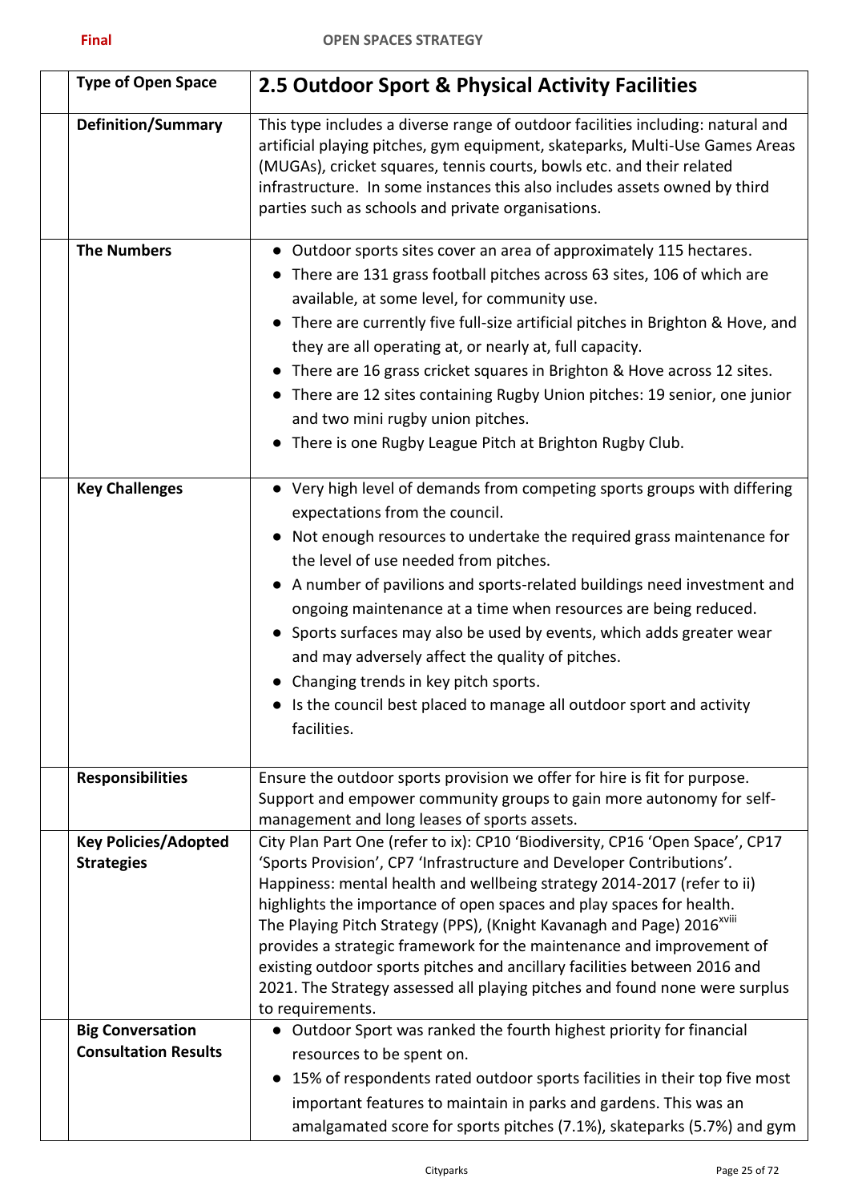| Type of Open Space | 2.5 Outdoor Sport & Physical Activity Facilities |
|---|---|
| **Definition/Summary** | This type includes a diverse range of outdoor facilities including: natural and artificial playing pitches, gym equipment, skateparks, Multi-Use Games Areas (MUGAs), cricket squares, tennis courts, bowls etc. and their related infrastructure. In some instances this also includes assets owned by third parties such as schools and private organisations. |
| **The Numbers** | • Outdoor sports sites cover an area of approximately 115 hectares.<br>• There are 131 grass football pitches across 63 sites, 106 of which are available, at some level, for community use.<br>• There are currently five full-size artificial pitches in Brighton & Hove, and they are all operating at, or nearly at, full capacity.<br>• There are 16 grass cricket squares in Brighton & Hove across 12 sites.<br>• There are 12 sites containing Rugby Union pitches: 19 senior, one junior and two mini rugby union pitches.<br>• There is one Rugby League Pitch at Brighton Rugby Club. |
| **Key Challenges** | • Very high level of demands from competing sports groups with differing expectations from the council.<br>• Not enough resources to undertake the required grass maintenance for the level of use needed from pitches.<br>• A number of pavilions and sports-related buildings need investment and ongoing maintenance at a time when resources are being reduced.<br>• Sports surfaces may also be used by events, which adds greater wear and may adversely affect the quality of pitches.<br>• Changing trends in key pitch sports.<br>• Is the council best placed to manage all outdoor sport and activity facilities. |
| **Responsibilities** | Ensure the outdoor sports provision we offer for hire is fit for purpose. Support and empower community groups to gain more autonomy for self-management and long leases of sports assets. |
| **Key Policies/Adopted Strategies** | City Plan Part One (refer to ix): CP10 'Biodiversity, CP16 'Open Space', CP17 'Sports Provision', CP7 'Infrastructure and Developer Contributions'. Happiness: mental health and wellbeing strategy 2014-2017 (refer to ii) highlights the importance of open spaces and play spaces for health. The Playing Pitch Strategy (PPS), (Knight Kavanagh and Page) 2016[xviii] provides a strategic framework for the maintenance and improvement of existing outdoor sports pitches and ancillary facilities between 2016 and 2021. The Strategy assessed all playing pitches and found none were surplus to requirements. |
| **Big Conversation Consultation Results** | • Outdoor Sport was ranked the fourth highest priority for financial resources to be spent on.<br>• 15% of respondents rated outdoor sports facilities in their top five most important features to maintain in parks and gardens. This was an amalgamated score for sports pitches (7.1%), skateparks (5.7%) and gym |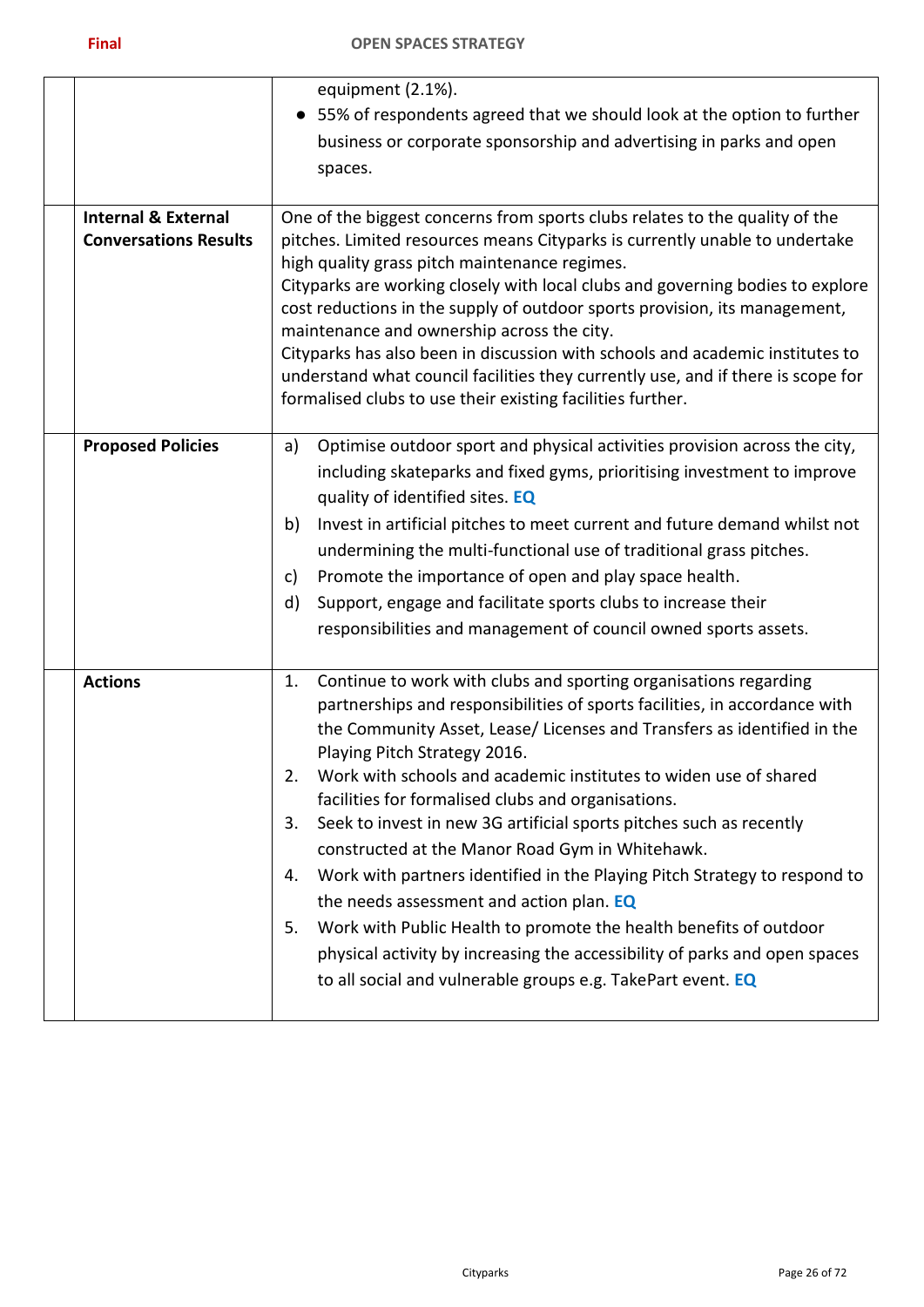| | | |
|---|---|---|
| | | equipment (2.1%).<br>● 55% of respondents agreed that we should look at the option to further business or corporate sponsorship and advertising in parks and open spaces. |
| | **Internal & External Conversations Results** | One of the biggest concerns from sports clubs relates to the quality of the pitches. Limited resources means Cityparks is currently unable to undertake high quality grass pitch maintenance regimes.<br>Cityparks are working closely with local clubs and governing bodies to explore cost reductions in the supply of outdoor sports provision, its management, maintenance and ownership across the city.<br>Cityparks has also been in discussion with schools and academic institutes to understand what council facilities they currently use, and if there is scope for formalised clubs to use their existing facilities further. |
| | **Proposed Policies** | a) Optimise outdoor sport and physical activities provision across the city, including skateparks and fixed gyms, prioritising investment to improve quality of identified sites. **EQ**<br>b) Invest in artificial pitches to meet current and future demand whilst not undermining the multi-functional use of traditional grass pitches.<br>c) Promote the importance of open and play space health.<br>d) Support, engage and facilitate sports clubs to increase their responsibilities and management of council owned sports assets. |
| | **Actions** | 1. Continue to work with clubs and sporting organisations regarding partnerships and responsibilities of sports facilities, in accordance with the Community Asset, Lease/ Licenses and Transfers as identified in the Playing Pitch Strategy 2016.<br>2. Work with schools and academic institutes to widen use of shared facilities for formalised clubs and organisations.<br>3. Seek to invest in new 3G artificial sports pitches such as recently constructed at the Manor Road Gym in Whitehawk.<br>4. Work with partners identified in the Playing Pitch Strategy to respond to the needs assessment and action plan. **EQ**<br>5. Work with Public Health to promote the health benefits of outdoor physical activity by increasing the accessibility of parks and open spaces to all social and vulnerable groups e.g. TakePart event. **EQ** |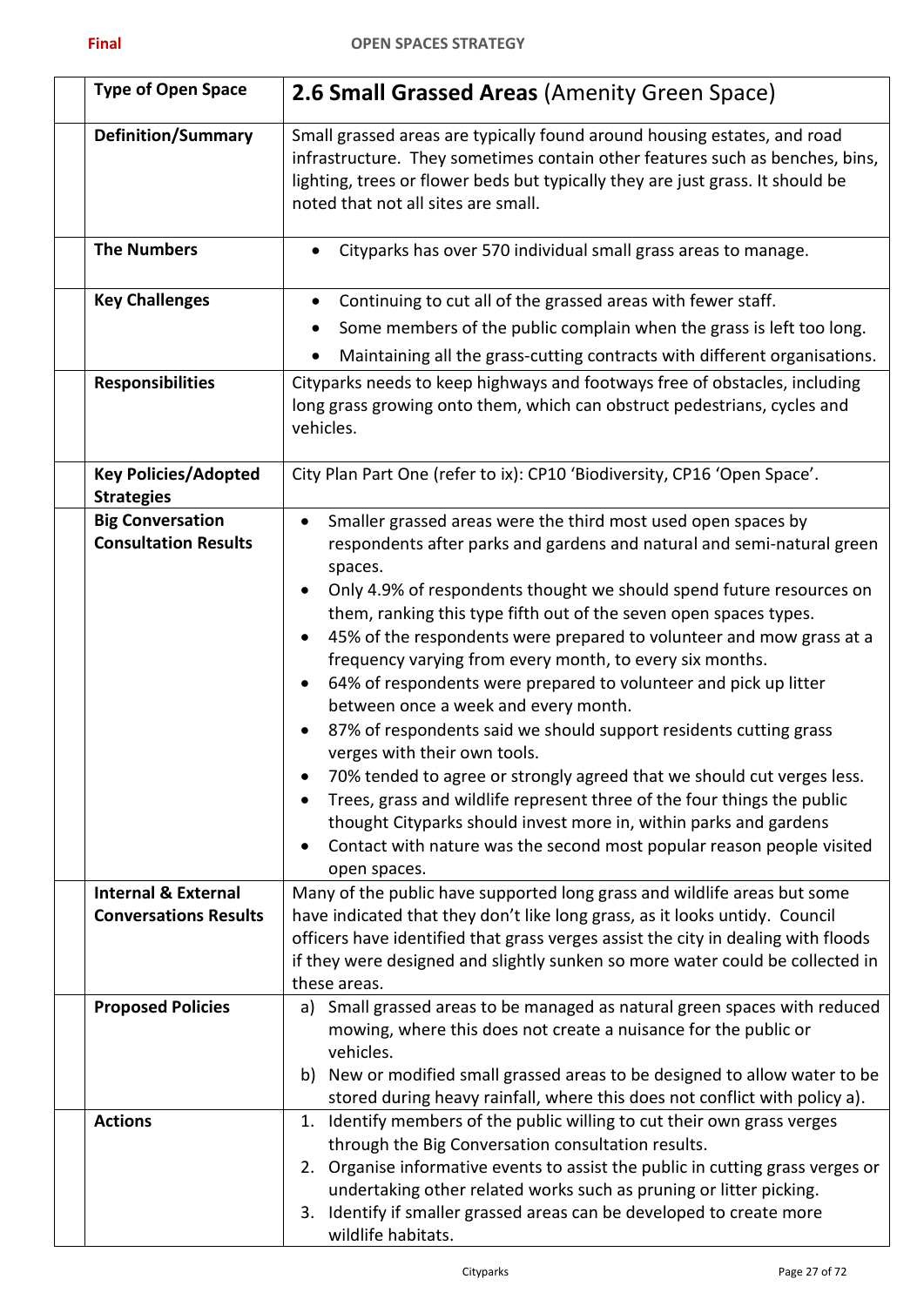| Type of Open Space | **2.6 Small Grassed Areas** (Amenity Green Space) |
|---|---|
| **Definition/Summary** | Small grassed areas are typically found around housing estates, and road infrastructure. They sometimes contain other features such as benches, bins, lighting, trees or flower beds but typically they are just grass. It should be noted that not all sites are small. |
| **The Numbers** | • Cityparks has over 570 individual small grass areas to manage. |
| **Key Challenges** | • Continuing to cut all of the grassed areas with fewer staff.<br>• Some members of the public complain when the grass is left too long.<br>• Maintaining all the grass-cutting contracts with different organisations. |
| **Responsibilities** | Cityparks needs to keep highways and footways free of obstacles, including long grass growing onto them, which can obstruct pedestrians, cycles and vehicles. |
| **Key Policies/Adopted Strategies** | City Plan Part One (refer to ix): CP10 'Biodiversity, CP16 'Open Space'. |
| **Big Conversation Consultation Results** | • Smaller grassed areas were the third most used open spaces by respondents after parks and gardens and natural and semi-natural green spaces.<br>• Only 4.9% of respondents thought we should spend future resources on them, ranking this type fifth out of the seven open spaces types.<br>• 45% of the respondents were prepared to volunteer and mow grass at a frequency varying from every month, to every six months.<br>• 64% of respondents were prepared to volunteer and pick up litter between once a week and every month.<br>• 87% of respondents said we should support residents cutting grass verges with their own tools.<br>• 70% tended to agree or strongly agreed that we should cut verges less.<br>• Trees, grass and wildlife represent three of the four things the public thought Cityparks should invest more in, within parks and gardens<br>• Contact with nature was the second most popular reason people visited open spaces. |
| **Internal & External Conversations Results** | Many of the public have supported long grass and wildlife areas but some have indicated that they don't like long grass, as it looks untidy. Council officers have identified that grass verges assist the city in dealing with floods if they were designed and slightly sunken so more water could be collected in these areas. |
| **Proposed Policies** | a) Small grassed areas to be managed as natural green spaces with reduced mowing, where this does not create a nuisance for the public or vehicles.<br>b) New or modified small grassed areas to be designed to allow water to be stored during heavy rainfall, where this does not conflict with policy a). |
| **Actions** | 1. Identify members of the public willing to cut their own grass verges through the Big Conversation consultation results.<br>2. Organise informative events to assist the public in cutting grass verges or undertaking other related works such as pruning or litter picking.<br>3. Identify if smaller grassed areas can be developed to create more wildlife habitats. |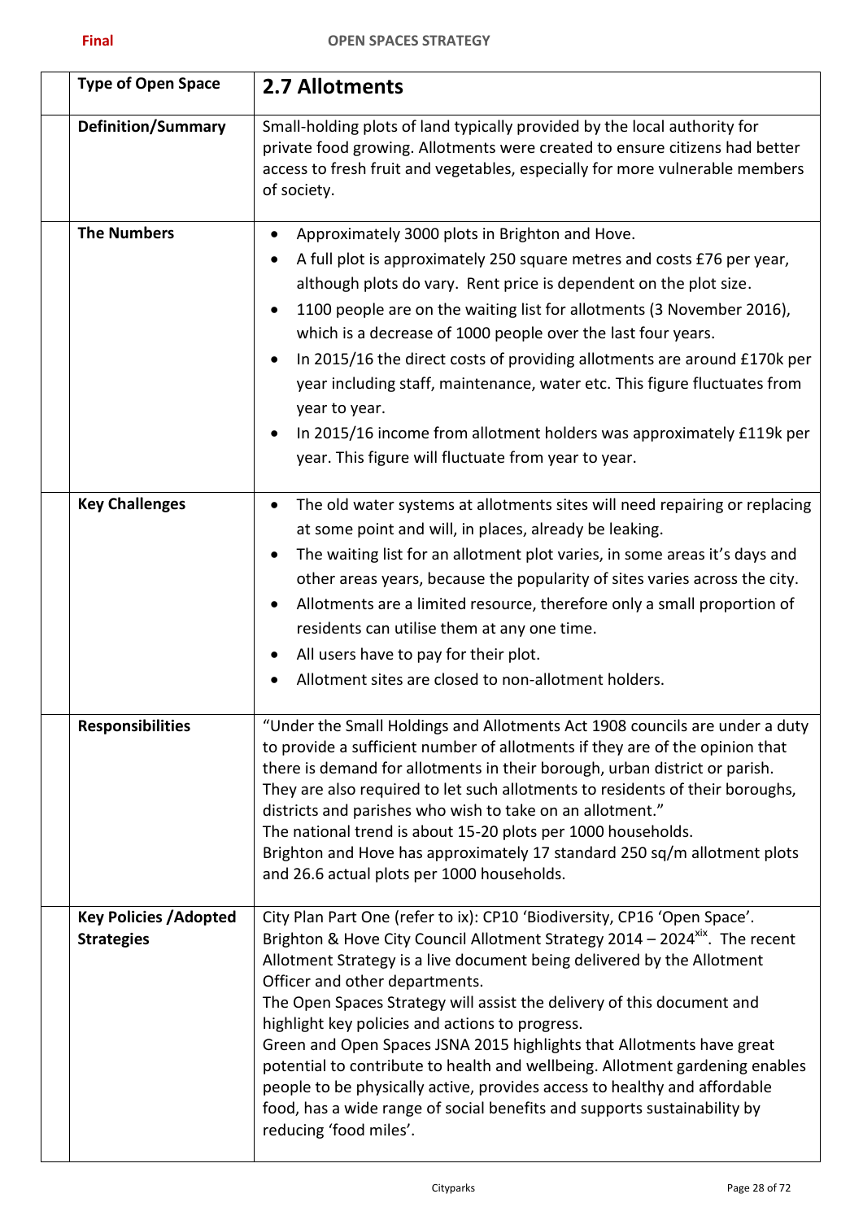| Type of Open Space | 2.7 Allotments |
|---|---|
| **Definition/Summary** | Small-holding plots of land typically provided by the local authority for private food growing. Allotments were created to ensure citizens had better access to fresh fruit and vegetables, especially for more vulnerable members of society. |
| **The Numbers** | • Approximately 3000 plots in Brighton and Hove.<br>• A full plot is approximately 250 square metres and costs £76 per year, although plots do vary. Rent price is dependent on the plot size.<br>• 1100 people are on the waiting list for allotments (3 November 2016), which is a decrease of 1000 people over the last four years.<br>• In 2015/16 the direct costs of providing allotments are around £170k per year including staff, maintenance, water etc. This figure fluctuates from year to year.<br>• In 2015/16 income from allotment holders was approximately £119k per year. This figure will fluctuate from year to year. |
| **Key Challenges** | • The old water systems at allotments sites will need repairing or replacing at some point and will, in places, already be leaking.<br>• The waiting list for an allotment plot varies, in some areas it's days and other areas years, because the popularity of sites varies across the city.<br>• Allotments are a limited resource, therefore only a small proportion of residents can utilise them at any one time.<br>• All users have to pay for their plot.<br>• Allotment sites are closed to non-allotment holders. |
| **Responsibilities** | "Under the Small Holdings and Allotments Act 1908 councils are under a duty to provide a sufficient number of allotments if they are of the opinion that there is demand for allotments in their borough, urban district or parish. They are also required to let such allotments to residents of their boroughs, districts and parishes who wish to take on an allotment."<br>The national trend is about 15-20 plots per 1000 households.<br>Brighton and Hove has approximately 17 standard 250 sq/m allotment plots and 26.6 actual plots per 1000 households. |
| **Key Policies /Adopted Strategies** | City Plan Part One (refer to ix): CP10 'Biodiversity, CP16 'Open Space'.<br>Brighton & Hove City Council Allotment Strategy 2014 – 2024[xix]. The recent Allotment Strategy is a live document being delivered by the Allotment Officer and other departments.<br>The Open Spaces Strategy will assist the delivery of this document and highlight key policies and actions to progress.<br>Green and Open Spaces JSNA 2015 highlights that Allotments have great potential to contribute to health and wellbeing. Allotment gardening enables people to be physically active, provides access to healthy and affordable food, has a wide range of social benefits and supports sustainability by reducing 'food miles'. |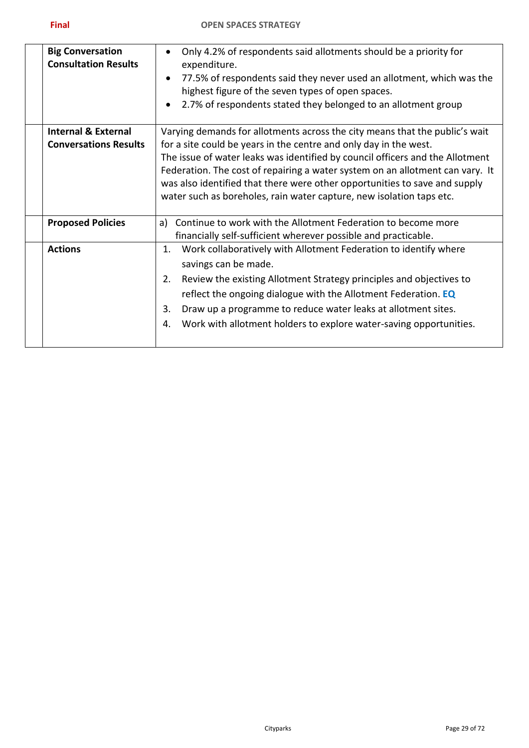| | | |
|---|---|---|
| | **Big Conversation Consultation Results** | • Only 4.2% of respondents said allotments should be a priority for expenditure.<br>• 77.5% of respondents said they never used an allotment, which was the highest figure of the seven types of open spaces.<br>• 2.7% of respondents stated they belonged to an allotment group |
| | **Internal & External Conversations Results** | Varying demands for allotments across the city means that the public's wait for a site could be years in the centre and only day in the west.<br>The issue of water leaks was identified by council officers and the Allotment Federation. The cost of repairing a water system on an allotment can vary. It was also identified that there were other opportunities to save and supply water such as boreholes, rain water capture, new isolation taps etc. |
| | **Proposed Policies** | a) Continue to work with the Allotment Federation to become more financially self-sufficient wherever possible and practicable. |
| | **Actions** | 1. Work collaboratively with Allotment Federation to identify where savings can be made.<br>2. Review the existing Allotment Strategy principles and objectives to reflect the ongoing dialogue with the Allotment Federation. **EQ**<br>3. Draw up a programme to reduce water leaks at allotment sites.<br>4. Work with allotment holders to explore water-saving opportunities. |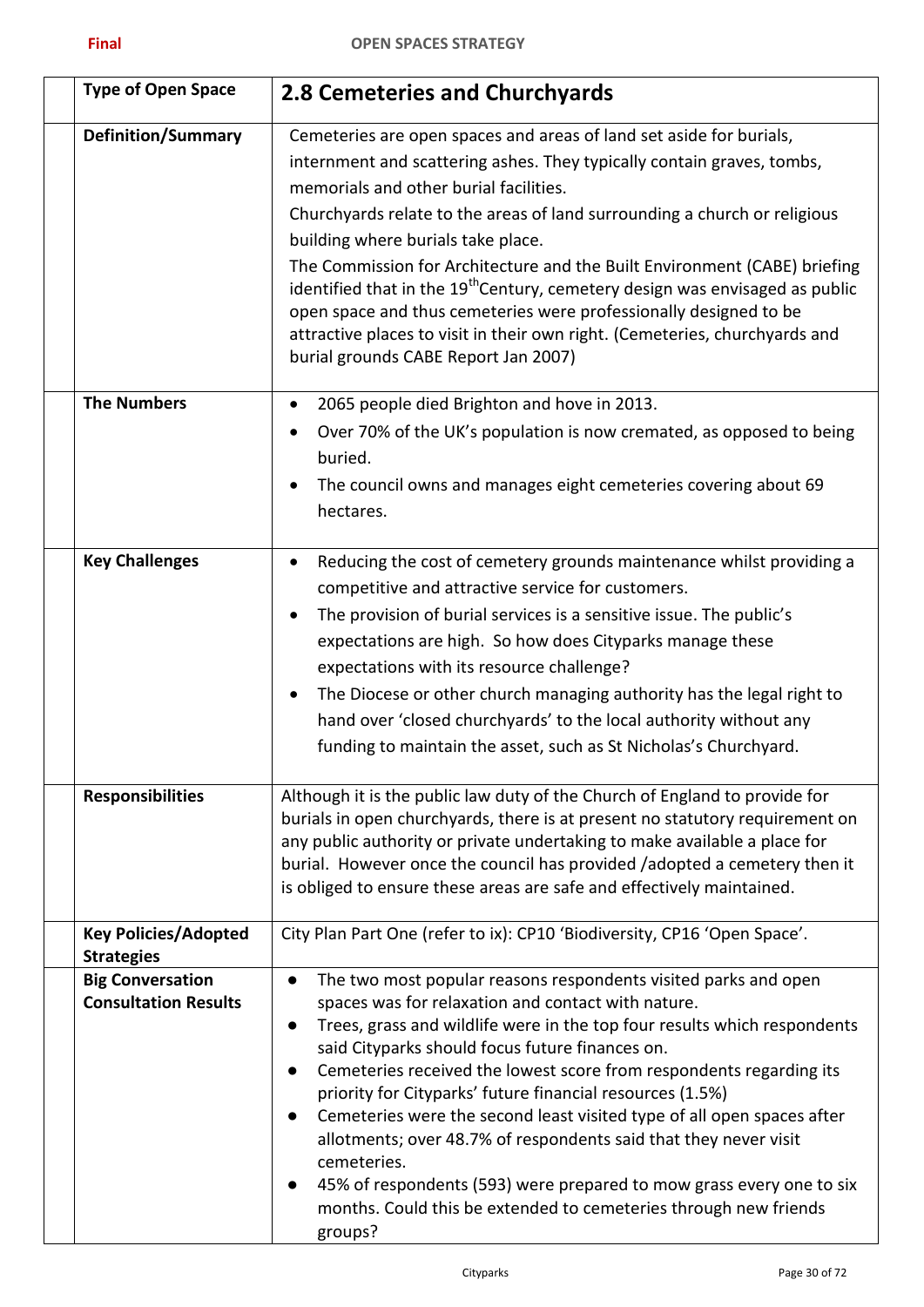| Type of Open Space | 2.8 Cemeteries and Churchyards |
|---|---|
| **Definition/Summary** | Cemeteries are open spaces and areas of land set aside for burials, internment and scattering ashes. They typically contain graves, tombs, memorials and other burial facilities.<br>Churchyards relate to the areas of land surrounding a church or religious building where burials take place.<br>The Commission for Architecture and the Built Environment (CABE) briefing identified that in the 19thCentury, cemetery design was envisaged as public open space and thus cemeteries were professionally designed to be attractive places to visit in their own right. (Cemeteries, churchyards and burial grounds CABE Report Jan 2007) |
| **The Numbers** | • 2065 people died Brighton and hove in 2013.<br>• Over 70% of the UK's population is now cremated, as opposed to being buried.<br>• The council owns and manages eight cemeteries covering about 69 hectares. |
| **Key Challenges** | • Reducing the cost of cemetery grounds maintenance whilst providing a competitive and attractive service for customers.<br>• The provision of burial services is a sensitive issue. The public's expectations are high. So how does Cityparks manage these expectations with its resource challenge?<br>• The Diocese or other church managing authority has the legal right to hand over 'closed churchyards' to the local authority without any funding to maintain the asset, such as St Nicholas's Churchyard. |
| **Responsibilities** | Although it is the public law duty of the Church of England to provide for burials in open churchyards, there is at present no statutory requirement on any public authority or private undertaking to make available a place for burial. However once the council has provided /adopted a cemetery then it is obliged to ensure these areas are safe and effectively maintained. |
| **Key Policies/Adopted Strategies** | City Plan Part One (refer to ix): CP10 'Biodiversity, CP16 'Open Space'. |
| **Big Conversation Consultation Results** | • The two most popular reasons respondents visited parks and open spaces was for relaxation and contact with nature.<br>• Trees, grass and wildlife were in the top four results which respondents said Cityparks should focus future finances on.<br>• Cemeteries received the lowest score from respondents regarding its priority for Cityparks' future financial resources (1.5%)<br>• Cemeteries were the second least visited type of all open spaces after allotments; over 48.7% of respondents said that they never visit cemeteries.<br>• 45% of respondents (593) were prepared to mow grass every one to six months. Could this be extended to cemeteries through new friends groups? |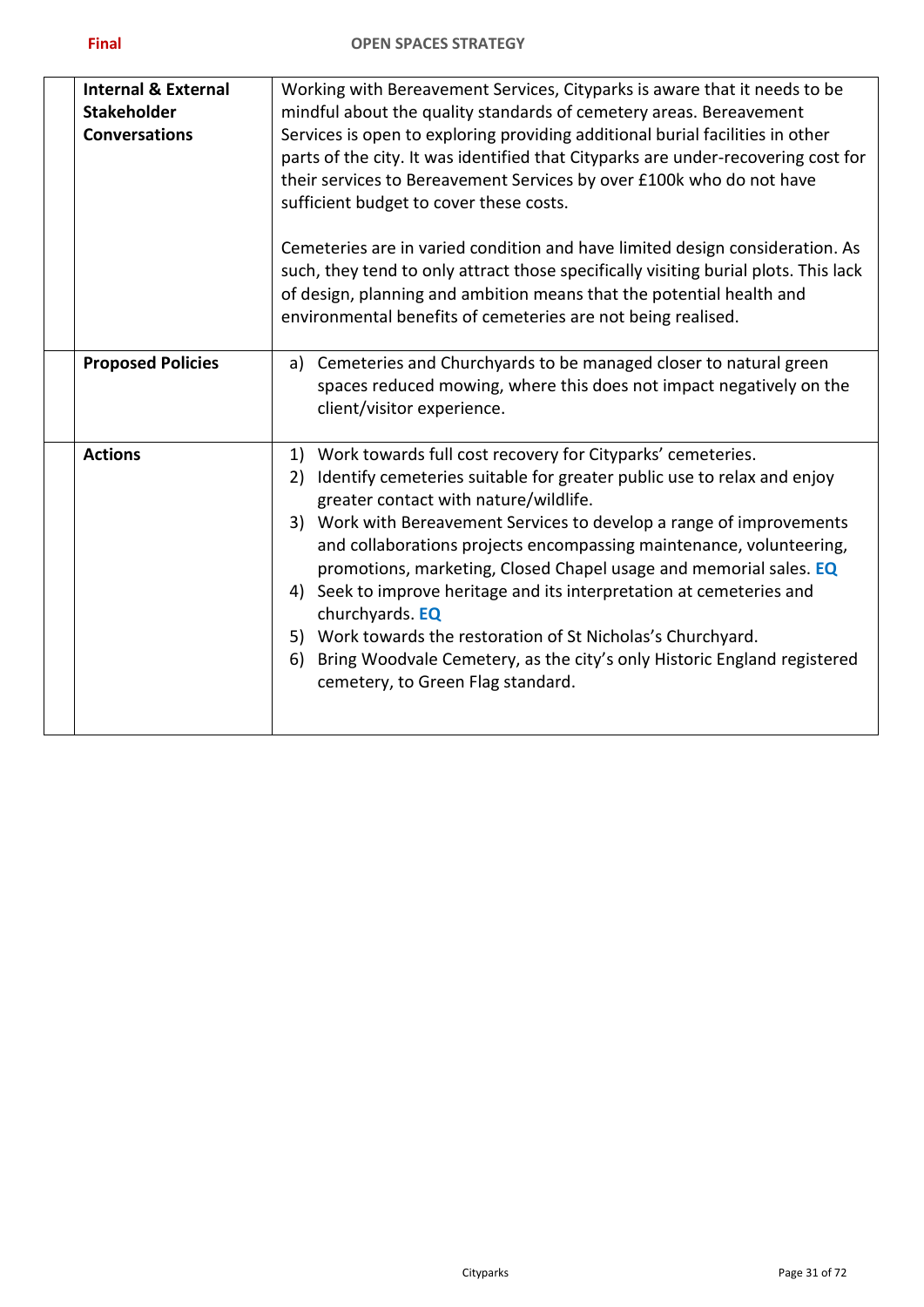| | | |
|---|---|---|
| | **Internal & External Stakeholder Conversations** | Working with Bereavement Services, Cityparks is aware that it needs to be mindful about the quality standards of cemetery areas. Bereavement Services is open to exploring providing additional burial facilities in other parts of the city. It was identified that Cityparks are under-recovering cost for their services to Bereavement Services by over £100k who do not have sufficient budget to cover these costs.<br><br>Cemeteries are in varied condition and have limited design consideration. As such, they tend to only attract those specifically visiting burial plots. This lack of design, planning and ambition means that the potential health and environmental benefits of cemeteries are not being realised. |
| | **Proposed Policies** | a) Cemeteries and Churchyards to be managed closer to natural green spaces reduced mowing, where this does not impact negatively on the client/visitor experience. |
| | **Actions** | 1) Work towards full cost recovery for Cityparks' cemeteries.<br>2) Identify cemeteries suitable for greater public use to relax and enjoy greater contact with nature/wildlife.<br>3) Work with Bereavement Services to develop a range of improvements and collaborations projects encompassing maintenance, volunteering, promotions, marketing, Closed Chapel usage and memorial sales. **EQ**<br>4) Seek to improve heritage and its interpretation at cemeteries and churchyards. **EQ**<br>5) Work towards the restoration of St Nicholas's Churchyard.<br>6) Bring Woodvale Cemetery, as the city's only Historic England registered cemetery, to Green Flag standard. |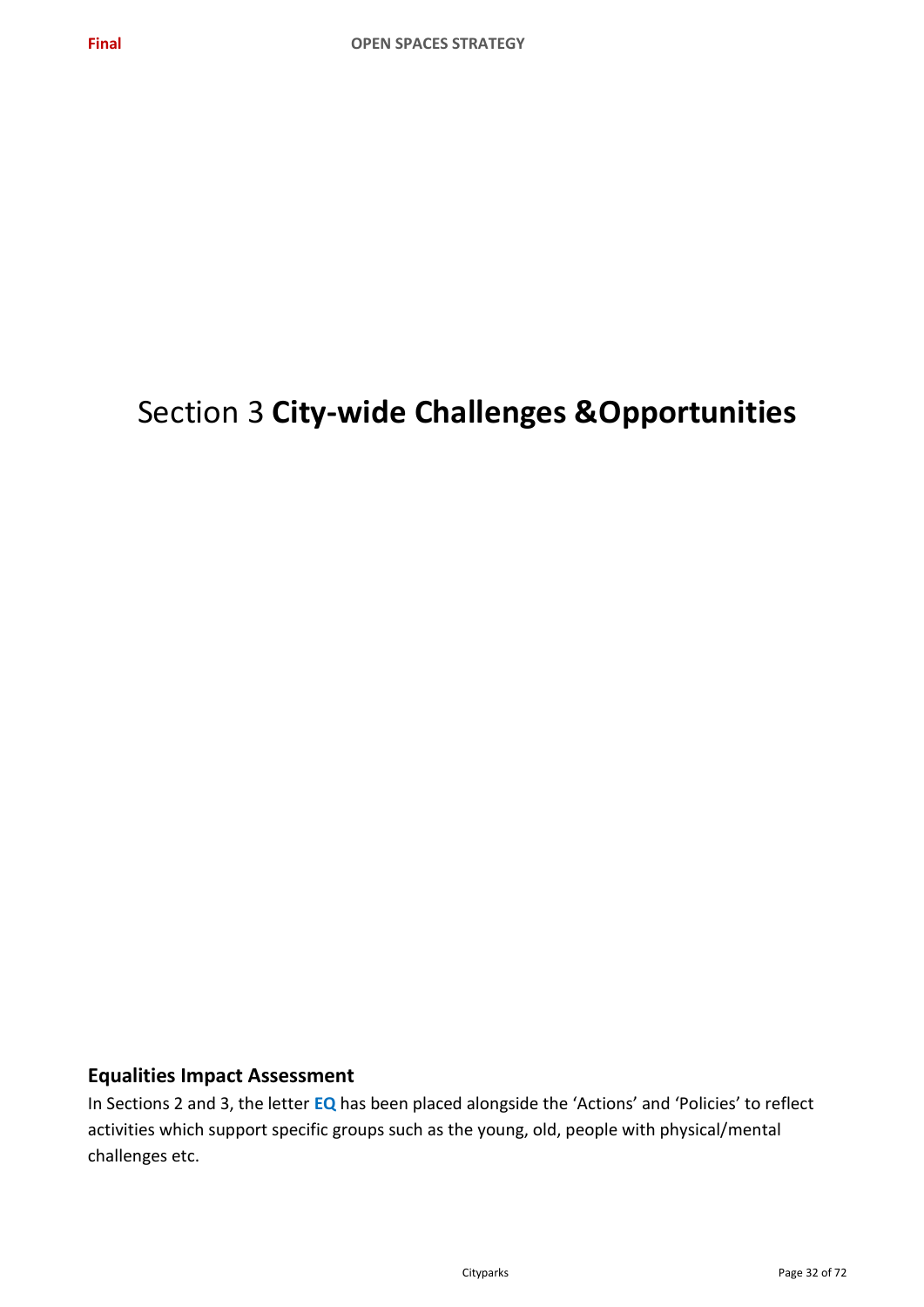# Section 3 **City-wide Challenges &Opportunities**

## Equalities Impact Assessment

In Sections 2 and 3, the letter **EQ** has been placed alongside the 'Actions' and 'Policies' to reflect activities which support specific groups such as the young, old, people with physical/mental challenges etc.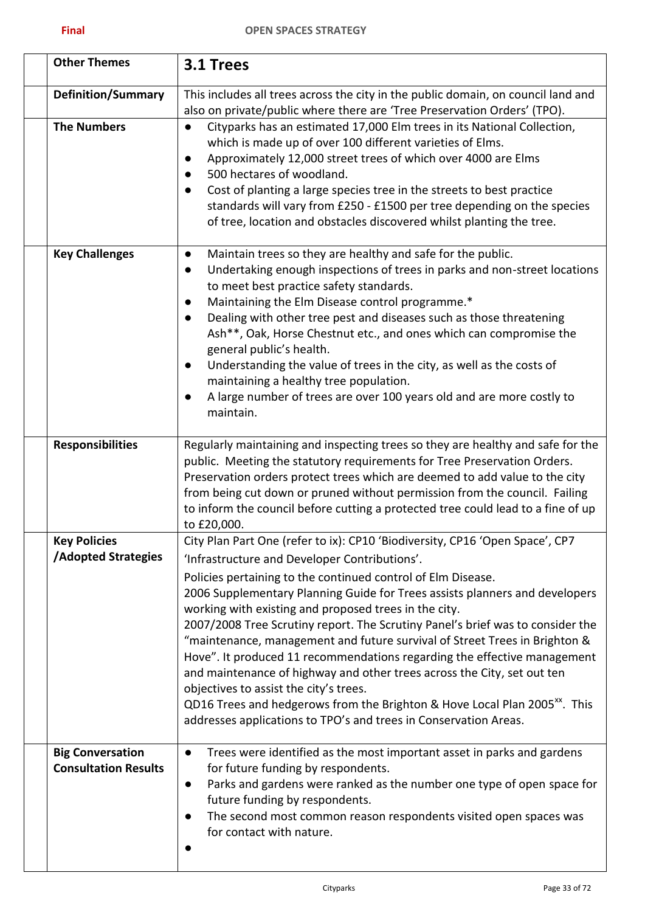| Other Themes | 3.1 Trees |
|---|---|
| **Definition/Summary** | This includes all trees across the city in the public domain, on council land and also on private/public where there are 'Tree Preservation Orders' (TPO). |
| **The Numbers** | • Cityparks has an estimated 17,000 Elm trees in its National Collection, which is made up of over 100 different varieties of Elms.<br>• Approximately 12,000 street trees of which over 4000 are Elms<br>• 500 hectares of woodland.<br>• Cost of planting a large species tree in the streets to best practice standards will vary from £250 - £1500 per tree depending on the species of tree, location and obstacles discovered whilst planting the tree. |
| **Key Challenges** | • Maintain trees so they are healthy and safe for the public.<br>• Undertaking enough inspections of trees in parks and non-street locations to meet best practice safety standards.<br>• Maintaining the Elm Disease control programme.*<br>• Dealing with other tree pest and diseases such as those threatening Ash**, Oak, Horse Chestnut etc., and ones which can compromise the general public's health.<br>• Understanding the value of trees in the city, as well as the costs of maintaining a healthy tree population.<br>• A large number of trees are over 100 years old and are more costly to maintain. |
| **Responsibilities** | Regularly maintaining and inspecting trees so they are healthy and safe for the public. Meeting the statutory requirements for Tree Preservation Orders. Preservation orders protect trees which are deemed to add value to the city from being cut down or pruned without permission from the council. Failing to inform the council before cutting a protected tree could lead to a fine of up to £20,000. |
| **Key Policies /Adopted Strategies** | City Plan Part One (refer to ix): CP10 'Biodiversity, CP16 'Open Space', CP7 'Infrastructure and Developer Contributions'.<br>Policies pertaining to the continued control of Elm Disease.<br>2006 Supplementary Planning Guide for Trees assists planners and developers working with existing and proposed trees in the city.<br>2007/2008 Tree Scrutiny report. The Scrutiny Panel's brief was to consider the "maintenance, management and future survival of Street Trees in Brighton & Hove". It produced 11 recommendations regarding the effective management and maintenance of highway and other trees across the City, set out ten objectives to assist the city's trees.<br>QD16 Trees and hedgerows from the Brighton & Hove Local Plan 2005[xx]. This addresses applications to TPO's and trees in Conservation Areas. |
| **Big Conversation Consultation Results** | • Trees were identified as the most important asset in parks and gardens for future funding by respondents.<br>• Parks and gardens were ranked as the number one type of open space for future funding by respondents.<br>• The second most common reason respondents visited open spaces was for contact with nature.<br>• |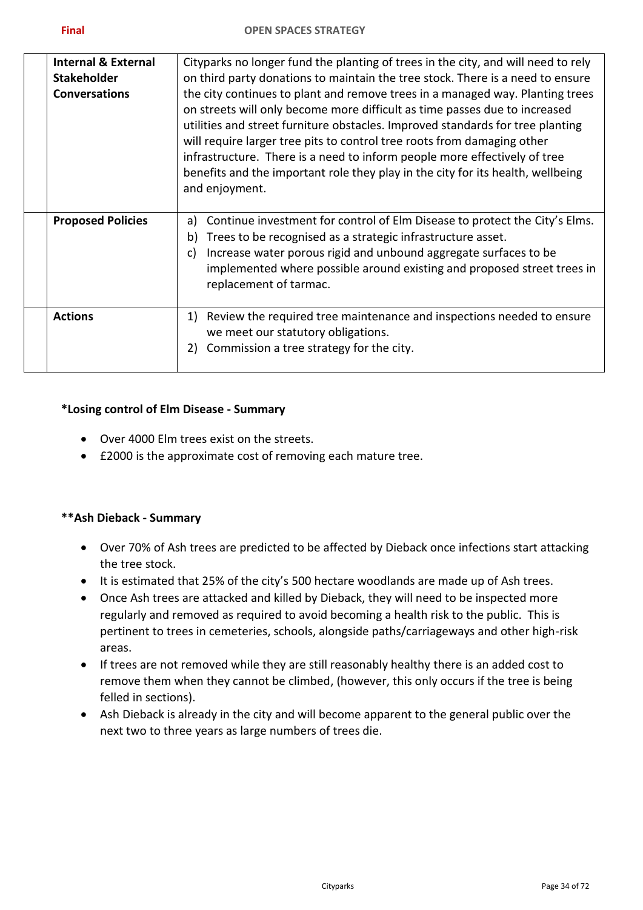| | | |
|---|---|---|
| | **Internal & External Stakeholder Conversations** | Cityparks no longer fund the planting of trees in the city, and will need to rely on third party donations to maintain the tree stock. There is a need to ensure the city continues to plant and remove trees in a managed way. Planting trees on streets will only become more difficult as time passes due to increased utilities and street furniture obstacles. Improved standards for tree planting will require larger tree pits to control tree roots from damaging other infrastructure. There is a need to inform people more effectively of tree benefits and the important role they play in the city for its health, wellbeing and enjoyment. |
| | **Proposed Policies** | a) Continue investment for control of Elm Disease to protect the City's Elms.<br>b) Trees to be recognised as a strategic infrastructure asset.<br>c) Increase water porous rigid and unbound aggregate surfaces to be implemented where possible around existing and proposed street trees in replacement of tarmac. |
| | **Actions** | 1) Review the required tree maintenance and inspections needed to ensure we meet our statutory obligations.<br>2) Commission a tree strategy for the city. |

**\*Losing control of Elm Disease - Summary**

- Over 4000 Elm trees exist on the streets.
- £2000 is the approximate cost of removing each mature tree.

**\*\*Ash Dieback - Summary**

- Over 70% of Ash trees are predicted to be affected by Dieback once infections start attacking the tree stock.
- It is estimated that 25% of the city's 500 hectare woodlands are made up of Ash trees.
- Once Ash trees are attacked and killed by Dieback, they will need to be inspected more regularly and removed as required to avoid becoming a health risk to the public. This is pertinent to trees in cemeteries, schools, alongside paths/carriageways and other high-risk areas.
- If trees are not removed while they are still reasonably healthy there is an added cost to remove them when they cannot be climbed, (however, this only occurs if the tree is being felled in sections).
- Ash Dieback is already in the city and will become apparent to the general public over the next two to three years as large numbers of trees die.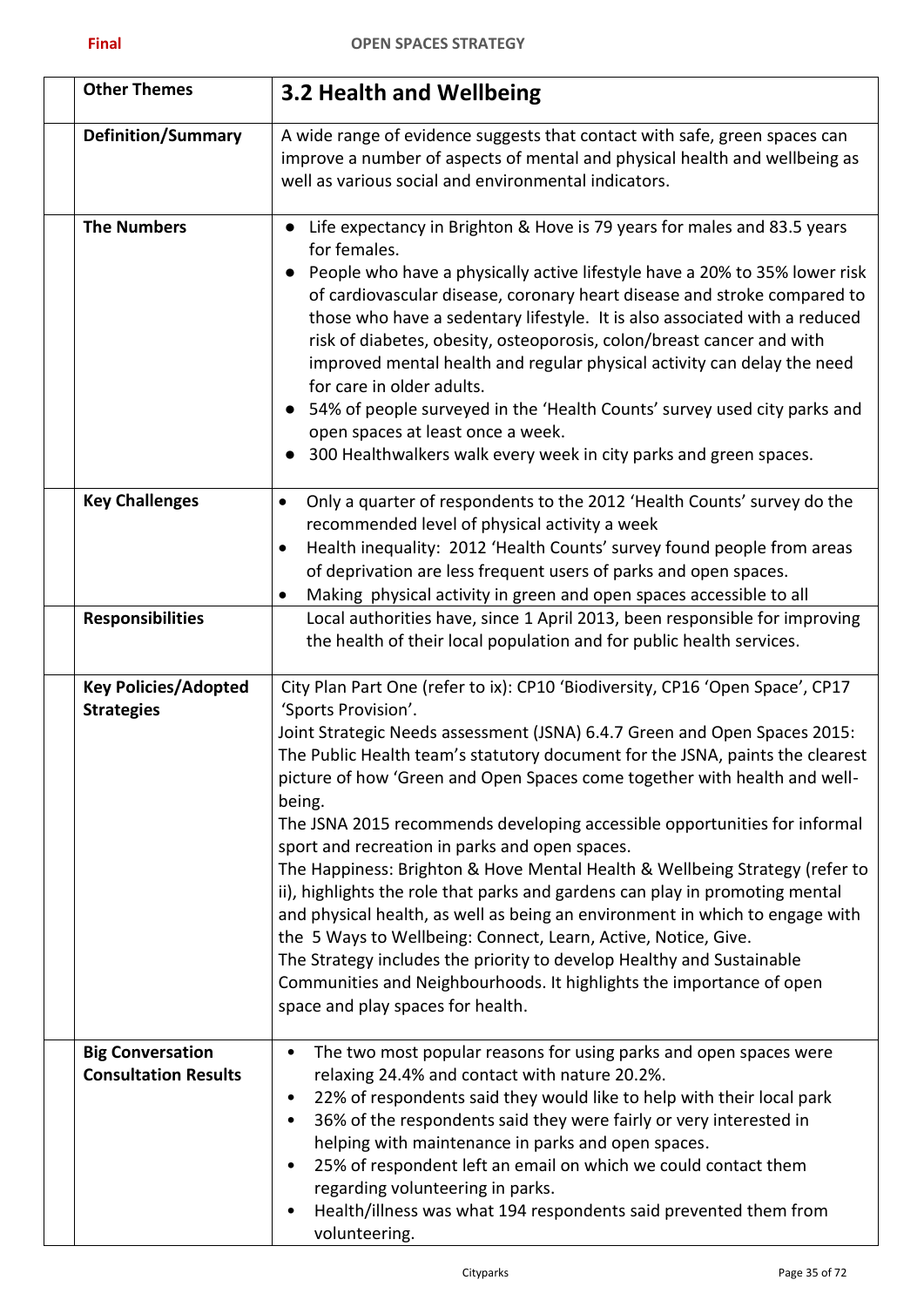| Other Themes | 3.2 Health and Wellbeing |
|---|---|
| **Definition/Summary** | A wide range of evidence suggests that contact with safe, green spaces can improve a number of aspects of mental and physical health and wellbeing as well as various social and environmental indicators. |
| **The Numbers** | • Life expectancy in Brighton & Hove is 79 years for males and 83.5 years for females.<br>• People who have a physically active lifestyle have a 20% to 35% lower risk of cardiovascular disease, coronary heart disease and stroke compared to those who have a sedentary lifestyle. It is also associated with a reduced risk of diabetes, obesity, osteoporosis, colon/breast cancer and with improved mental health and regular physical activity can delay the need for care in older adults.<br>• 54% of people surveyed in the 'Health Counts' survey used city parks and open spaces at least once a week.<br>• 300 Healthwalkers walk every week in city parks and green spaces. |
| **Key Challenges** | • Only a quarter of respondents to the 2012 'Health Counts' survey do the recommended level of physical activity a week<br>• Health inequality: 2012 'Health Counts' survey found people from areas of deprivation are less frequent users of parks and open spaces.<br>• Making physical activity in green and open spaces accessible to all |
| **Responsibilities** | Local authorities have, since 1 April 2013, been responsible for improving the health of their local population and for public health services. |
| **Key Policies/Adopted Strategies** | City Plan Part One (refer to ix): CP10 'Biodiversity, CP16 'Open Space', CP17 'Sports Provision'.<br>Joint Strategic Needs assessment (JSNA) 6.4.7 Green and Open Spaces 2015: The Public Health team's statutory document for the JSNA, paints the clearest picture of how 'Green and Open Spaces come together with health and well-being.<br>The JSNA 2015 recommends developing accessible opportunities for informal sport and recreation in parks and open spaces.<br>The Happiness: Brighton & Hove Mental Health & Wellbeing Strategy (refer to ii), highlights the role that parks and gardens can play in promoting mental and physical health, as well as being an environment in which to engage with the 5 Ways to Wellbeing: Connect, Learn, Active, Notice, Give.<br>The Strategy includes the priority to develop Healthy and Sustainable Communities and Neighbourhoods. It highlights the importance of open space and play spaces for health. |
| **Big Conversation Consultation Results** | • The two most popular reasons for using parks and open spaces were relaxing 24.4% and contact with nature 20.2%.<br>• 22% of respondents said they would like to help with their local park<br>• 36% of the respondents said they were fairly or very interested in helping with maintenance in parks and open spaces.<br>• 25% of respondent left an email on which we could contact them regarding volunteering in parks.<br>• Health/illness was what 194 respondents said prevented them from volunteering. |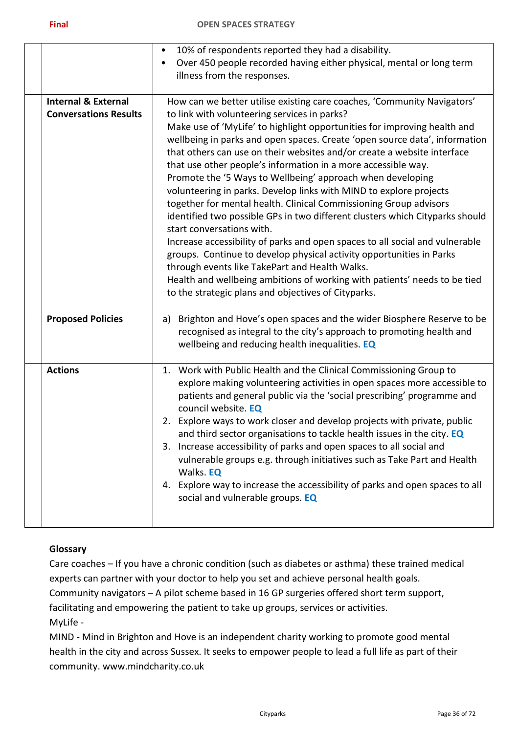| | | |
|---|---|---|
| | | • 10% of respondents reported they had a disability.<br>• Over 450 people recorded having either physical, mental or long term illness from the responses. |
| | **Internal & External Conversations Results** | How can we better utilise existing care coaches, 'Community Navigators' to link with volunteering services in parks?<br>Make use of 'MyLife' to highlight opportunities for improving health and wellbeing in parks and open spaces. Create 'open source data', information that others can use on their websites and/or create a website interface that use other people's information in a more accessible way.<br>Promote the '5 Ways to Wellbeing' approach when developing volunteering in parks. Develop links with MIND to explore projects together for mental health. Clinical Commissioning Group advisors identified two possible GPs in two different clusters which Cityparks should start conversations with.<br>Increase accessibility of parks and open spaces to all social and vulnerable groups. Continue to develop physical activity opportunities in Parks through events like TakePart and Health Walks.<br>Health and wellbeing ambitions of working with patients' needs to be tied to the strategic plans and objectives of Cityparks. |
| | **Proposed Policies** | a) Brighton and Hove's open spaces and the wider Biosphere Reserve to be recognised as integral to the city's approach to promoting health and wellbeing and reducing health inequalities. **EQ** |
| | **Actions** | 1. Work with Public Health and the Clinical Commissioning Group to explore making volunteering activities in open spaces more accessible to patients and general public via the 'social prescribing' programme and council website. **EQ**<br>2. Explore ways to work closer and develop projects with private, public and third sector organisations to tackle health issues in the city. **EQ**<br>3. Increase accessibility of parks and open spaces to all social and vulnerable groups e.g. through initiatives such as Take Part and Health Walks. **EQ**<br>4. Explore way to increase the accessibility of parks and open spaces to all social and vulnerable groups. **EQ** |

**Glossary**

Care coaches – If you have a chronic condition (such as diabetes or asthma) these trained medical experts can partner with your doctor to help you set and achieve personal health goals.

Community navigators – A pilot scheme based in 16 GP surgeries offered short term support, facilitating and empowering the patient to take up groups, services or activities.

MyLife -

MIND - Mind in Brighton and Hove is an independent charity working to promote good mental health in the city and across Sussex. It seeks to empower people to lead a full life as part of their community. www.mindcharity.co.uk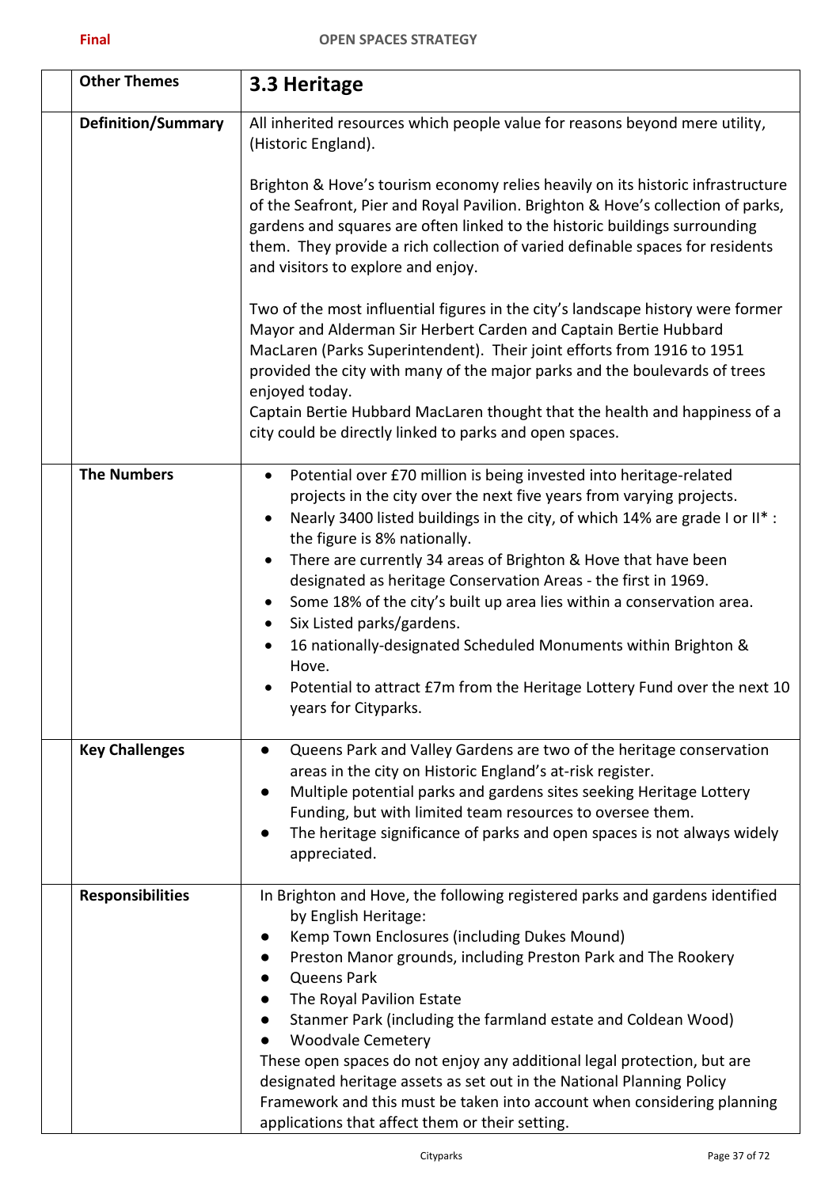| Other Themes | 3.3 Heritage |
|---|---|
| **Definition/Summary** | All inherited resources which people value for reasons beyond mere utility, (Historic England).<br><br>Brighton & Hove's tourism economy relies heavily on its historic infrastructure of the Seafront, Pier and Royal Pavilion. Brighton & Hove's collection of parks, gardens and squares are often linked to the historic buildings surrounding them. They provide a rich collection of varied definable spaces for residents and visitors to explore and enjoy.<br><br>Two of the most influential figures in the city's landscape history were former Mayor and Alderman Sir Herbert Carden and Captain Bertie Hubbard MacLaren (Parks Superintendent). Their joint efforts from 1916 to 1951 provided the city with many of the major parks and the boulevards of trees enjoyed today.<br>Captain Bertie Hubbard MacLaren thought that the health and happiness of a city could be directly linked to parks and open spaces. |
| **The Numbers** | • Potential over £70 million is being invested into heritage-related projects in the city over the next five years from varying projects.<br>• Nearly 3400 listed buildings in the city, of which 14% are grade I or II* : the figure is 8% nationally.<br>• There are currently 34 areas of Brighton & Hove that have been designated as heritage Conservation Areas - the first in 1969.<br>• Some 18% of the city's built up area lies within a conservation area.<br>• Six Listed parks/gardens.<br>• 16 nationally-designated Scheduled Monuments within Brighton & Hove.<br>• Potential to attract £7m from the Heritage Lottery Fund over the next 10 years for Cityparks. |
| **Key Challenges** | • Queens Park and Valley Gardens are two of the heritage conservation areas in the city on Historic England's at-risk register.<br>• Multiple potential parks and gardens sites seeking Heritage Lottery Funding, but with limited team resources to oversee them.<br>• The heritage significance of parks and open spaces is not always widely appreciated. |
| **Responsibilities** | In Brighton and Hove, the following registered parks and gardens identified by English Heritage:<br>• Kemp Town Enclosures (including Dukes Mound)<br>• Preston Manor grounds, including Preston Park and The Rookery<br>• Queens Park<br>• The Royal Pavilion Estate<br>• Stanmer Park (including the farmland estate and Coldean Wood)<br>• Woodvale Cemetery<br>These open spaces do not enjoy any additional legal protection, but are designated heritage assets as set out in the National Planning Policy Framework and this must be taken into account when considering planning applications that affect them or their setting. |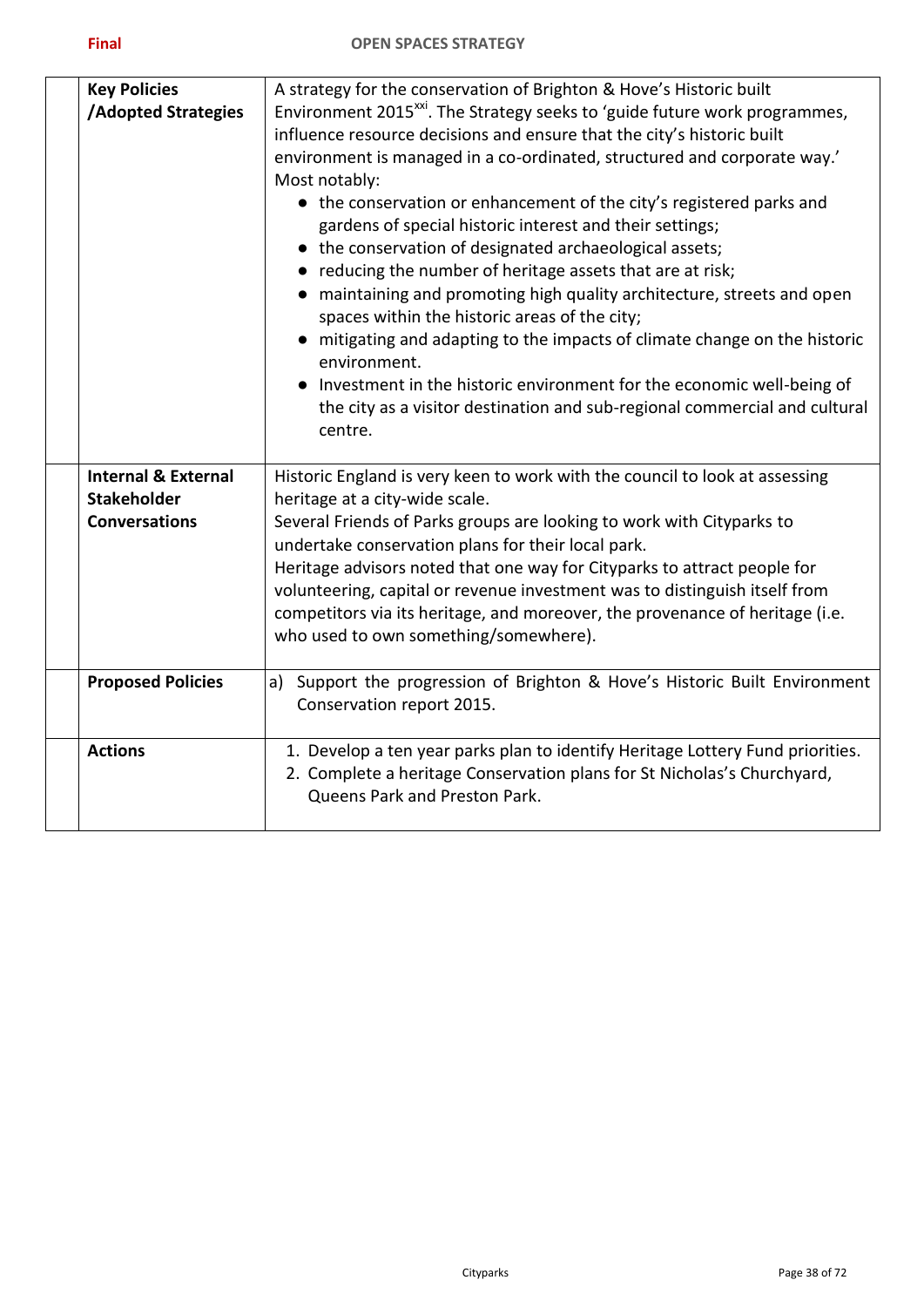| | | |
|---|---|---|
| | **Key Policies /Adopted Strategies** | A strategy for the conservation of Brighton & Hove's Historic built Environment 2015[xxi]. The Strategy seeks to 'guide future work programmes, influence resource decisions and ensure that the city's historic built environment is managed in a co-ordinated, structured and corporate way.' Most notably:<br>● the conservation or enhancement of the city's registered parks and gardens of special historic interest and their settings;<br>● the conservation of designated archaeological assets;<br>● reducing the number of heritage assets that are at risk;<br>● maintaining and promoting high quality architecture, streets and open spaces within the historic areas of the city;<br>● mitigating and adapting to the impacts of climate change on the historic environment.<br>● Investment in the historic environment for the economic well-being of the city as a visitor destination and sub-regional commercial and cultural centre. |
| | **Internal & External Stakeholder Conversations** | Historic England is very keen to work with the council to look at assessing heritage at a city-wide scale.<br>Several Friends of Parks groups are looking to work with Cityparks to undertake conservation plans for their local park.<br>Heritage advisors noted that one way for Cityparks to attract people for volunteering, capital or revenue investment was to distinguish itself from competitors via its heritage, and moreover, the provenance of heritage (i.e. who used to own something/somewhere). |
| | **Proposed Policies** | a) Support the progression of Brighton & Hove's Historic Built Environment Conservation report 2015. |
| | **Actions** | 1. Develop a ten year parks plan to identify Heritage Lottery Fund priorities.<br>2. Complete a heritage Conservation plans for St Nicholas's Churchyard, Queens Park and Preston Park. |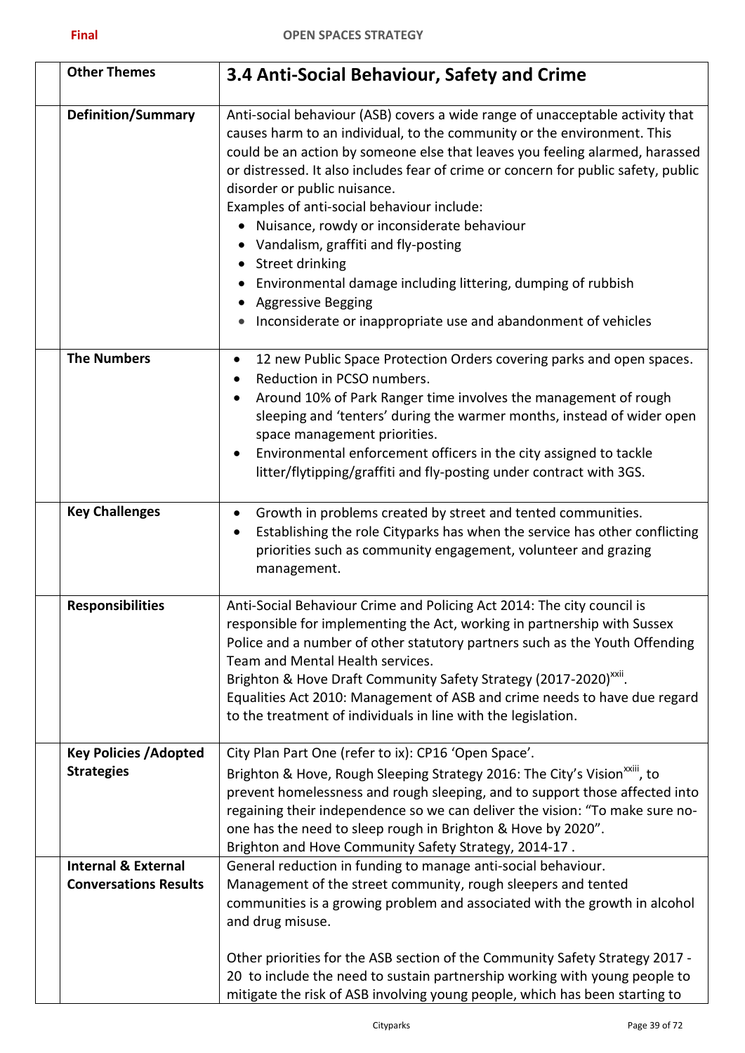| Other Themes | 3.4 Anti-Social Behaviour, Safety and Crime |
|---|---|
| **Definition/Summary** | Anti-social behaviour (ASB) covers a wide range of unacceptable activity that causes harm to an individual, to the community or the environment. This could be an action by someone else that leaves you feeling alarmed, harassed or distressed. It also includes fear of crime or concern for public safety, public disorder or public nuisance.<br>Examples of anti-social behaviour include:<br>• Nuisance, rowdy or inconsiderate behaviour<br>• Vandalism, graffiti and fly-posting<br>• Street drinking<br>• Environmental damage including littering, dumping of rubbish<br>• Aggressive Begging<br>• Inconsiderate or inappropriate use and abandonment of vehicles |
| **The Numbers** | • 12 new Public Space Protection Orders covering parks and open spaces.<br>• Reduction in PCSO numbers.<br>• Around 10% of Park Ranger time involves the management of rough sleeping and 'tenters' during the warmer months, instead of wider open space management priorities.<br>• Environmental enforcement officers in the city assigned to tackle litter/flytipping/graffiti and fly-posting under contract with 3GS. |
| **Key Challenges** | • Growth in problems created by street and tented communities.<br>• Establishing the role Cityparks has when the service has other conflicting priorities such as community engagement, volunteer and grazing management. |
| **Responsibilities** | Anti-Social Behaviour Crime and Policing Act 2014: The city council is responsible for implementing the Act, working in partnership with Sussex Police and a number of other statutory partners such as the Youth Offending Team and Mental Health services.<br>Brighton & Hove Draft Community Safety Strategy (2017-2020)[xxii].<br>Equalities Act 2010: Management of ASB and crime needs to have due regard to the treatment of individuals in line with the legislation. |
| **Key Policies /Adopted Strategies** | City Plan Part One (refer to ix): CP16 'Open Space'.<br>Brighton & Hove, Rough Sleeping Strategy 2016: The City's Vision[xxiii], to prevent homelessness and rough sleeping, and to support those affected into regaining their independence so we can deliver the vision: "To make sure no-one has the need to sleep rough in Brighton & Hove by 2020".<br>Brighton and Hove Community Safety Strategy, 2014-17 . |
| **Internal & External Conversations Results** | General reduction in funding to manage anti-social behaviour.<br>Management of the street community, rough sleepers and tented communities is a growing problem and associated with the growth in alcohol and drug misuse.<br><br>Other priorities for the ASB section of the Community Safety Strategy 2017 - 20 to include the need to sustain partnership working with young people to mitigate the risk of ASB involving young people, which has been starting to |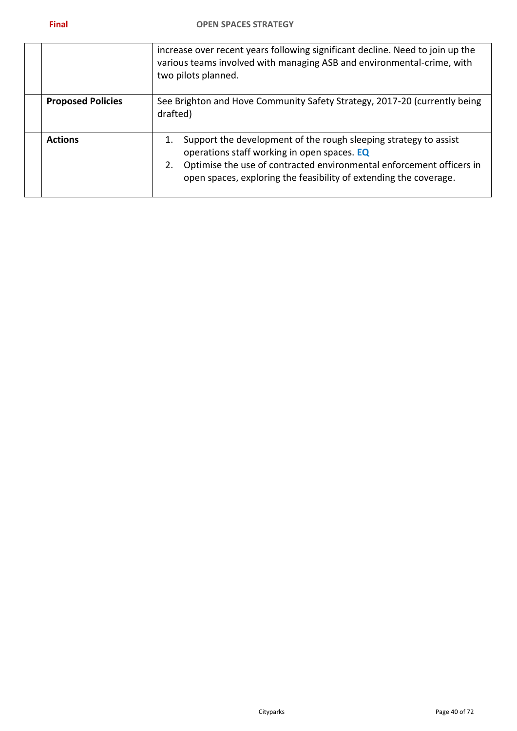| | | |
|---|---|---|
| | | increase over recent years following significant decline. Need to join up the various teams involved with managing ASB and environmental-crime, with two pilots planned. |
| | **Proposed Policies** | See Brighton and Hove Community Safety Strategy, 2017-20 (currently being drafted) |
| | **Actions** | 1. Support the development of the rough sleeping strategy to assist operations staff working in open spaces. **EQ**<br>2. Optimise the use of contracted environmental enforcement officers in open spaces, exploring the feasibility of extending the coverage. |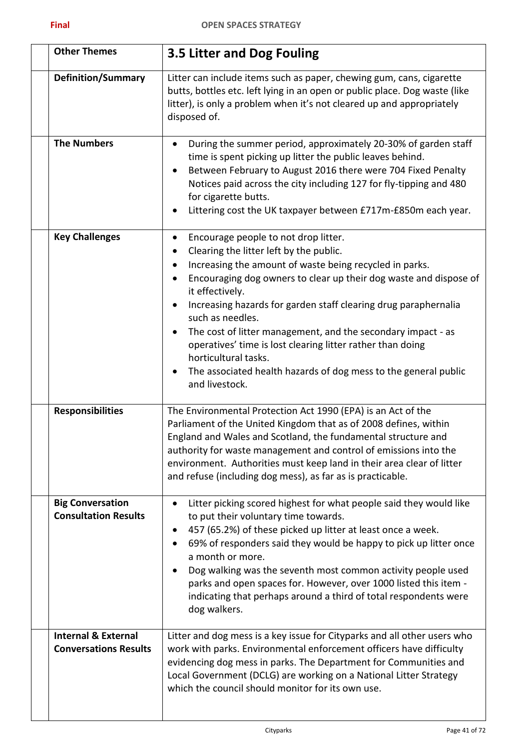| Other Themes | 3.5 Litter and Dog Fouling |
|---|---|
| **Definition/Summary** | Litter can include items such as paper, chewing gum, cans, cigarette butts, bottles etc. left lying in an open or public place. Dog waste (like litter), is only a problem when it's not cleared up and appropriately disposed of. |
| **The Numbers** | • During the summer period, approximately 20-30% of garden staff time is spent picking up litter the public leaves behind.<br>• Between February to August 2016 there were 704 Fixed Penalty Notices paid across the city including 127 for fly-tipping and 480 for cigarette butts.<br>• Littering cost the UK taxpayer between £717m-£850m each year. |
| **Key Challenges** | • Encourage people to not drop litter.<br>• Clearing the litter left by the public.<br>• Increasing the amount of waste being recycled in parks.<br>• Encouraging dog owners to clear up their dog waste and dispose of it effectively.<br>• Increasing hazards for garden staff clearing drug paraphernalia such as needles.<br>• The cost of litter management, and the secondary impact - as operatives' time is lost clearing litter rather than doing horticultural tasks.<br>• The associated health hazards of dog mess to the general public and livestock. |
| **Responsibilities** | The Environmental Protection Act 1990 (EPA) is an Act of the Parliament of the United Kingdom that as of 2008 defines, within England and Wales and Scotland, the fundamental structure and authority for waste management and control of emissions into the environment. Authorities must keep land in their area clear of litter and refuse (including dog mess), as far as is practicable. |
| **Big Conversation Consultation Results** | • Litter picking scored highest for what people said they would like to put their voluntary time towards.<br>• 457 (65.2%) of these picked up litter at least once a week.<br>• 69% of responders said they would be happy to pick up litter once a month or more.<br>• Dog walking was the seventh most common activity people used parks and open spaces for. However, over 1000 listed this item - indicating that perhaps around a third of total respondents were dog walkers. |
| **Internal & External Conversations Results** | Litter and dog mess is a key issue for Cityparks and all other users who work with parks. Environmental enforcement officers have difficulty evidencing dog mess in parks. The Department for Communities and Local Government (DCLG) are working on a National Litter Strategy which the council should monitor for its own use. |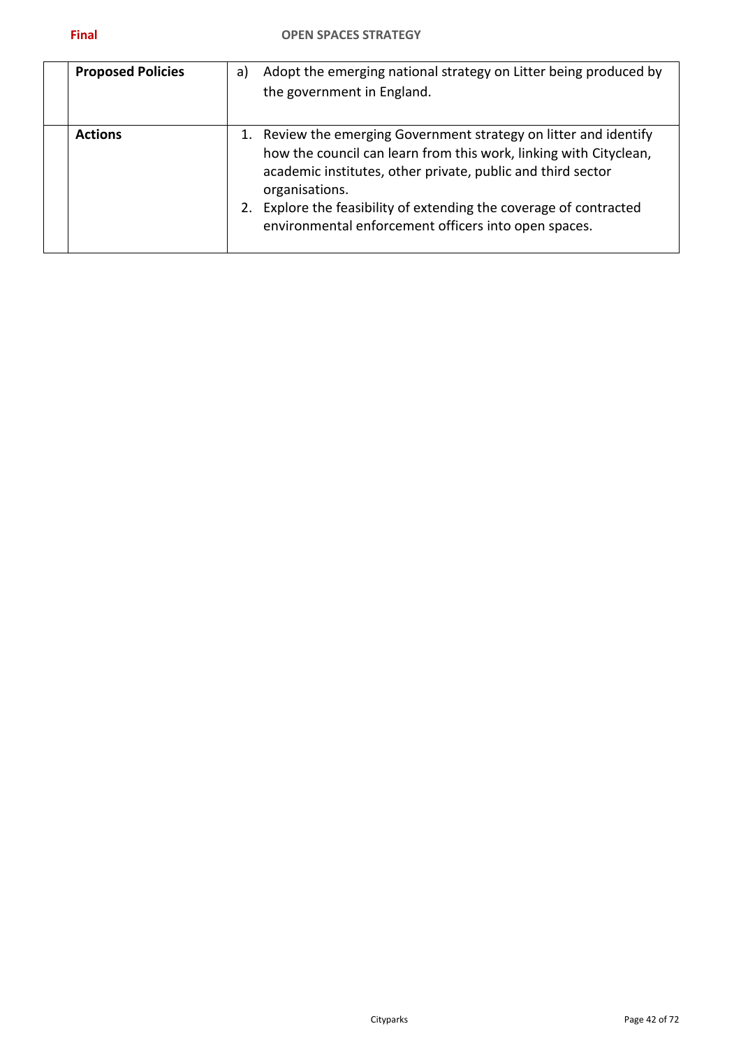|  | **Proposed Policies** | a) Adopt the emerging national strategy on Litter being produced by the government in England. |
|---|---|---|
|  | **Actions** | 1. Review the emerging Government strategy on litter and identify how the council can learn from this work, linking with Cityclean, academic institutes, other private, public and third sector organisations.<br>2. Explore the feasibility of extending the coverage of contracted environmental enforcement officers into open spaces. |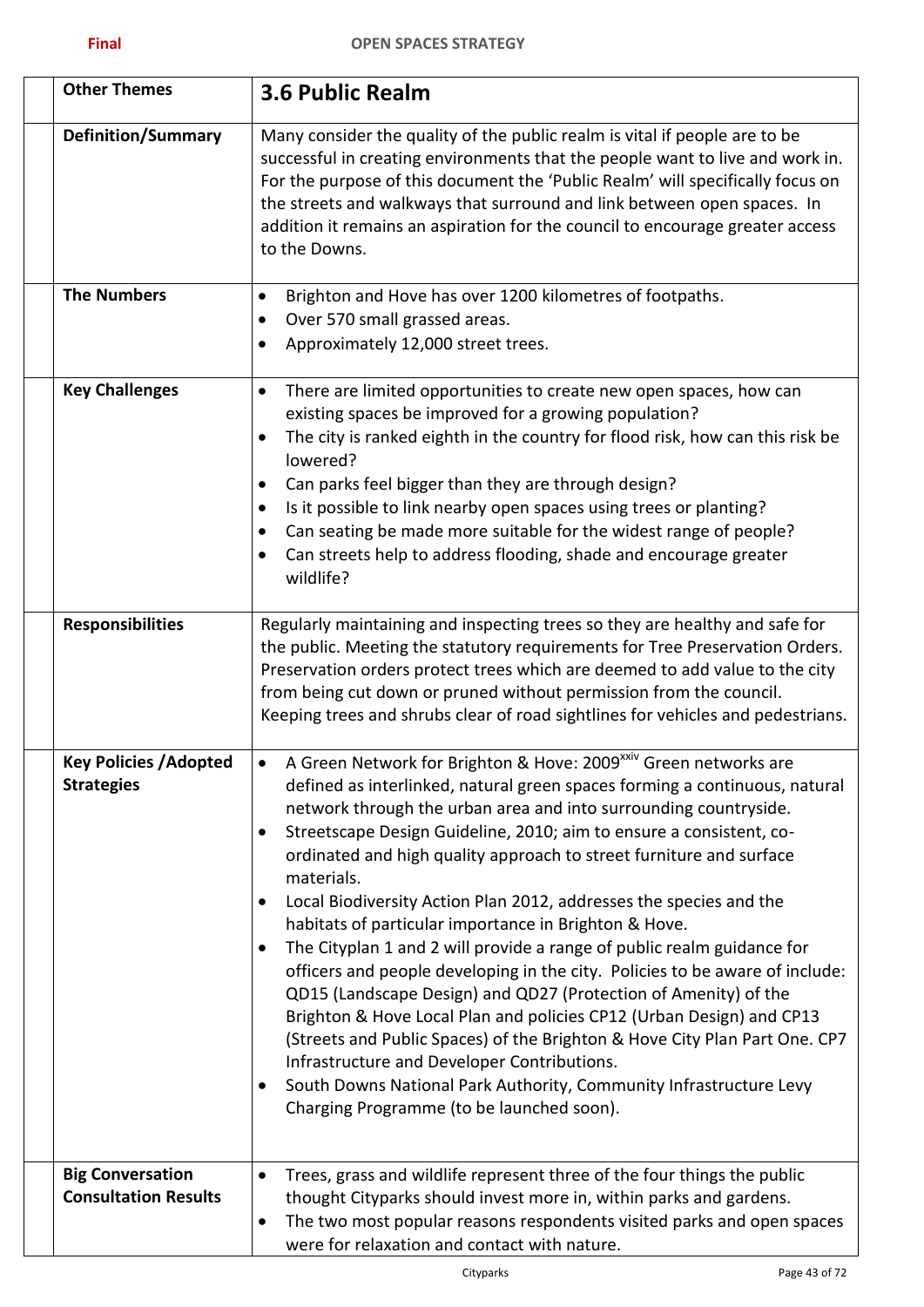| Other Themes | 3.6 Public Realm |
|---|---|
| **Definition/Summary** | Many consider the quality of the public realm is vital if people are to be successful in creating environments that the people want to live and work in. For the purpose of this document the 'Public Realm' will specifically focus on the streets and walkways that surround and link between open spaces. In addition it remains an aspiration for the council to encourage greater access to the Downs. |
| **The Numbers** | • Brighton and Hove has over 1200 kilometres of footpaths.<br>• Over 570 small grassed areas.<br>• Approximately 12,000 street trees. |
| **Key Challenges** | • There are limited opportunities to create new open spaces, how can existing spaces be improved for a growing population?<br>• The city is ranked eighth in the country for flood risk, how can this risk be lowered?<br>• Can parks feel bigger than they are through design?<br>• Is it possible to link nearby open spaces using trees or planting?<br>• Can seating be made more suitable for the widest range of people?<br>• Can streets help to address flooding, shade and encourage greater wildlife? |
| **Responsibilities** | Regularly maintaining and inspecting trees so they are healthy and safe for the public. Meeting the statutory requirements for Tree Preservation Orders. Preservation orders protect trees which are deemed to add value to the city from being cut down or pruned without permission from the council. Keeping trees and shrubs clear of road sightlines for vehicles and pedestrians. |
| **Key Policies /Adopted Strategies** | • A Green Network for Brighton & Hove: 2009[xxiv] Green networks are defined as interlinked, natural green spaces forming a continuous, natural network through the urban area and into surrounding countryside.<br>• Streetscape Design Guideline, 2010; aim to ensure a consistent, co-ordinated and high quality approach to street furniture and surface materials.<br>• Local Biodiversity Action Plan 2012, addresses the species and the habitats of particular importance in Brighton & Hove.<br>• The Cityplan 1 and 2 will provide a range of public realm guidance for officers and people developing in the city. Policies to be aware of include: QD15 (Landscape Design) and QD27 (Protection of Amenity) of the Brighton & Hove Local Plan and policies CP12 (Urban Design) and CP13 (Streets and Public Spaces) of the Brighton & Hove City Plan Part One. CP7 Infrastructure and Developer Contributions.<br>• South Downs National Park Authority, Community Infrastructure Levy Charging Programme (to be launched soon). |
| **Big Conversation Consultation Results** | • Trees, grass and wildlife represent three of the four things the public thought Cityparks should invest more in, within parks and gardens.<br>• The two most popular reasons respondents visited parks and open spaces were for relaxation and contact with nature. |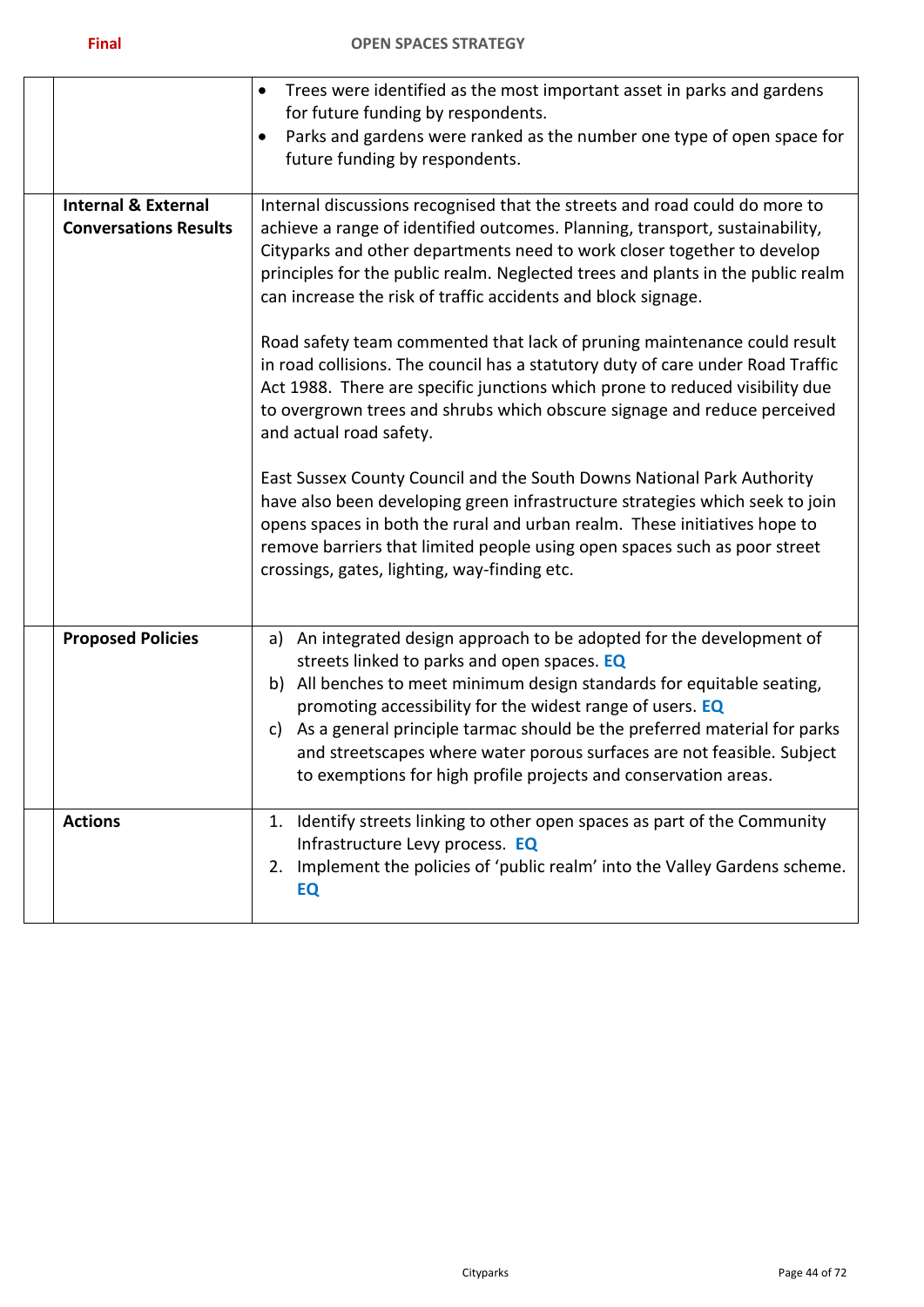| | | |
|---|---|---|
| | | • Trees were identified as the most important asset in parks and gardens for future funding by respondents.<br>• Parks and gardens were ranked as the number one type of open space for future funding by respondents. |
| | **Internal & External Conversations Results** | Internal discussions recognised that the streets and road could do more to achieve a range of identified outcomes. Planning, transport, sustainability, Cityparks and other departments need to work closer together to develop principles for the public realm. Neglected trees and plants in the public realm can increase the risk of traffic accidents and block signage.<br><br>Road safety team commented that lack of pruning maintenance could result in road collisions. The council has a statutory duty of care under Road Traffic Act 1988. There are specific junctions which prone to reduced visibility due to overgrown trees and shrubs which obscure signage and reduce perceived and actual road safety.<br><br>East Sussex County Council and the South Downs National Park Authority have also been developing green infrastructure strategies which seek to join opens spaces in both the rural and urban realm. These initiatives hope to remove barriers that limited people using open spaces such as poor street crossings, gates, lighting, way-finding etc. |
| | **Proposed Policies** | a) An integrated design approach to be adopted for the development of streets linked to parks and open spaces. **EQ**<br>b) All benches to meet minimum design standards for equitable seating, promoting accessibility for the widest range of users. **EQ**<br>c) As a general principle tarmac should be the preferred material for parks and streetscapes where water porous surfaces are not feasible. Subject to exemptions for high profile projects and conservation areas. |
| | **Actions** | 1. Identify streets linking to other open spaces as part of the Community Infrastructure Levy process. **EQ**<br>2. Implement the policies of 'public realm' into the Valley Gardens scheme. **EQ** |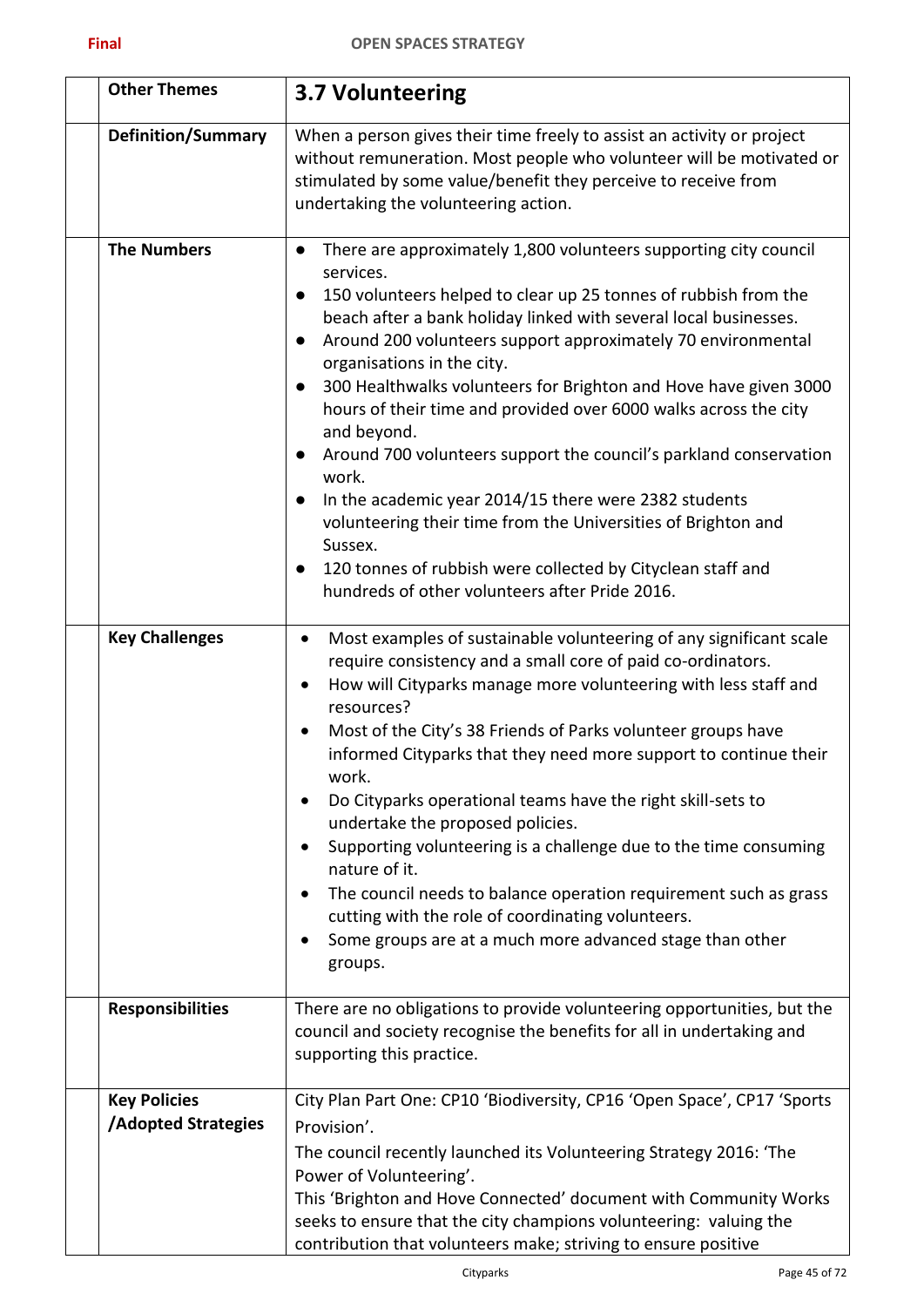| Other Themes | 3.7 Volunteering |
|---|---|
| **Definition/Summary** | When a person gives their time freely to assist an activity or project without remuneration. Most people who volunteer will be motivated or stimulated by some value/benefit they perceive to receive from undertaking the volunteering action. |
| **The Numbers** | • There are approximately 1,800 volunteers supporting city council services.<br>• 150 volunteers helped to clear up 25 tonnes of rubbish from the beach after a bank holiday linked with several local businesses.<br>• Around 200 volunteers support approximately 70 environmental organisations in the city.<br>• 300 Healthwalks volunteers for Brighton and Hove have given 3000 hours of their time and provided over 6000 walks across the city and beyond.<br>• Around 700 volunteers support the council's parkland conservation work.<br>• In the academic year 2014/15 there were 2382 students volunteering their time from the Universities of Brighton and Sussex.<br>• 120 tonnes of rubbish were collected by Cityclean staff and hundreds of other volunteers after Pride 2016. |
| **Key Challenges** | • Most examples of sustainable volunteering of any significant scale require consistency and a small core of paid co-ordinators.<br>• How will Cityparks manage more volunteering with less staff and resources?<br>• Most of the City's 38 Friends of Parks volunteer groups have informed Cityparks that they need more support to continue their work.<br>• Do Cityparks operational teams have the right skill-sets to undertake the proposed policies.<br>• Supporting volunteering is a challenge due to the time consuming nature of it.<br>• The council needs to balance operation requirement such as grass cutting with the role of coordinating volunteers.<br>• Some groups are at a much more advanced stage than other groups. |
| **Responsibilities** | There are no obligations to provide volunteering opportunities, but the council and society recognise the benefits for all in undertaking and supporting this practice. |
| **Key Policies /Adopted Strategies** | City Plan Part One: CP10 'Biodiversity, CP16 'Open Space', CP17 'Sports Provision'.<br>The council recently launched its Volunteering Strategy 2016: 'The Power of Volunteering'.<br>This 'Brighton and Hove Connected' document with Community Works seeks to ensure that the city champions volunteering: valuing the contribution that volunteers make; striving to ensure positive |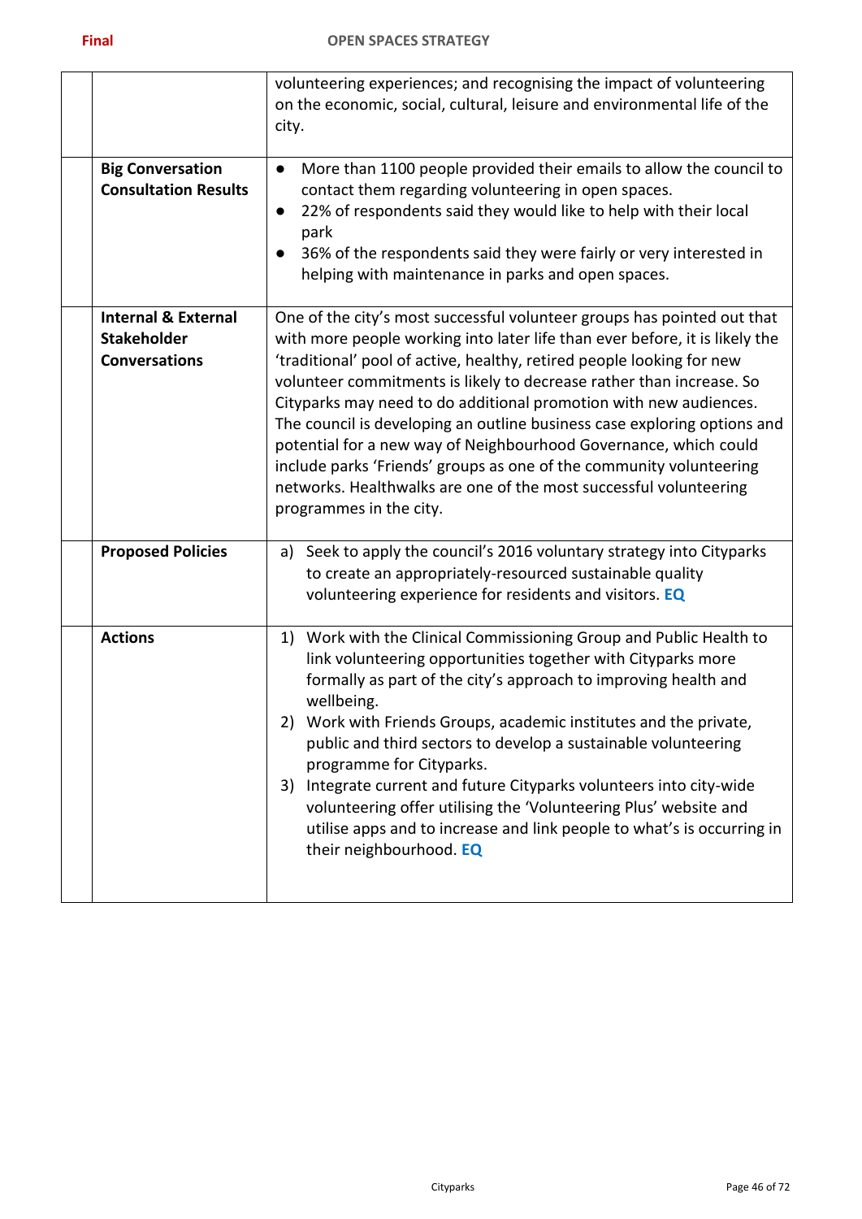| | | |
|---|---|---|
| | | volunteering experiences; and recognising the impact of volunteering on the economic, social, cultural, leisure and environmental life of the city. |
| | **Big Conversation Consultation Results** | • More than 1100 people provided their emails to allow the council to contact them regarding volunteering in open spaces.<br>• 22% of respondents said they would like to help with their local park<br>• 36% of the respondents said they were fairly or very interested in helping with maintenance in parks and open spaces. |
| | **Internal & External Stakeholder Conversations** | One of the city's most successful volunteer groups has pointed out that with more people working into later life than ever before, it is likely the 'traditional' pool of active, healthy, retired people looking for new volunteer commitments is likely to decrease rather than increase. So Cityparks may need to do additional promotion with new audiences. The council is developing an outline business case exploring options and potential for a new way of Neighbourhood Governance, which could include parks 'Friends' groups as one of the community volunteering networks. Healthwalks are one of the most successful volunteering programmes in the city. |
| | **Proposed Policies** | a) Seek to apply the council's 2016 voluntary strategy into Cityparks to create an appropriately-resourced sustainable quality volunteering experience for residents and visitors. **EQ** |
| | **Actions** | 1) Work with the Clinical Commissioning Group and Public Health to link volunteering opportunities together with Cityparks more formally as part of the city's approach to improving health and wellbeing.<br>2) Work with Friends Groups, academic institutes and the private, public and third sectors to develop a sustainable volunteering programme for Cityparks.<br>3) Integrate current and future Cityparks volunteers into city-wide volunteering offer utilising the 'Volunteering Plus' website and utilise apps and to increase and link people to what's is occurring in their neighbourhood. **EQ** |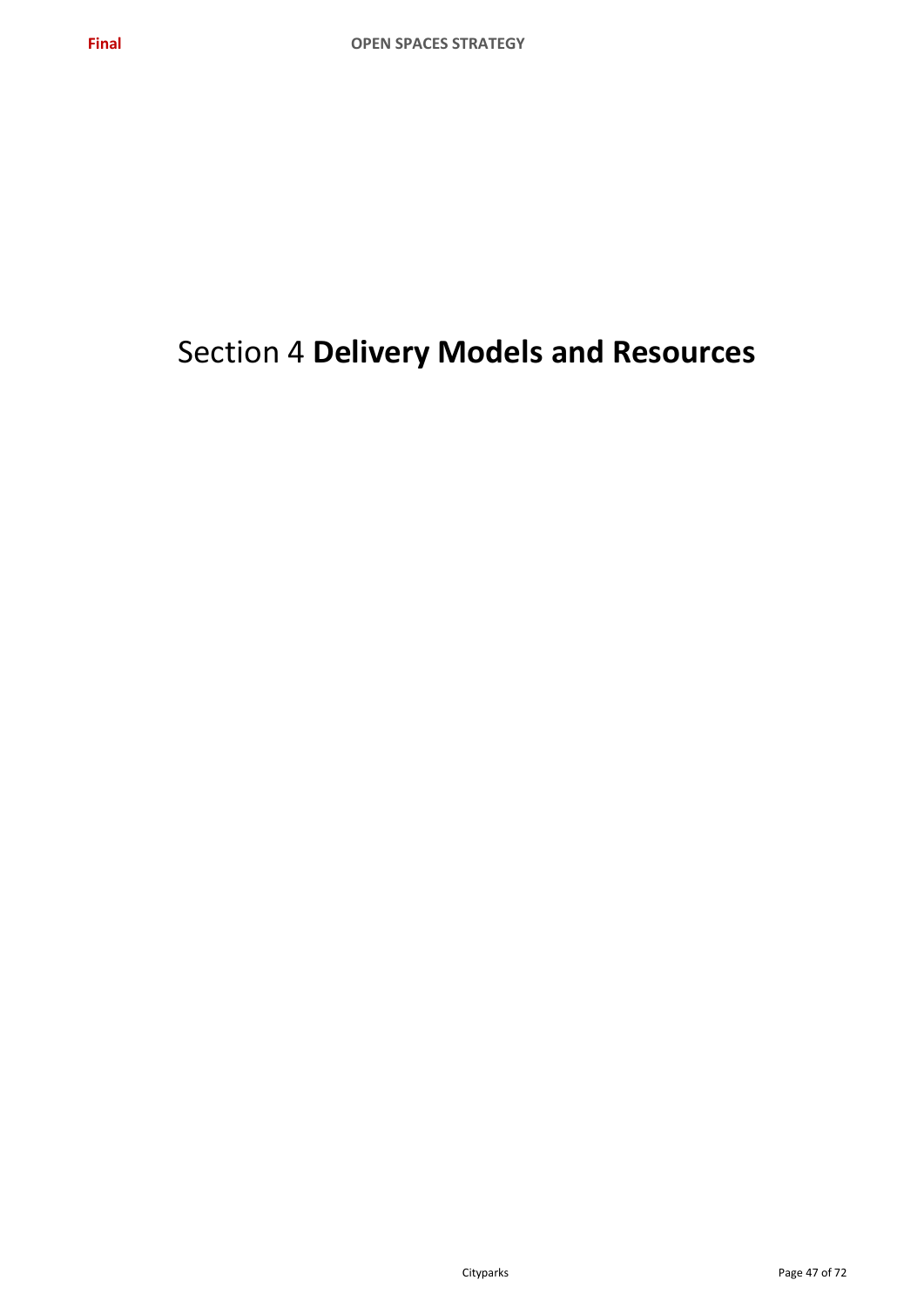# Section 4 **Delivery Models and Resources**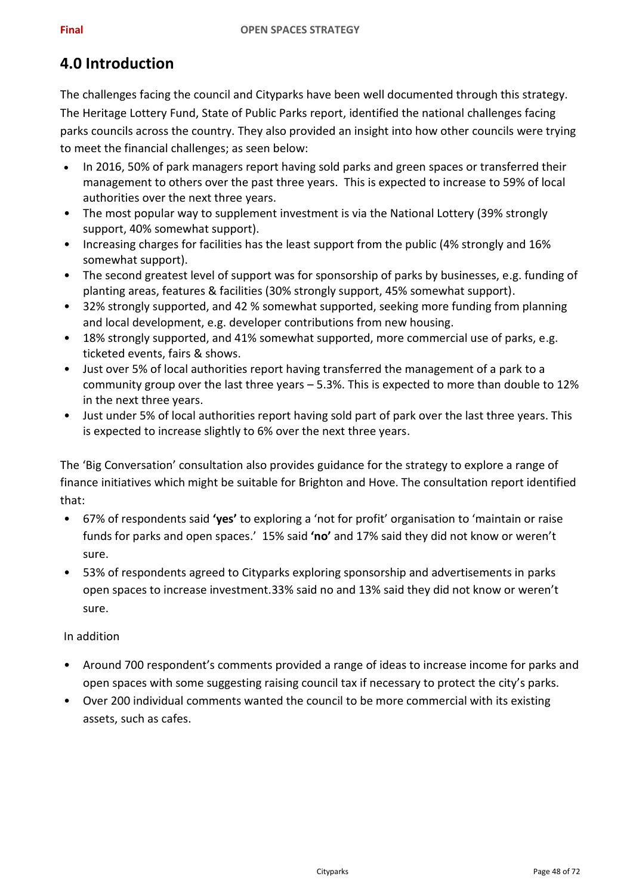# 4.0 Introduction

The challenges facing the council and Cityparks have been well documented through this strategy. The Heritage Lottery Fund, State of Public Parks report, identified the national challenges facing parks councils across the country. They also provided an insight into how other councils were trying to meet the financial challenges; as seen below:

- In 2016, 50% of park managers report having sold parks and green spaces or transferred their management to others over the past three years. This is expected to increase to 59% of local authorities over the next three years.
- The most popular way to supplement investment is via the National Lottery (39% strongly support, 40% somewhat support).
- Increasing charges for facilities has the least support from the public (4% strongly and 16% somewhat support).
- The second greatest level of support was for sponsorship of parks by businesses, e.g. funding of planting areas, features & facilities (30% strongly support, 45% somewhat support).
- 32% strongly supported, and 42 % somewhat supported, seeking more funding from planning and local development, e.g. developer contributions from new housing.
- 18% strongly supported, and 41% somewhat supported, more commercial use of parks, e.g. ticketed events, fairs & shows.
- Just over 5% of local authorities report having transferred the management of a park to a community group over the last three years – 5.3%. This is expected to more than double to 12% in the next three years.
- Just under 5% of local authorities report having sold part of park over the last three years. This is expected to increase slightly to 6% over the next three years.

The 'Big Conversation' consultation also provides guidance for the strategy to explore a range of finance initiatives which might be suitable for Brighton and Hove. The consultation report identified that:

- 67% of respondents said **'yes'** to exploring a 'not for profit' organisation to 'maintain or raise funds for parks and open spaces.' 15% said **'no'** and 17% said they did not know or weren't sure.
- 53% of respondents agreed to Cityparks exploring sponsorship and advertisements in parks open spaces to increase investment.33% said no and 13% said they did not know or weren't sure.

In addition

- Around 700 respondent's comments provided a range of ideas to increase income for parks and open spaces with some suggesting raising council tax if necessary to protect the city's parks.
- Over 200 individual comments wanted the council to be more commercial with its existing assets, such as cafes.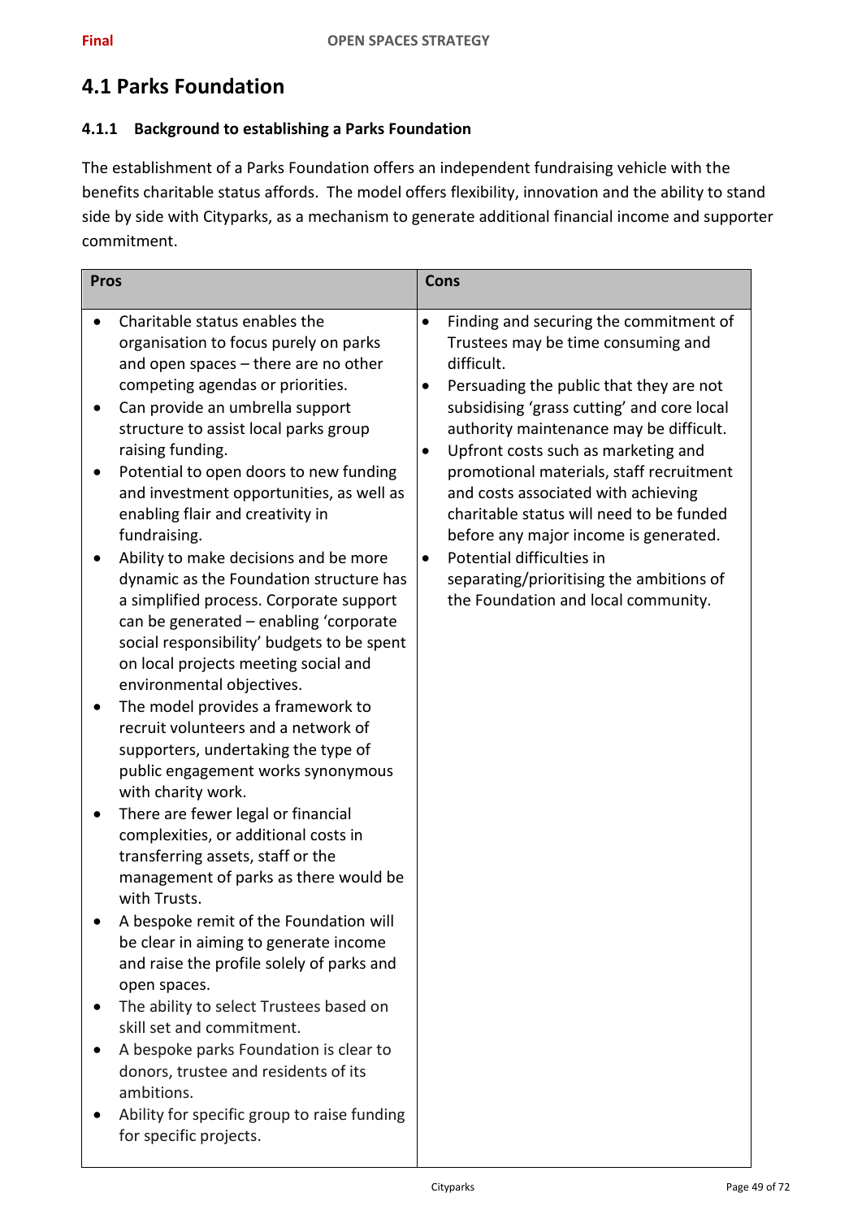# 4.1 Parks Foundation

## 4.1.1 Background to establishing a Parks Foundation

The establishment of a Parks Foundation offers an independent fundraising vehicle with the benefits charitable status affords. The model offers flexibility, innovation and the ability to stand side by side with Cityparks, as a mechanism to generate additional financial income and supporter commitment.

| Pros | Cons |
| --- | --- |
| • Charitable status enables the organisation to focus purely on parks and open spaces – there are no other competing agendas or priorities.<br>• Can provide an umbrella support structure to assist local parks group raising funding.<br>• Potential to open doors to new funding and investment opportunities, as well as enabling flair and creativity in fundraising.<br>• Ability to make decisions and be more dynamic as the Foundation structure has a simplified process. Corporate support can be generated – enabling 'corporate social responsibility' budgets to be spent on local projects meeting social and environmental objectives.<br>• The model provides a framework to recruit volunteers and a network of supporters, undertaking the type of public engagement works synonymous with charity work.<br>• There are fewer legal or financial complexities, or additional costs in transferring assets, staff or the management of parks as there would be with Trusts.<br>• A bespoke remit of the Foundation will be clear in aiming to generate income and raise the profile solely of parks and open spaces.<br>• The ability to select Trustees based on skill set and commitment.<br>• A bespoke parks Foundation is clear to donors, trustee and residents of its ambitions.<br>• Ability for specific group to raise funding for specific projects. | • Finding and securing the commitment of Trustees may be time consuming and difficult.<br>• Persuading the public that they are not subsidising 'grass cutting' and core local authority maintenance may be difficult.<br>• Upfront costs such as marketing and promotional materials, staff recruitment and costs associated with achieving charitable status will need to be funded before any major income is generated.<br>• Potential difficulties in separating/prioritising the ambitions of the Foundation and local community. |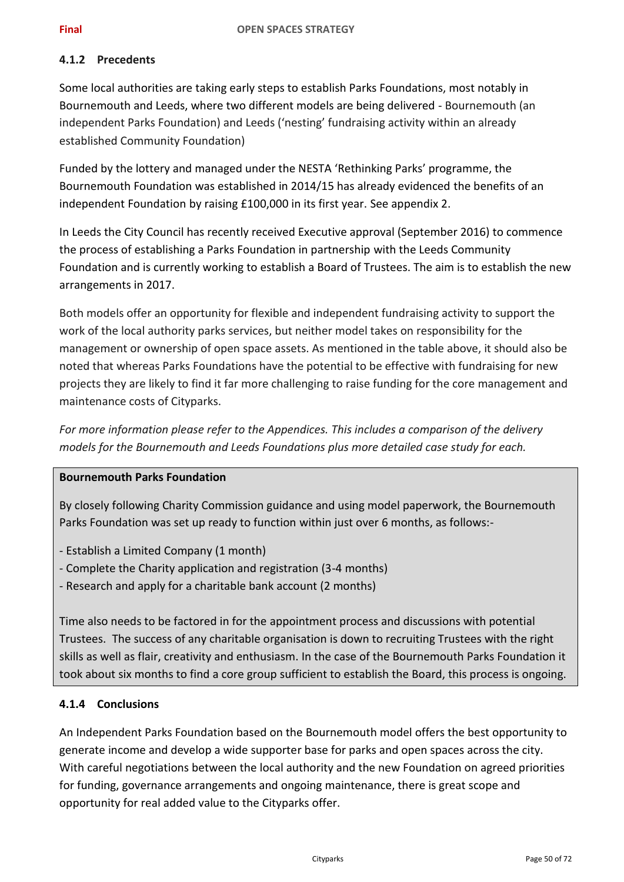### 4.1.2 Precedents

Some local authorities are taking early steps to establish Parks Foundations, most notably in Bournemouth and Leeds, where two different models are being delivered - Bournemouth (an independent Parks Foundation) and Leeds ('nesting' fundraising activity within an already established Community Foundation)

Funded by the lottery and managed under the NESTA 'Rethinking Parks' programme, the Bournemouth Foundation was established in 2014/15 has already evidenced the benefits of an independent Foundation by raising £100,000 in its first year. See appendix 2.

In Leeds the City Council has recently received Executive approval (September 2016) to commence the process of establishing a Parks Foundation in partnership with the Leeds Community Foundation and is currently working to establish a Board of Trustees. The aim is to establish the new arrangements in 2017.

Both models offer an opportunity for flexible and independent fundraising activity to support the work of the local authority parks services, but neither model takes on responsibility for the management or ownership of open space assets. As mentioned in the table above, it should also be noted that whereas Parks Foundations have the potential to be effective with fundraising for new projects they are likely to find it far more challenging to raise funding for the core management and maintenance costs of Cityparks.

*For more information please refer to the Appendices. This includes a comparison of the delivery models for the Bournemouth and Leeds Foundations plus more detailed case study for each.*

**Bournemouth Parks Foundation**

By closely following Charity Commission guidance and using model paperwork, the Bournemouth Parks Foundation was set up ready to function within just over 6 months, as follows:-

- Establish a Limited Company (1 month)
- Complete the Charity application and registration (3-4 months)
- Research and apply for a charitable bank account (2 months)

Time also needs to be factored in for the appointment process and discussions with potential Trustees. The success of any charitable organisation is down to recruiting Trustees with the right skills as well as flair, creativity and enthusiasm. In the case of the Bournemouth Parks Foundation it took about six months to find a core group sufficient to establish the Board, this process is ongoing.

### 4.1.4 Conclusions

An Independent Parks Foundation based on the Bournemouth model offers the best opportunity to generate income and develop a wide supporter base for parks and open spaces across the city. With careful negotiations between the local authority and the new Foundation on agreed priorities for funding, governance arrangements and ongoing maintenance, there is great scope and opportunity for real added value to the Cityparks offer.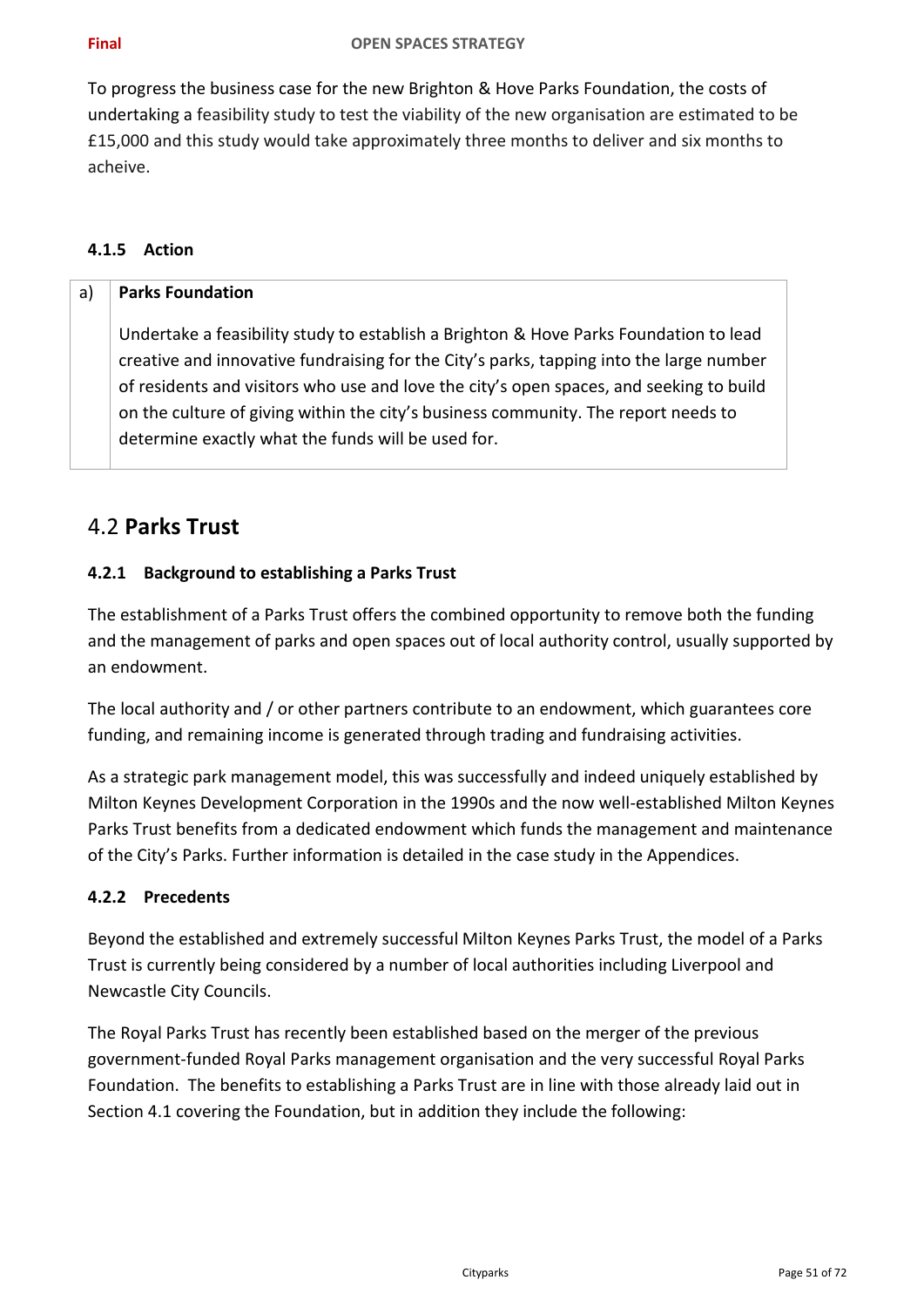To progress the business case for the new Brighton & Hove Parks Foundation, the costs of undertaking a feasibility study to test the viability of the new organisation are estimated to be £15,000 and this study would take approximately three months to deliver and six months to acheive.

#### 4.1.5 Action

| a) | **Parks Foundation**<br><br>Undertake a feasibility study to establish a Brighton & Hove Parks Foundation to lead creative and innovative fundraising for the City's parks, tapping into the large number of residents and visitors who use and love the city's open spaces, and seeking to build on the culture of giving within the city's business community. The report needs to determine exactly what the funds will be used for. |
|---|---|

## 4.2 **Parks Trust**

#### 4.2.1 Background to establishing a Parks Trust

The establishment of a Parks Trust offers the combined opportunity to remove both the funding and the management of parks and open spaces out of local authority control, usually supported by an endowment.

The local authority and / or other partners contribute to an endowment, which guarantees core funding, and remaining income is generated through trading and fundraising activities.

As a strategic park management model, this was successfully and indeed uniquely established by Milton Keynes Development Corporation in the 1990s and the now well-established Milton Keynes Parks Trust benefits from a dedicated endowment which funds the management and maintenance of the City's Parks. Further information is detailed in the case study in the Appendices.

#### 4.2.2 Precedents

Beyond the established and extremely successful Milton Keynes Parks Trust, the model of a Parks Trust is currently being considered by a number of local authorities including Liverpool and Newcastle City Councils.

The Royal Parks Trust has recently been established based on the merger of the previous government-funded Royal Parks management organisation and the very successful Royal Parks Foundation. The benefits to establishing a Parks Trust are in line with those already laid out in Section 4.1 covering the Foundation, but in addition they include the following: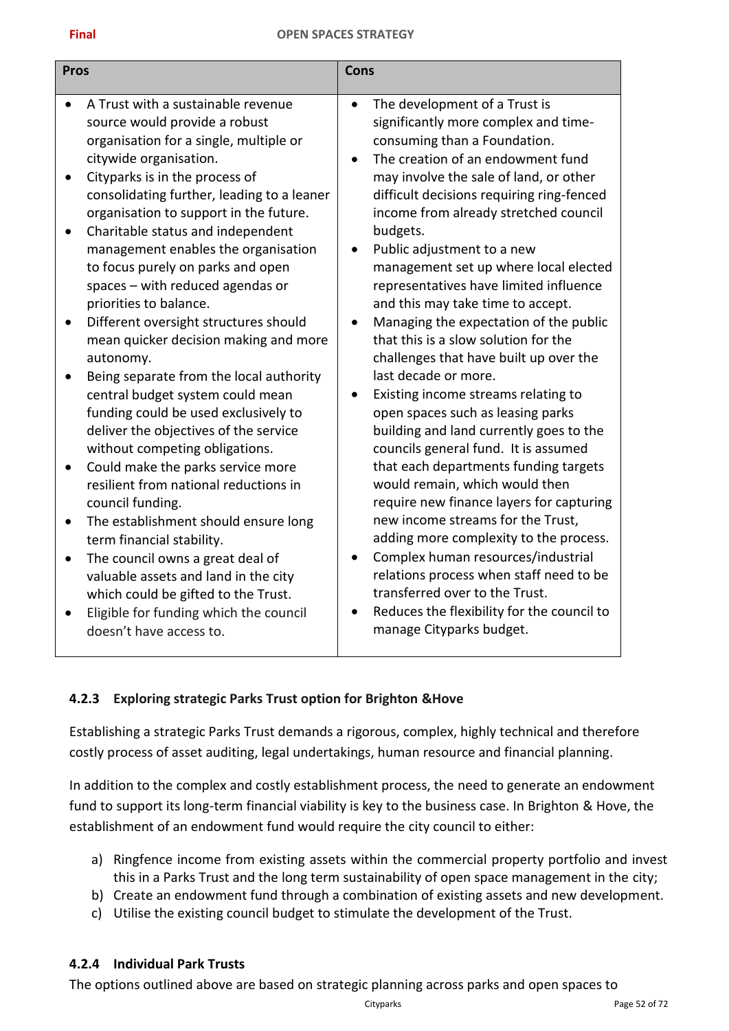| Pros | Cons |
|---|---|
| <ul><li>A Trust with a sustainable revenue source would provide a robust organisation for a single, multiple or citywide organisation.</li><li>Cityparks is in the process of consolidating further, leading to a leaner organisation to support in the future.</li><li>Charitable status and independent management enables the organisation to focus purely on parks and open spaces – with reduced agendas or priorities to balance.</li><li>Different oversight structures should mean quicker decision making and more autonomy.</li><li>Being separate from the local authority central budget system could mean funding could be used exclusively to deliver the objectives of the service without competing obligations.</li><li>Could make the parks service more resilient from national reductions in council funding.</li><li>The establishment should ensure long term financial stability.</li><li>The council owns a great deal of valuable assets and land in the city which could be gifted to the Trust.</li><li>Eligible for funding which the council doesn't have access to.</li></ul> | <ul><li>The development of a Trust is significantly more complex and time-consuming than a Foundation.</li><li>The creation of an endowment fund may involve the sale of land, or other difficult decisions requiring ring-fenced income from already stretched council budgets.</li><li>Public adjustment to a new management set up where local elected representatives have limited influence and this may take time to accept.</li><li>Managing the expectation of the public that this is a slow solution for the challenges that have built up over the last decade or more.</li><li>Existing income streams relating to open spaces such as leasing parks building and land currently goes to the councils general fund. It is assumed that each departments funding targets would remain, which would then require new finance layers for capturing new income streams for the Trust, adding more complexity to the process.</li><li>Complex human resources/industrial relations process when staff need to be transferred over to the Trust.</li><li>Reduces the flexibility for the council to manage Cityparks budget.</li></ul> |

### 4.2.3 Exploring strategic Parks Trust option for Brighton &Hove

Establishing a strategic Parks Trust demands a rigorous, complex, highly technical and therefore costly process of asset auditing, legal undertakings, human resource and financial planning.

In addition to the complex and costly establishment process, the need to generate an endowment fund to support its long-term financial viability is key to the business case. In Brighton & Hove, the establishment of an endowment fund would require the city council to either:

a) Ringfence income from existing assets within the commercial property portfolio and invest this in a Parks Trust and the long term sustainability of open space management in the city;
b) Create an endowment fund through a combination of existing assets and new development.
c) Utilise the existing council budget to stimulate the development of the Trust.

### 4.2.4 Individual Park Trusts

The options outlined above are based on strategic planning across parks and open spaces to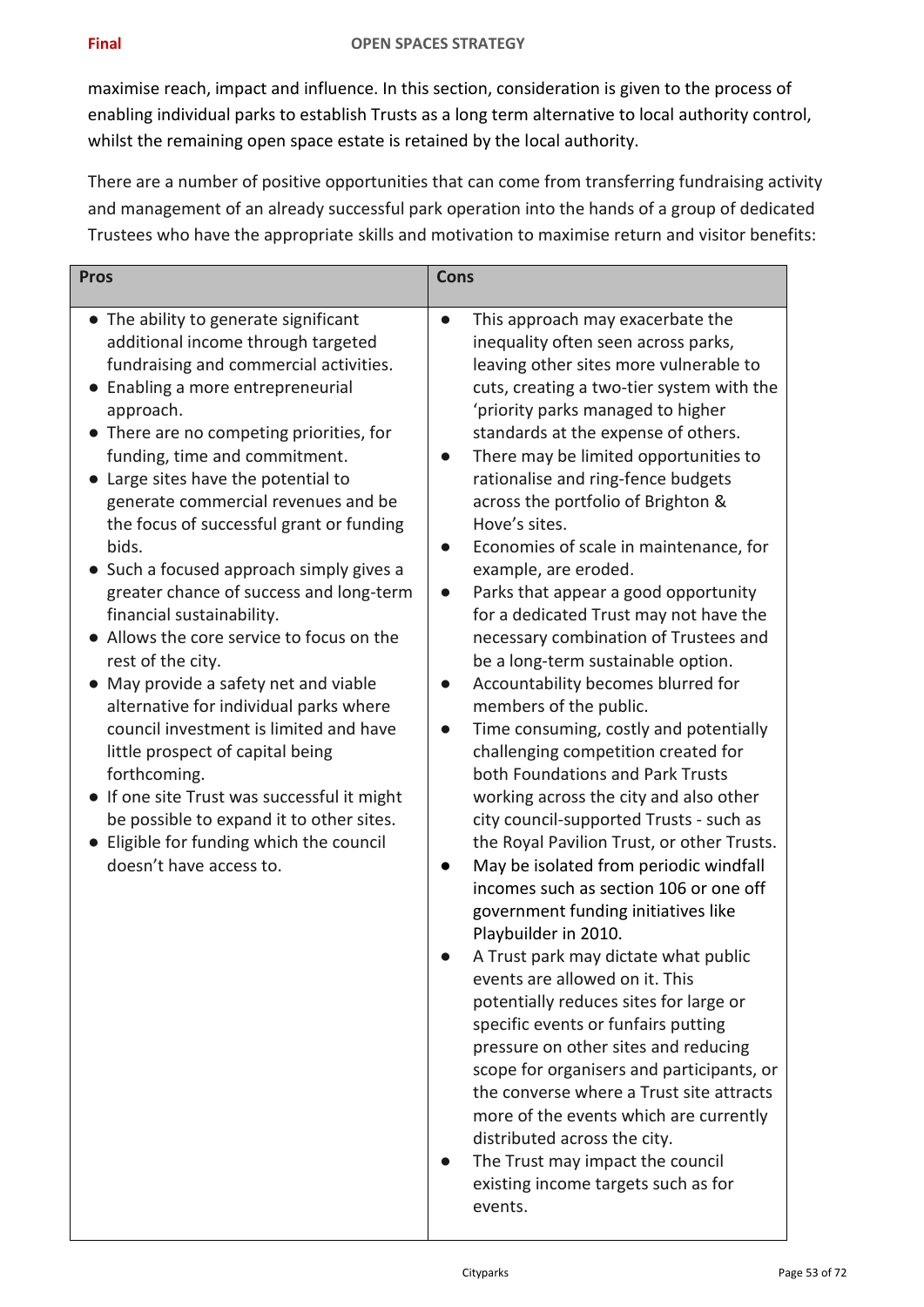maximise reach, impact and influence. In this section, consideration is given to the process of enabling individual parks to establish Trusts as a long term alternative to local authority control, whilst the remaining open space estate is retained by the local authority.

There are a number of positive opportunities that can come from transferring fundraising activity and management of an already successful park operation into the hands of a group of dedicated Trustees who have the appropriate skills and motivation to maximise return and visitor benefits:

| Pros | Cons |
| --- | --- |
| • The ability to generate significant additional income through targeted fundraising and commercial activities.<br>• Enabling a more entrepreneurial approach.<br>• There are no competing priorities, for funding, time and commitment.<br>• Large sites have the potential to generate commercial revenues and be the focus of successful grant or funding bids.<br>• Such a focused approach simply gives a greater chance of success and long-term financial sustainability.<br>• Allows the core service to focus on the rest of the city.<br>• May provide a safety net and viable alternative for individual parks where council investment is limited and have little prospect of capital being forthcoming.<br>• If one site Trust was successful it might be possible to expand it to other sites.<br>• Eligible for funding which the council doesn't have access to. | • This approach may exacerbate the inequality often seen across parks, leaving other sites more vulnerable to cuts, creating a two-tier system with the 'priority parks managed to higher standards at the expense of others.<br>• There may be limited opportunities to rationalise and ring-fence budgets across the portfolio of Brighton & Hove's sites.<br>• Economies of scale in maintenance, for example, are eroded.<br>• Parks that appear a good opportunity for a dedicated Trust may not have the necessary combination of Trustees and be a long-term sustainable option.<br>• Accountability becomes blurred for members of the public.<br>• Time consuming, costly and potentially challenging competition created for both Foundations and Park Trusts working across the city and also other city council-supported Trusts - such as the Royal Pavilion Trust, or other Trusts.<br>• May be isolated from periodic windfall incomes such as section 106 or one off government funding initiatives like Playbuilder in 2010.<br>• A Trust park may dictate what public events are allowed on it. This potentially reduces sites for large or specific events or funfairs putting pressure on other sites and reducing scope for organisers and participants, or the converse where a Trust site attracts more of the events which are currently distributed across the city.<br>• The Trust may impact the council existing income targets such as for events. |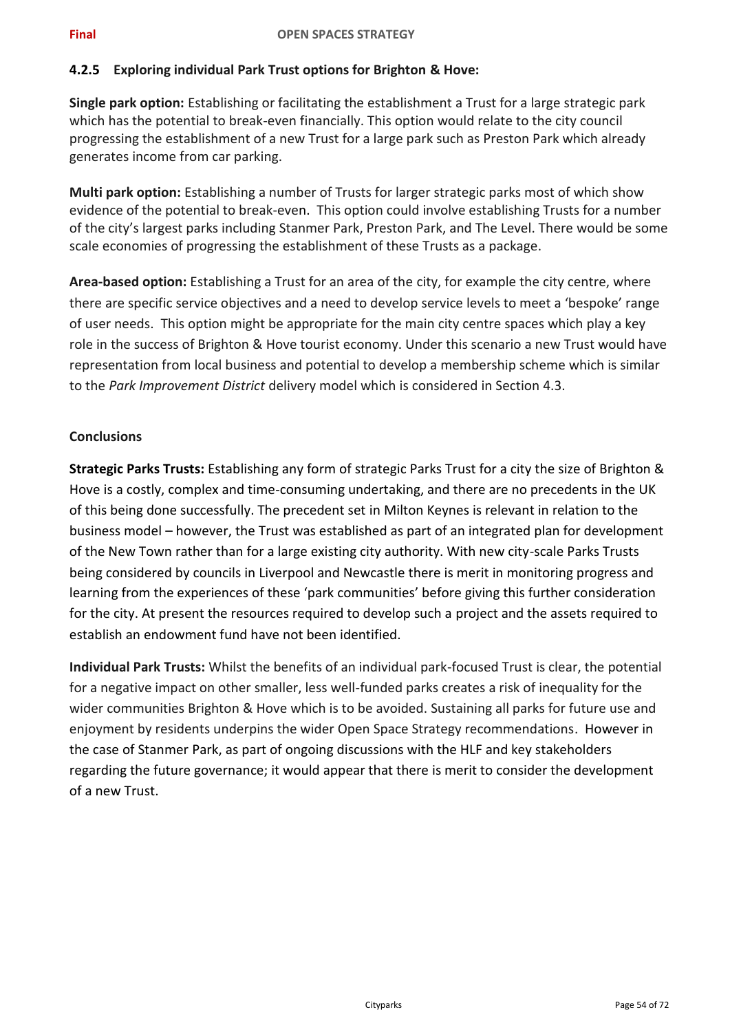### 4.2.5 Exploring individual Park Trust options for Brighton & Hove:

**Single park option:** Establishing or facilitating the establishment a Trust for a large strategic park which has the potential to break-even financially. This option would relate to the city council progressing the establishment of a new Trust for a large park such as Preston Park which already generates income from car parking.

**Multi park option:** Establishing a number of Trusts for larger strategic parks most of which show evidence of the potential to break-even. This option could involve establishing Trusts for a number of the city's largest parks including Stanmer Park, Preston Park, and The Level. There would be some scale economies of progressing the establishment of these Trusts as a package.

**Area-based option:** Establishing a Trust for an area of the city, for example the city centre, where there are specific service objectives and a need to develop service levels to meet a 'bespoke' range of user needs. This option might be appropriate for the main city centre spaces which play a key role in the success of Brighton & Hove tourist economy. Under this scenario a new Trust would have representation from local business and potential to develop a membership scheme which is similar to the *Park Improvement District* delivery model which is considered in Section 4.3.

**Conclusions**

**Strategic Parks Trusts:** Establishing any form of strategic Parks Trust for a city the size of Brighton & Hove is a costly, complex and time-consuming undertaking, and there are no precedents in the UK of this being done successfully. The precedent set in Milton Keynes is relevant in relation to the business model – however, the Trust was established as part of an integrated plan for development of the New Town rather than for a large existing city authority. With new city-scale Parks Trusts being considered by councils in Liverpool and Newcastle there is merit in monitoring progress and learning from the experiences of these 'park communities' before giving this further consideration for the city. At present the resources required to develop such a project and the assets required to establish an endowment fund have not been identified.

**Individual Park Trusts:** Whilst the benefits of an individual park-focused Trust is clear, the potential for a negative impact on other smaller, less well-funded parks creates a risk of inequality for the wider communities Brighton & Hove which is to be avoided. Sustaining all parks for future use and enjoyment by residents underpins the wider Open Space Strategy recommendations. However in the case of Stanmer Park, as part of ongoing discussions with the HLF and key stakeholders regarding the future governance; it would appear that there is merit to consider the development of a new Trust.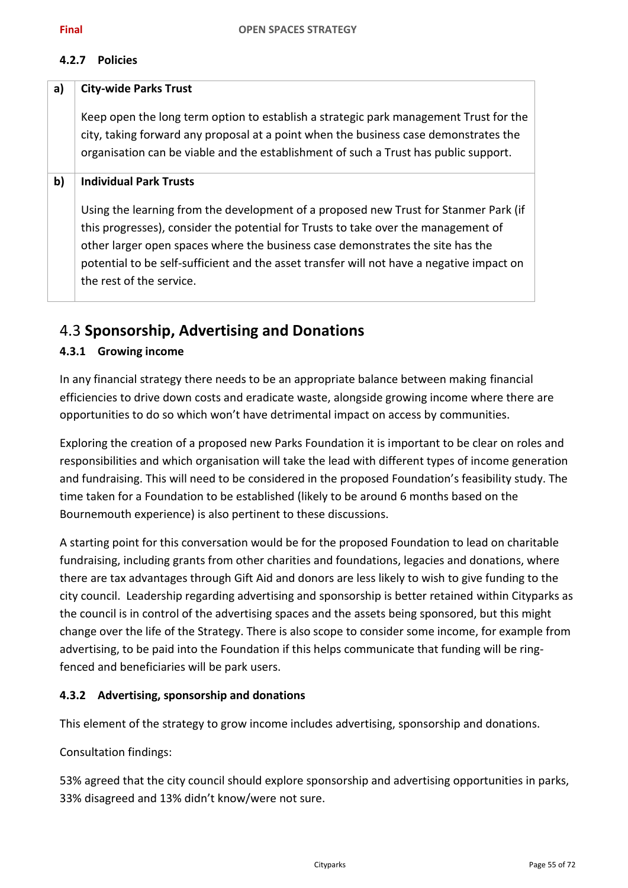#### 4.2.7 Policies

| | |
|---|---|
| a) | **City-wide Parks Trust**<br><br>Keep open the long term option to establish a strategic park management Trust for the city, taking forward any proposal at a point when the business case demonstrates the organisation can be viable and the establishment of such a Trust has public support. |
| b) | **Individual Park Trusts**<br><br>Using the learning from the development of a proposed new Trust for Stanmer Park (if this progresses), consider the potential for Trusts to take over the management of other larger open spaces where the business case demonstrates the site has the potential to be self-sufficient and the asset transfer will not have a negative impact on the rest of the service. |

## 4.3 Sponsorship, Advertising and Donations

#### 4.3.1 Growing income

In any financial strategy there needs to be an appropriate balance between making financial efficiencies to drive down costs and eradicate waste, alongside growing income where there are opportunities to do so which won't have detrimental impact on access by communities.

Exploring the creation of a proposed new Parks Foundation it is important to be clear on roles and responsibilities and which organisation will take the lead with different types of income generation and fundraising. This will need to be considered in the proposed Foundation's feasibility study. The time taken for a Foundation to be established (likely to be around 6 months based on the Bournemouth experience) is also pertinent to these discussions.

A starting point for this conversation would be for the proposed Foundation to lead on charitable fundraising, including grants from other charities and foundations, legacies and donations, where there are tax advantages through Gift Aid and donors are less likely to wish to give funding to the city council. Leadership regarding advertising and sponsorship is better retained within Cityparks as the council is in control of the advertising spaces and the assets being sponsored, but this might change over the life of the Strategy. There is also scope to consider some income, for example from advertising, to be paid into the Foundation if this helps communicate that funding will be ring-fenced and beneficiaries will be park users.

#### 4.3.2 Advertising, sponsorship and donations

This element of the strategy to grow income includes advertising, sponsorship and donations.

Consultation findings:

53% agreed that the city council should explore sponsorship and advertising opportunities in parks, 33% disagreed and 13% didn't know/were not sure.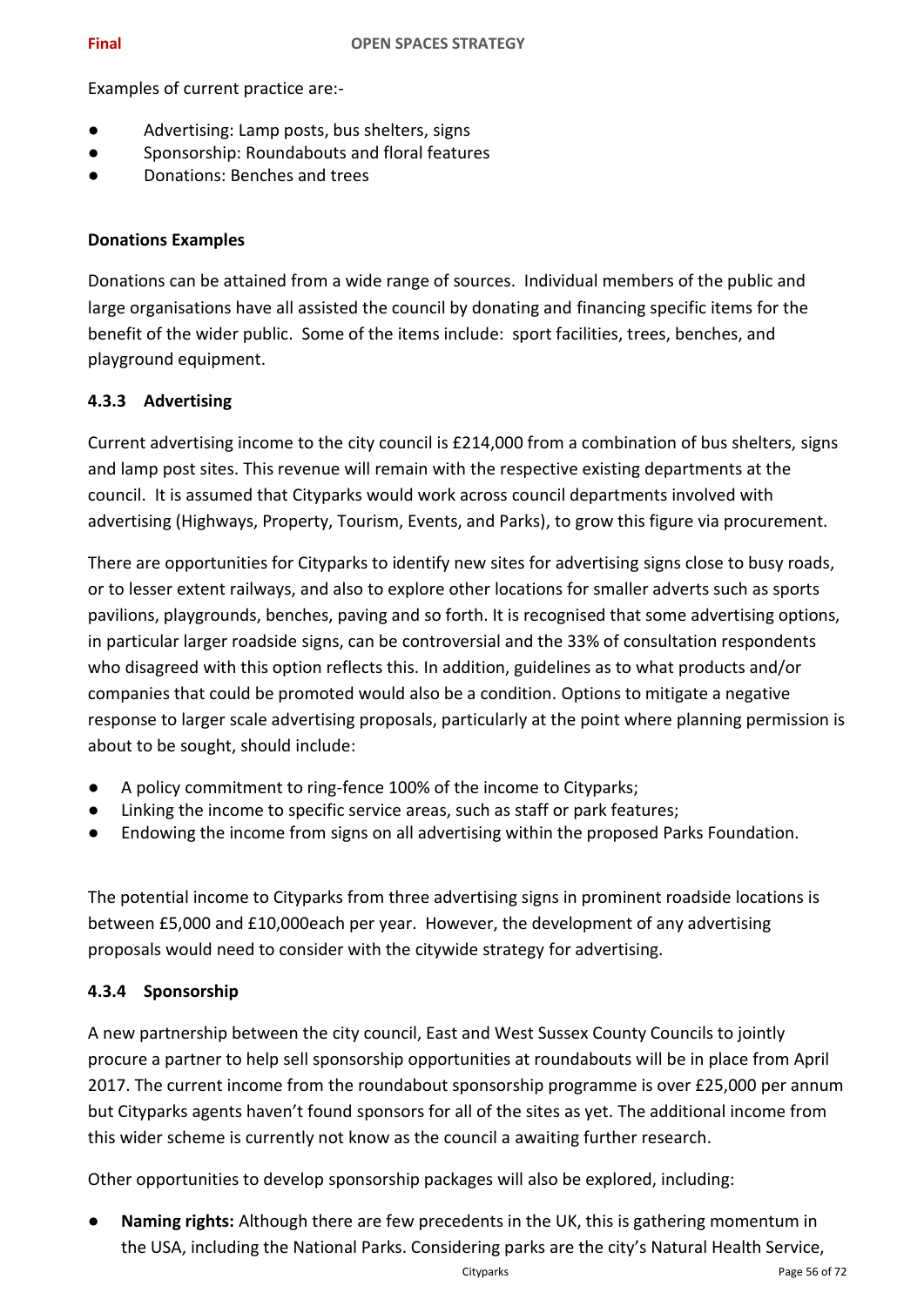Examples of current practice are:-

- Advertising: Lamp posts, bus shelters, signs
- Sponsorship: Roundabouts and floral features
- Donations: Benches and trees

**Donations Examples**

Donations can be attained from a wide range of sources. Individual members of the public and large organisations have all assisted the council by donating and financing specific items for the benefit of the wider public. Some of the items include: sport facilities, trees, benches, and playground equipment.

### 4.3.3 Advertising

Current advertising income to the city council is £214,000 from a combination of bus shelters, signs and lamp post sites. This revenue will remain with the respective existing departments at the council. It is assumed that Cityparks would work across council departments involved with advertising (Highways, Property, Tourism, Events, and Parks), to grow this figure via procurement.

There are opportunities for Cityparks to identify new sites for advertising signs close to busy roads, or to lesser extent railways, and also to explore other locations for smaller adverts such as sports pavilions, playgrounds, benches, paving and so forth. It is recognised that some advertising options, in particular larger roadside signs, can be controversial and the 33% of consultation respondents who disagreed with this option reflects this. In addition, guidelines as to what products and/or companies that could be promoted would also be a condition. Options to mitigate a negative response to larger scale advertising proposals, particularly at the point where planning permission is about to be sought, should include:

- A policy commitment to ring-fence 100% of the income to Cityparks;
- Linking the income to specific service areas, such as staff or park features;
- Endowing the income from signs on all advertising within the proposed Parks Foundation.

The potential income to Cityparks from three advertising signs in prominent roadside locations is between £5,000 and £10,000each per year. However, the development of any advertising proposals would need to consider with the citywide strategy for advertising.

### 4.3.4 Sponsorship

A new partnership between the city council, East and West Sussex County Councils to jointly procure a partner to help sell sponsorship opportunities at roundabouts will be in place from April 2017. The current income from the roundabout sponsorship programme is over £25,000 per annum but Cityparks agents haven't found sponsors for all of the sites as yet. The additional income from this wider scheme is currently not know as the council a awaiting further research.

Other opportunities to develop sponsorship packages will also be explored, including:

- **Naming rights:** Although there are few precedents in the UK, this is gathering momentum in the USA, including the National Parks. Considering parks are the city's Natural Health Service,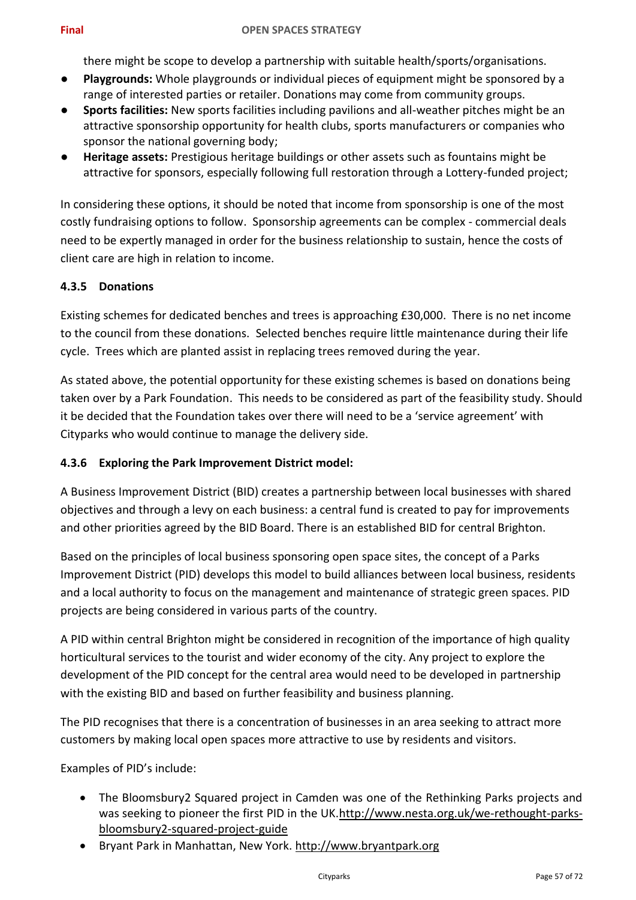there might be scope to develop a partnership with suitable health/sports/organisations.

- **Playgrounds:** Whole playgrounds or individual pieces of equipment might be sponsored by a range of interested parties or retailer. Donations may come from community groups.
- **Sports facilities:** New sports facilities including pavilions and all-weather pitches might be an attractive sponsorship opportunity for health clubs, sports manufacturers or companies who sponsor the national governing body;
- **Heritage assets:** Prestigious heritage buildings or other assets such as fountains might be attractive for sponsors, especially following full restoration through a Lottery-funded project;

In considering these options, it should be noted that income from sponsorship is one of the most costly fundraising options to follow. Sponsorship agreements can be complex - commercial deals need to be expertly managed in order for the business relationship to sustain, hence the costs of client care are high in relation to income.

### 4.3.5 Donations

Existing schemes for dedicated benches and trees is approaching £30,000. There is no net income to the council from these donations. Selected benches require little maintenance during their life cycle. Trees which are planted assist in replacing trees removed during the year.

As stated above, the potential opportunity for these existing schemes is based on donations being taken over by a Park Foundation. This needs to be considered as part of the feasibility study. Should it be decided that the Foundation takes over there will need to be a 'service agreement' with Cityparks who would continue to manage the delivery side.

### 4.3.6 Exploring the Park Improvement District model:

A Business Improvement District (BID) creates a partnership between local businesses with shared objectives and through a levy on each business: a central fund is created to pay for improvements and other priorities agreed by the BID Board. There is an established BID for central Brighton.

Based on the principles of local business sponsoring open space sites, the concept of a Parks Improvement District (PID) develops this model to build alliances between local business, residents and a local authority to focus on the management and maintenance of strategic green spaces. PID projects are being considered in various parts of the country.

A PID within central Brighton might be considered in recognition of the importance of high quality horticultural services to the tourist and wider economy of the city. Any project to explore the development of the PID concept for the central area would need to be developed in partnership with the existing BID and based on further feasibility and business planning.

The PID recognises that there is a concentration of businesses in an area seeking to attract more customers by making local open spaces more attractive to use by residents and visitors.

Examples of PID's include:

- The Bloomsbury2 Squared project in Camden was one of the Rethinking Parks projects and was seeking to pioneer the first PID in the UK.http://www.nesta.org.uk/we-rethought-parks-bloomsbury2-squared-project-guide
- Bryant Park in Manhattan, New York. http://www.bryantpark.org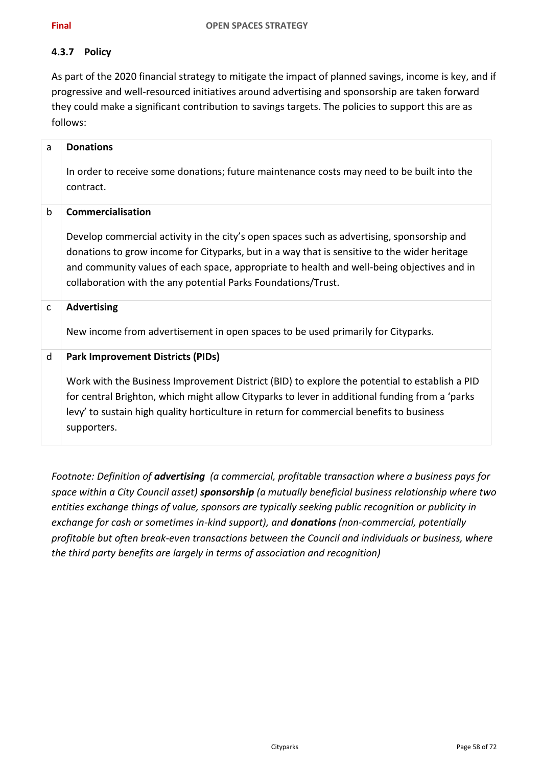### 4.3.7 Policy

As part of the 2020 financial strategy to mitigate the impact of planned savings, income is key, and if progressive and well-resourced initiatives around advertising and sponsorship are taken forward they could make a significant contribution to savings targets. The policies to support this are as follows:

| | |
|---|---|
| a | **Donations**<br><br>In order to receive some donations; future maintenance costs may need to be built into the contract. |
| b | **Commercialisation**<br><br>Develop commercial activity in the city's open spaces such as advertising, sponsorship and donations to grow income for Cityparks, but in a way that is sensitive to the wider heritage and community values of each space, appropriate to health and well-being objectives and in collaboration with the any potential Parks Foundations/Trust. |
| c | **Advertising**<br><br>New income from advertisement in open spaces to be used primarily for Cityparks. |
| d | **Park Improvement Districts (PIDs)**<br><br>Work with the Business Improvement District (BID) to explore the potential to establish a PID for central Brighton, which might allow Cityparks to lever in additional funding from a 'parks levy' to sustain high quality horticulture in return for commercial benefits to business supporters. |

*Footnote: Definition of **advertising** (a commercial, profitable transaction where a business pays for space within a City Council asset) **sponsorship** (a mutually beneficial business relationship where two entities exchange things of value, sponsors are typically seeking public recognition or publicity in exchange for cash or sometimes in-kind support), and **donations** (non-commercial, potentially profitable but often break-even transactions between the Council and individuals or business, where the third party benefits are largely in terms of association and recognition)*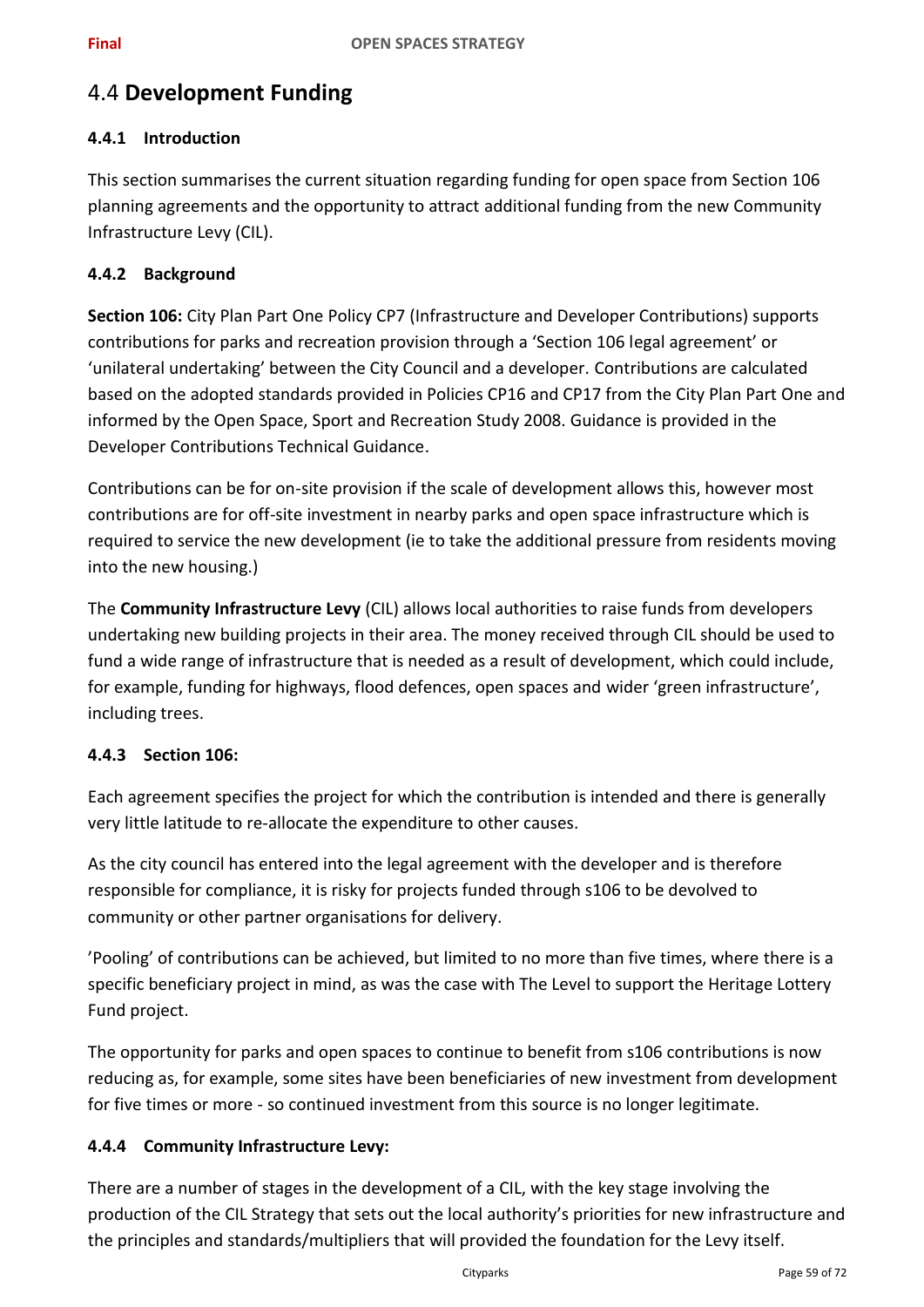## 4.4 **Development Funding**

### 4.4.1 Introduction

This section summarises the current situation regarding funding for open space from Section 106 planning agreements and the opportunity to attract additional funding from the new Community Infrastructure Levy (CIL).

### 4.4.2 Background

**Section 106:** City Plan Part One Policy CP7 (Infrastructure and Developer Contributions) supports contributions for parks and recreation provision through a 'Section 106 legal agreement' or 'unilateral undertaking' between the City Council and a developer. Contributions are calculated based on the adopted standards provided in Policies CP16 and CP17 from the City Plan Part One and informed by the Open Space, Sport and Recreation Study 2008. Guidance is provided in the Developer Contributions Technical Guidance.

Contributions can be for on-site provision if the scale of development allows this, however most contributions are for off-site investment in nearby parks and open space infrastructure which is required to service the new development (ie to take the additional pressure from residents moving into the new housing.)

The **Community Infrastructure Levy** (CIL) allows local authorities to raise funds from developers undertaking new building projects in their area. The money received through CIL should be used to fund a wide range of infrastructure that is needed as a result of development, which could include, for example, funding for highways, flood defences, open spaces and wider 'green infrastructure', including trees.

### 4.4.3 Section 106:

Each agreement specifies the project for which the contribution is intended and there is generally very little latitude to re-allocate the expenditure to other causes.

As the city council has entered into the legal agreement with the developer and is therefore responsible for compliance, it is risky for projects funded through s106 to be devolved to community or other partner organisations for delivery.

'Pooling' of contributions can be achieved, but limited to no more than five times, where there is a specific beneficiary project in mind, as was the case with The Level to support the Heritage Lottery Fund project.

The opportunity for parks and open spaces to continue to benefit from s106 contributions is now reducing as, for example, some sites have been beneficiaries of new investment from development for five times or more - so continued investment from this source is no longer legitimate.

### 4.4.4 Community Infrastructure Levy:

There are a number of stages in the development of a CIL, with the key stage involving the production of the CIL Strategy that sets out the local authority's priorities for new infrastructure and the principles and standards/multipliers that will provided the foundation for the Levy itself.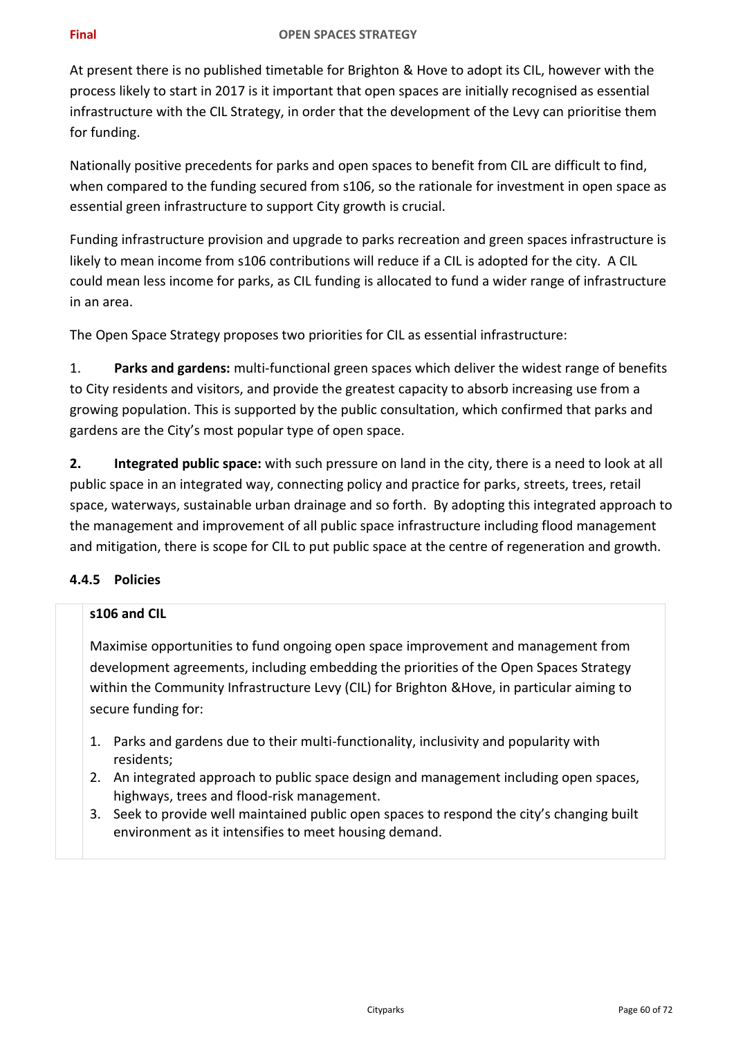At present there is no published timetable for Brighton & Hove to adopt its CIL, however with the process likely to start in 2017 is it important that open spaces are initially recognised as essential infrastructure with the CIL Strategy, in order that the development of the Levy can prioritise them for funding.

Nationally positive precedents for parks and open spaces to benefit from CIL are difficult to find, when compared to the funding secured from s106, so the rationale for investment in open space as essential green infrastructure to support City growth is crucial.

Funding infrastructure provision and upgrade to parks recreation and green spaces infrastructure is likely to mean income from s106 contributions will reduce if a CIL is adopted for the city. A CIL could mean less income for parks, as CIL funding is allocated to fund a wider range of infrastructure in an area.

The Open Space Strategy proposes two priorities for CIL as essential infrastructure:

1. **Parks and gardens:** multi-functional green spaces which deliver the widest range of benefits to City residents and visitors, and provide the greatest capacity to absorb increasing use from a growing population. This is supported by the public consultation, which confirmed that parks and gardens are the City's most popular type of open space.

2. **Integrated public space:** with such pressure on land in the city, there is a need to look at all public space in an integrated way, connecting policy and practice for parks, streets, trees, retail space, waterways, sustainable urban drainage and so forth. By adopting this integrated approach to the management and improvement of all public space infrastructure including flood management and mitigation, there is scope for CIL to put public space at the centre of regeneration and growth.

### 4.4.5 Policies

**s106 and CIL**

Maximise opportunities to fund ongoing open space improvement and management from development agreements, including embedding the priorities of the Open Spaces Strategy within the Community Infrastructure Levy (CIL) for Brighton &Hove, in particular aiming to secure funding for:

1. Parks and gardens due to their multi-functionality, inclusivity and popularity with residents;
2. An integrated approach to public space design and management including open spaces, highways, trees and flood-risk management.
3. Seek to provide well maintained public open spaces to respond the city's changing built environment as it intensifies to meet housing demand.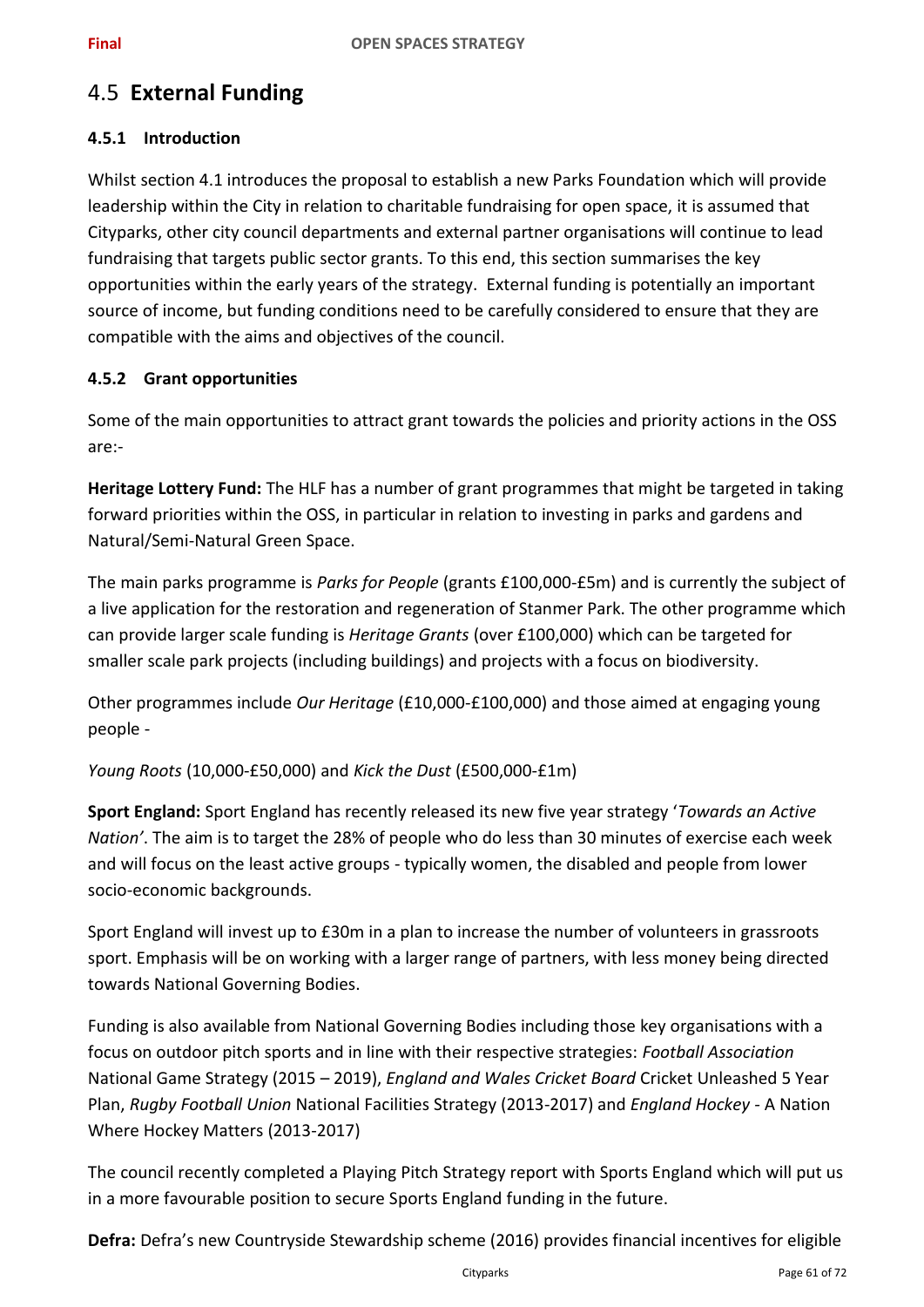## 4.5 **External Funding**

### 4.5.1 Introduction

Whilst section 4.1 introduces the proposal to establish a new Parks Foundation which will provide leadership within the City in relation to charitable fundraising for open space, it is assumed that Cityparks, other city council departments and external partner organisations will continue to lead fundraising that targets public sector grants. To this end, this section summarises the key opportunities within the early years of the strategy. External funding is potentially an important source of income, but funding conditions need to be carefully considered to ensure that they are compatible with the aims and objectives of the council.

### 4.5.2 Grant opportunities

Some of the main opportunities to attract grant towards the policies and priority actions in the OSS are:-

**Heritage Lottery Fund:** The HLF has a number of grant programmes that might be targeted in taking forward priorities within the OSS, in particular in relation to investing in parks and gardens and Natural/Semi-Natural Green Space.

The main parks programme is *Parks for People* (grants £100,000-£5m) and is currently the subject of a live application for the restoration and regeneration of Stanmer Park. The other programme which can provide larger scale funding is *Heritage Grants* (over £100,000) which can be targeted for smaller scale park projects (including buildings) and projects with a focus on biodiversity.

Other programmes include *Our Heritage* (£10,000-£100,000) and those aimed at engaging young people -

*Young Roots* (10,000-£50,000) and *Kick the Dust* (£500,000-£1m)

**Sport England:** Sport England has recently released its new five year strategy '*Towards an Active Nation'*. The aim is to target the 28% of people who do less than 30 minutes of exercise each week and will focus on the least active groups - typically women, the disabled and people from lower socio-economic backgrounds.

Sport England will invest up to £30m in a plan to increase the number of volunteers in grassroots sport. Emphasis will be on working with a larger range of partners, with less money being directed towards National Governing Bodies.

Funding is also available from National Governing Bodies including those key organisations with a focus on outdoor pitch sports and in line with their respective strategies: *Football Association* National Game Strategy (2015 – 2019), *England and Wales Cricket Board* Cricket Unleashed 5 Year Plan, *Rugby Football Union* National Facilities Strategy (2013-2017) and *England Hockey* - A Nation Where Hockey Matters (2013-2017)

The council recently completed a Playing Pitch Strategy report with Sports England which will put us in a more favourable position to secure Sports England funding in the future.

**Defra:** Defra's new Countryside Stewardship scheme (2016) provides financial incentives for eligible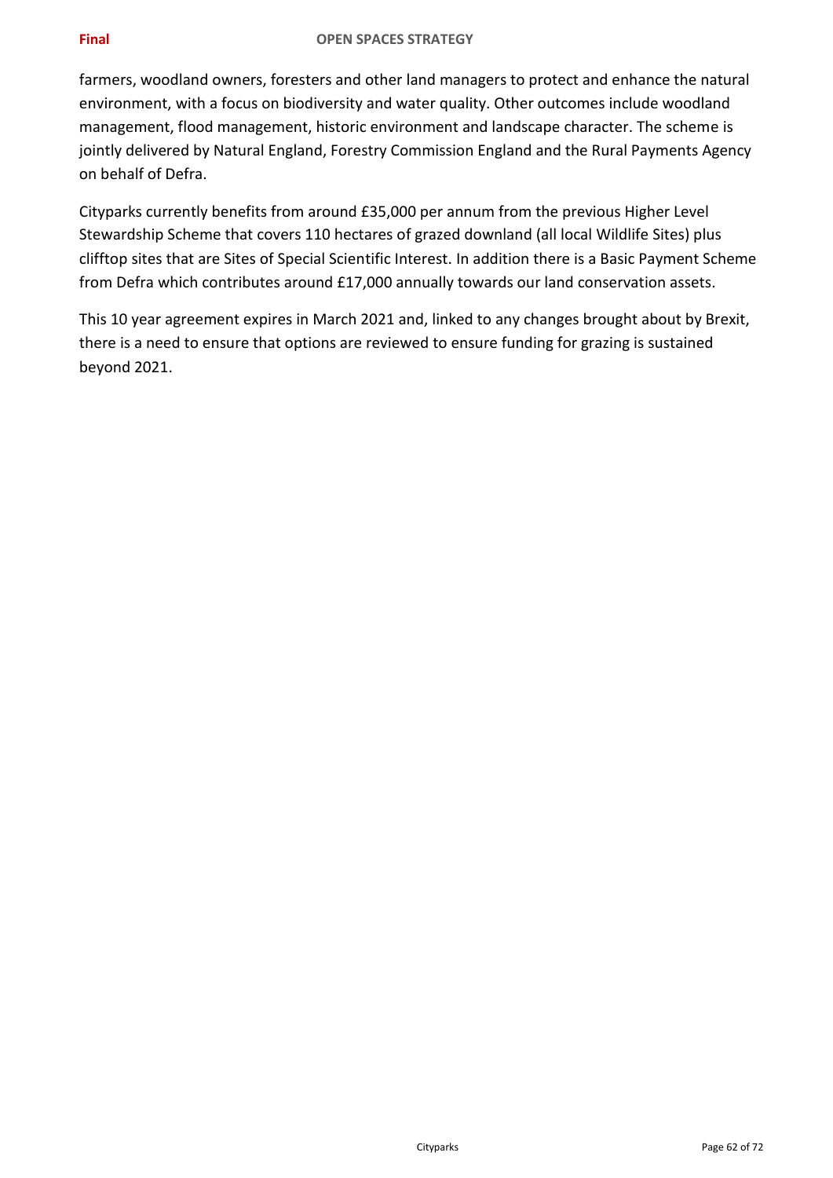farmers, woodland owners, foresters and other land managers to protect and enhance the natural environment, with a focus on biodiversity and water quality. Other outcomes include woodland management, flood management, historic environment and landscape character. The scheme is jointly delivered by Natural England, Forestry Commission England and the Rural Payments Agency on behalf of Defra.

Cityparks currently benefits from around £35,000 per annum from the previous Higher Level Stewardship Scheme that covers 110 hectares of grazed downland (all local Wildlife Sites) plus clifftop sites that are Sites of Special Scientific Interest. In addition there is a Basic Payment Scheme from Defra which contributes around £17,000 annually towards our land conservation assets.

This 10 year agreement expires in March 2021 and, linked to any changes brought about by Brexit, there is a need to ensure that options are reviewed to ensure funding for grazing is sustained beyond 2021.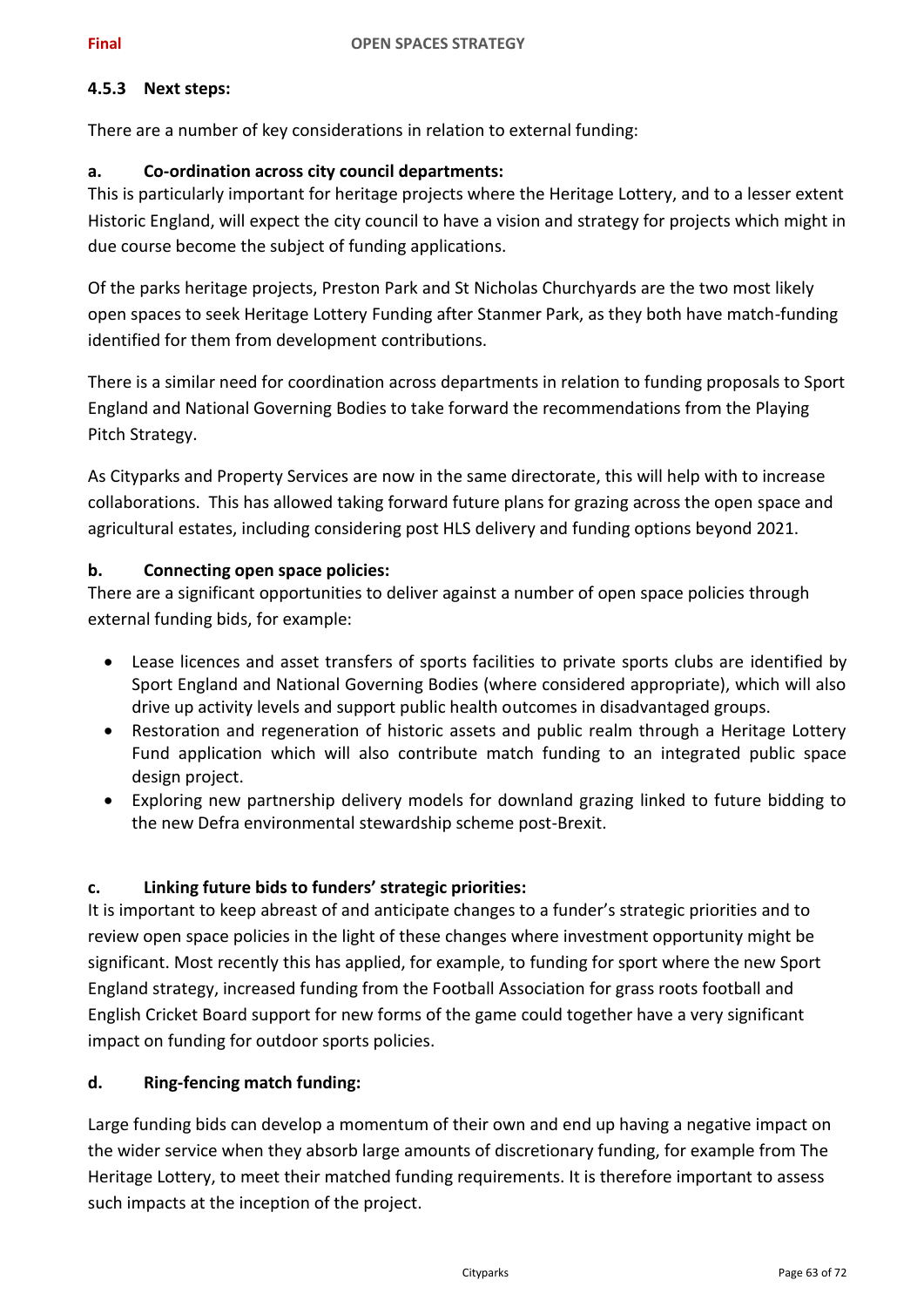### 4.5.3 Next steps:

There are a number of key considerations in relation to external funding:

**a. Co-ordination across city council departments:**

This is particularly important for heritage projects where the Heritage Lottery, and to a lesser extent Historic England, will expect the city council to have a vision and strategy for projects which might in due course become the subject of funding applications.

Of the parks heritage projects, Preston Park and St Nicholas Churchyards are the two most likely open spaces to seek Heritage Lottery Funding after Stanmer Park, as they both have match-funding identified for them from development contributions.

There is a similar need for coordination across departments in relation to funding proposals to Sport England and National Governing Bodies to take forward the recommendations from the Playing Pitch Strategy.

As Cityparks and Property Services are now in the same directorate, this will help with to increase collaborations. This has allowed taking forward future plans for grazing across the open space and agricultural estates, including considering post HLS delivery and funding options beyond 2021.

**b. Connecting open space policies:**

There are a significant opportunities to deliver against a number of open space policies through external funding bids, for example:

- Lease licences and asset transfers of sports facilities to private sports clubs are identified by Sport England and National Governing Bodies (where considered appropriate), which will also drive up activity levels and support public health outcomes in disadvantaged groups.
- Restoration and regeneration of historic assets and public realm through a Heritage Lottery Fund application which will also contribute match funding to an integrated public space design project.
- Exploring new partnership delivery models for downland grazing linked to future bidding to the new Defra environmental stewardship scheme post-Brexit.

**c. Linking future bids to funders' strategic priorities:**

It is important to keep abreast of and anticipate changes to a funder's strategic priorities and to review open space policies in the light of these changes where investment opportunity might be significant. Most recently this has applied, for example, to funding for sport where the new Sport England strategy, increased funding from the Football Association for grass roots football and English Cricket Board support for new forms of the game could together have a very significant impact on funding for outdoor sports policies.

**d. Ring-fencing match funding:**

Large funding bids can develop a momentum of their own and end up having a negative impact on the wider service when they absorb large amounts of discretionary funding, for example from The Heritage Lottery, to meet their matched funding requirements. It is therefore important to assess such impacts at the inception of the project.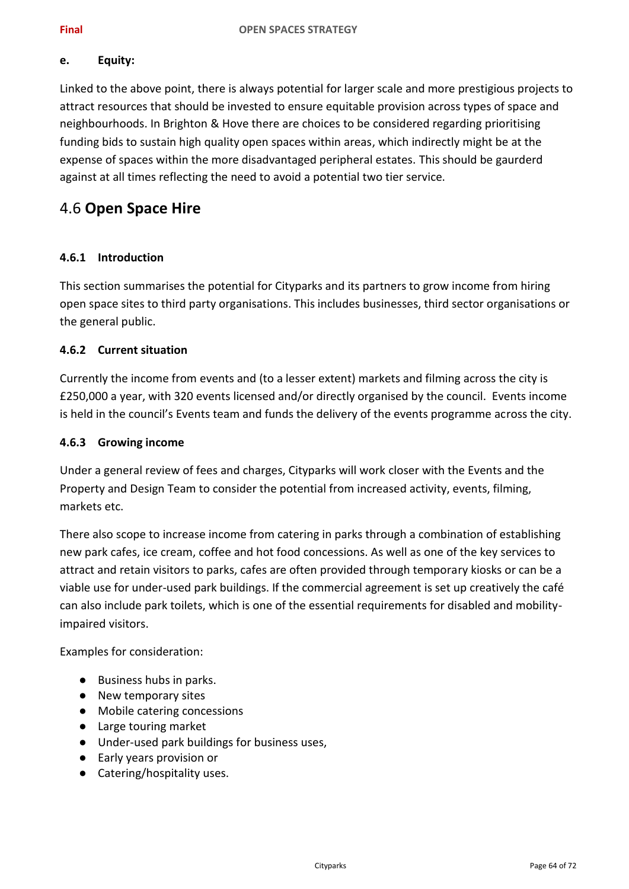**e. Equity:**

Linked to the above point, there is always potential for larger scale and more prestigious projects to attract resources that should be invested to ensure equitable provision across types of space and neighbourhoods. In Brighton & Hove there are choices to be considered regarding prioritising funding bids to sustain high quality open spaces within areas, which indirectly might be at the expense of spaces within the more disadvantaged peripheral estates. This should be gaurderd against at all times reflecting the need to avoid a potential two tier service.

## 4.6 Open Space Hire

### 4.6.1 Introduction

This section summarises the potential for Cityparks and its partners to grow income from hiring open space sites to third party organisations. This includes businesses, third sector organisations or the general public.

### 4.6.2 Current situation

Currently the income from events and (to a lesser extent) markets and filming across the city is £250,000 a year, with 320 events licensed and/or directly organised by the council. Events income is held in the council's Events team and funds the delivery of the events programme across the city.

### 4.6.3 Growing income

Under a general review of fees and charges, Cityparks will work closer with the Events and the Property and Design Team to consider the potential from increased activity, events, filming, markets etc.

There also scope to increase income from catering in parks through a combination of establishing new park cafes, ice cream, coffee and hot food concessions. As well as one of the key services to attract and retain visitors to parks, cafes are often provided through temporary kiosks or can be a viable use for under-used park buildings. If the commercial agreement is set up creatively the café can also include park toilets, which is one of the essential requirements for disabled and mobility-impaired visitors.

Examples for consideration:

- Business hubs in parks.
- New temporary sites
- Mobile catering concessions
- Large touring market
- Under-used park buildings for business uses,
- Early years provision or
- Catering/hospitality uses.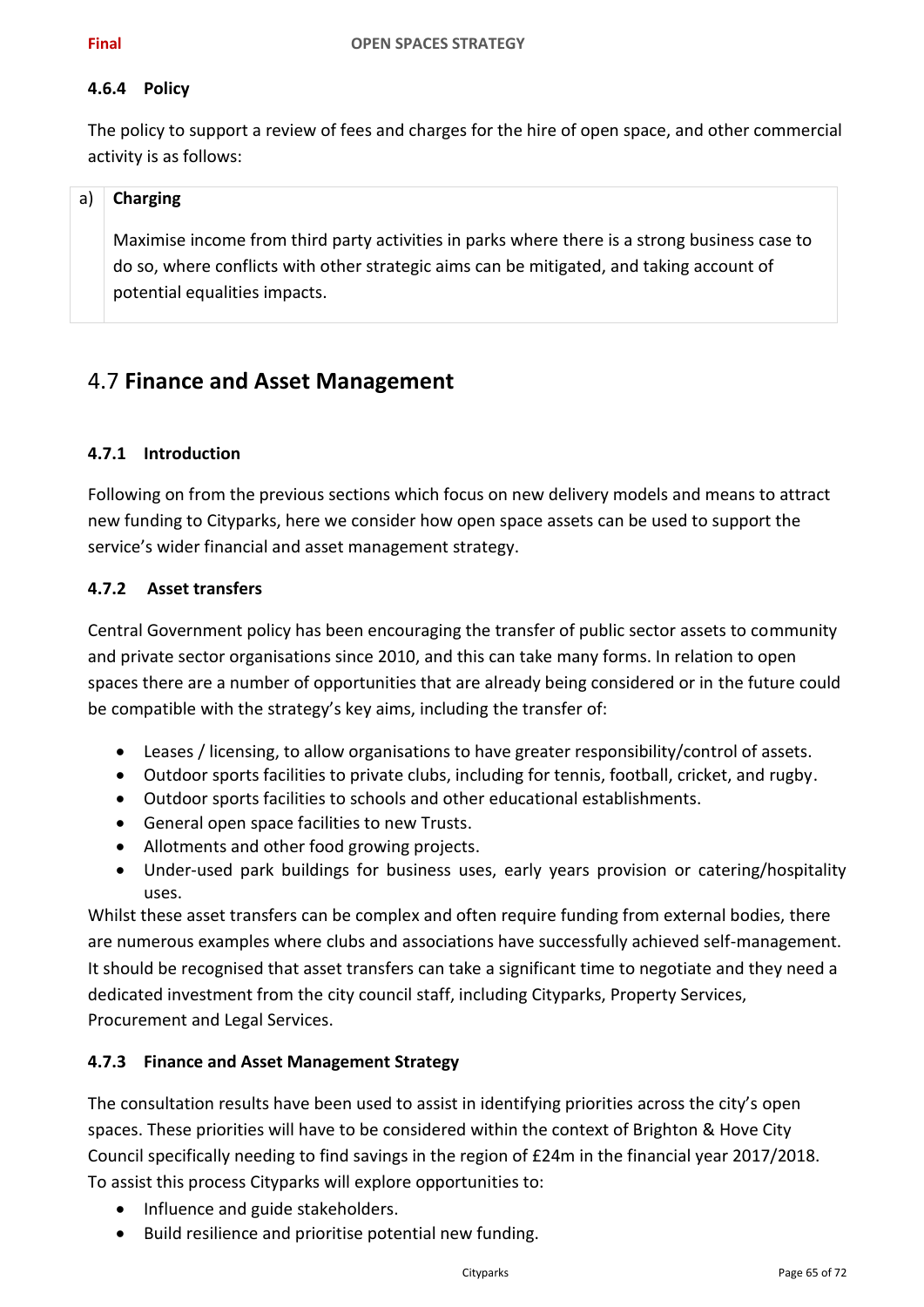#### 4.6.4 Policy

The policy to support a review of fees and charges for the hire of open space, and other commercial activity is as follows:

| a) | **Charging**<br><br>Maximise income from third party activities in parks where there is a strong business case to do so, where conflicts with other strategic aims can be mitigated, and taking account of potential equalities impacts. |
|---|---|

## 4.7 **Finance and Asset Management**

#### 4.7.1 Introduction

Following on from the previous sections which focus on new delivery models and means to attract new funding to Cityparks, here we consider how open space assets can be used to support the service's wider financial and asset management strategy.

#### 4.7.2 Asset transfers

Central Government policy has been encouraging the transfer of public sector assets to community and private sector organisations since 2010, and this can take many forms. In relation to open spaces there are a number of opportunities that are already being considered or in the future could be compatible with the strategy's key aims, including the transfer of:

- Leases / licensing, to allow organisations to have greater responsibility/control of assets.
- Outdoor sports facilities to private clubs, including for tennis, football, cricket, and rugby.
- Outdoor sports facilities to schools and other educational establishments.
- General open space facilities to new Trusts.
- Allotments and other food growing projects.
- Under-used park buildings for business uses, early years provision or catering/hospitality uses.

Whilst these asset transfers can be complex and often require funding from external bodies, there are numerous examples where clubs and associations have successfully achieved self-management. It should be recognised that asset transfers can take a significant time to negotiate and they need a dedicated investment from the city council staff, including Cityparks, Property Services, Procurement and Legal Services.

#### 4.7.3 Finance and Asset Management Strategy

The consultation results have been used to assist in identifying priorities across the city's open spaces. These priorities will have to be considered within the context of Brighton & Hove City Council specifically needing to find savings in the region of £24m in the financial year 2017/2018. To assist this process Cityparks will explore opportunities to:

- Influence and guide stakeholders.
- Build resilience and prioritise potential new funding.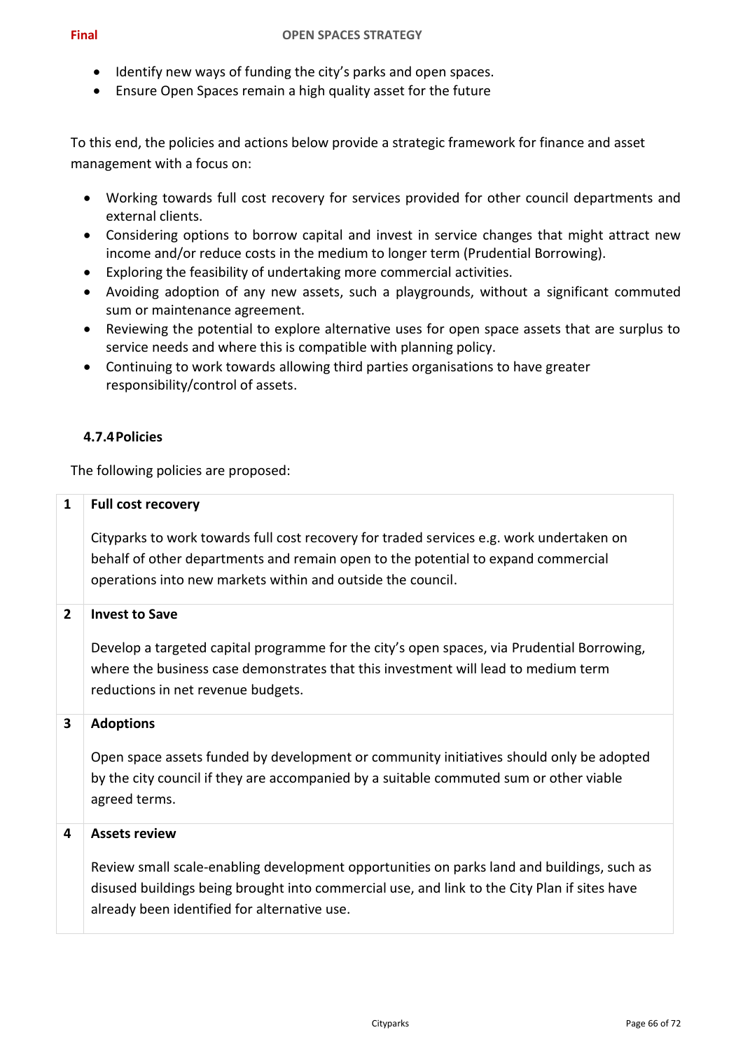- Identify new ways of funding the city's parks and open spaces.
- Ensure Open Spaces remain a high quality asset for the future

To this end, the policies and actions below provide a strategic framework for finance and asset management with a focus on:

- Working towards full cost recovery for services provided for other council departments and external clients.
- Considering options to borrow capital and invest in service changes that might attract new income and/or reduce costs in the medium to longer term (Prudential Borrowing).
- Exploring the feasibility of undertaking more commercial activities.
- Avoiding adoption of any new assets, such a playgrounds, without a significant commuted sum or maintenance agreement.
- Reviewing the potential to explore alternative uses for open space assets that are surplus to service needs and where this is compatible with planning policy.
- Continuing to work towards allowing third parties organisations to have greater responsibility/control of assets.

### 4.7.4 Policies

The following policies are proposed:

| | |
|---|---|
| **1** | **Full cost recovery**<br><br>Cityparks to work towards full cost recovery for traded services e.g. work undertaken on behalf of other departments and remain open to the potential to expand commercial operations into new markets within and outside the council. |
| **2** | **Invest to Save**<br><br>Develop a targeted capital programme for the city's open spaces, via Prudential Borrowing, where the business case demonstrates that this investment will lead to medium term reductions in net revenue budgets. |
| **3** | **Adoptions**<br><br>Open space assets funded by development or community initiatives should only be adopted by the city council if they are accompanied by a suitable commuted sum or other viable agreed terms. |
| **4** | **Assets review**<br><br>Review small scale-enabling development opportunities on parks land and buildings, such as disused buildings being brought into commercial use, and link to the City Plan if sites have already been identified for alternative use. |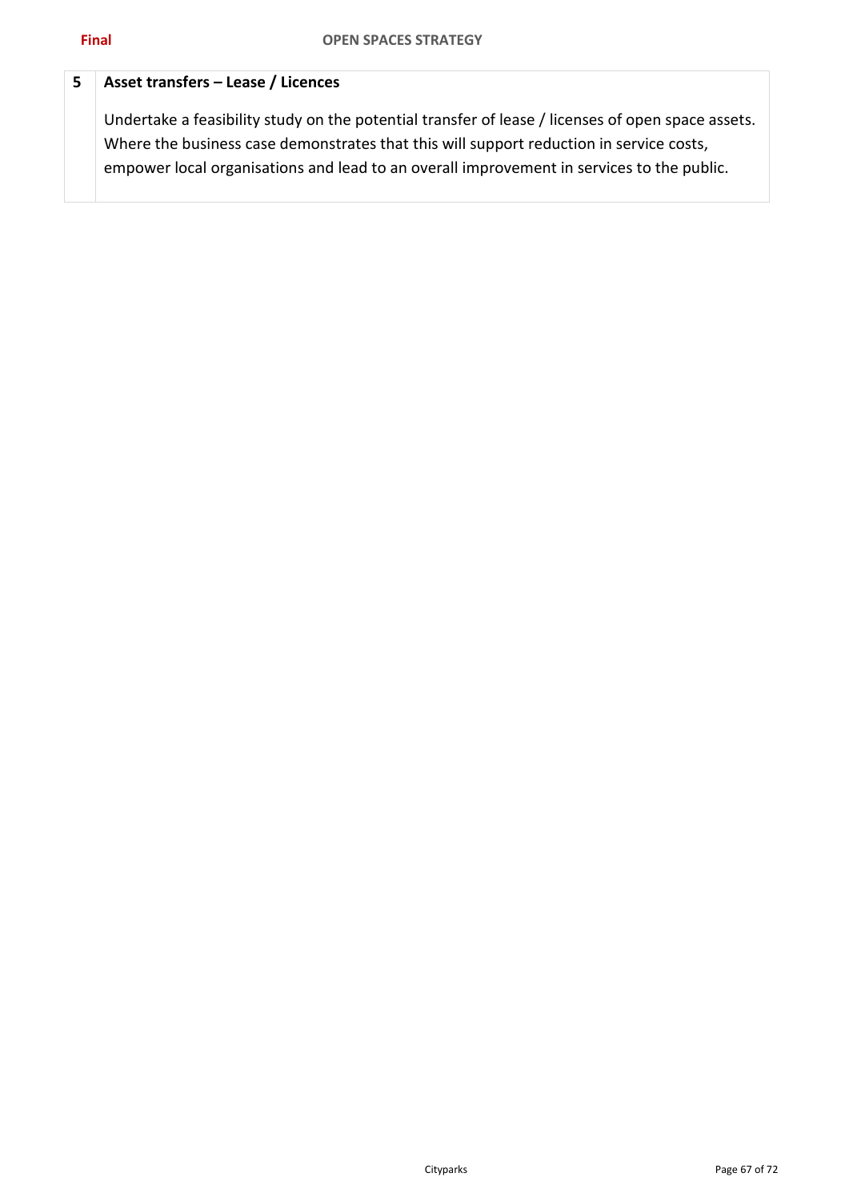| 5 | **Asset transfers – Lease / Licences** |
|---|---|
| | Undertake a feasibility study on the potential transfer of lease / licenses of open space assets. Where the business case demonstrates that this will support reduction in service costs, empower local organisations and lead to an overall improvement in services to the public. |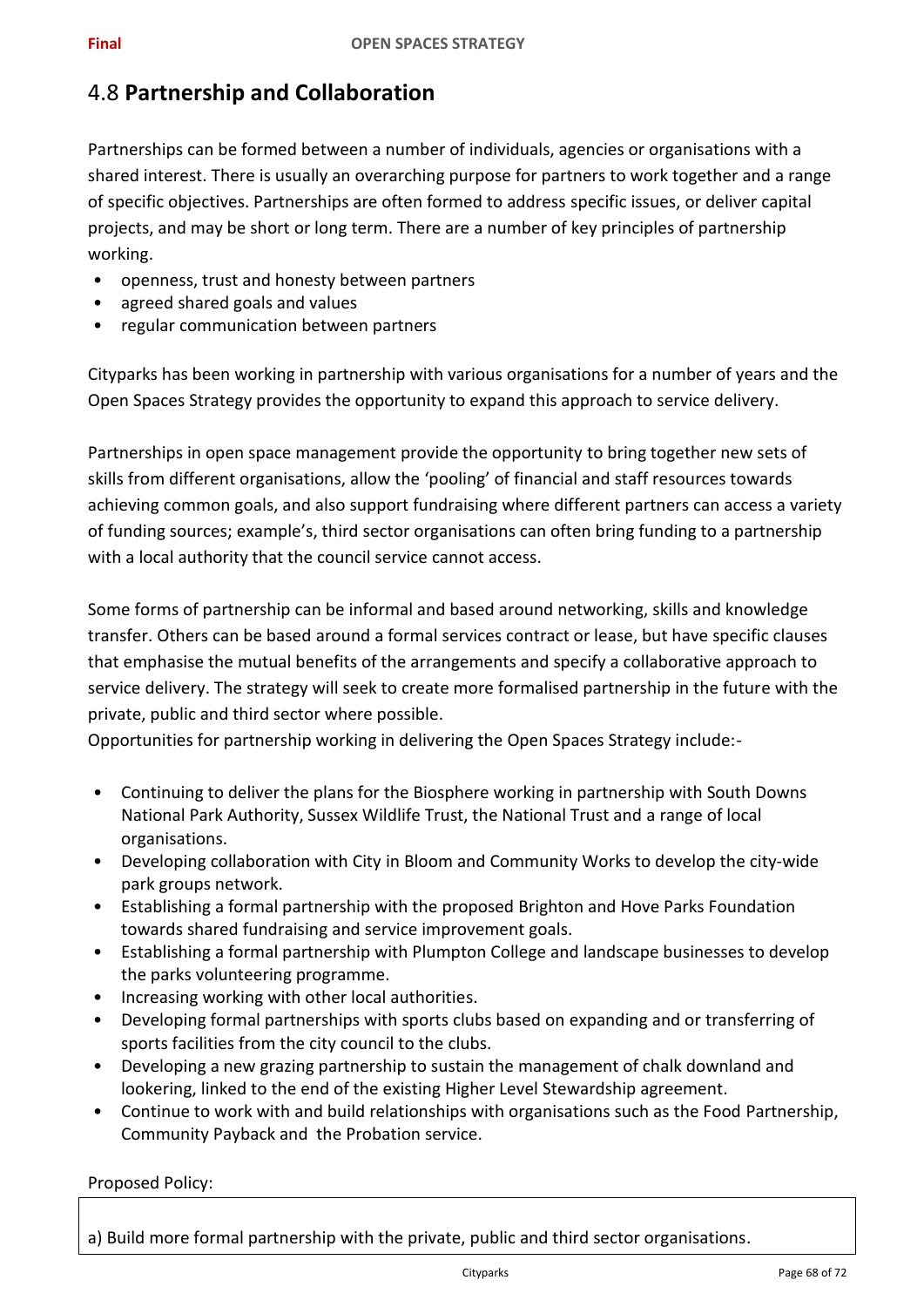## 4.8 **Partnership and Collaboration**

Partnerships can be formed between a number of individuals, agencies or organisations with a shared interest. There is usually an overarching purpose for partners to work together and a range of specific objectives. Partnerships are often formed to address specific issues, or deliver capital projects, and may be short or long term. There are a number of key principles of partnership working.

- openness, trust and honesty between partners
- agreed shared goals and values
- regular communication between partners

Cityparks has been working in partnership with various organisations for a number of years and the Open Spaces Strategy provides the opportunity to expand this approach to service delivery.

Partnerships in open space management provide the opportunity to bring together new sets of skills from different organisations, allow the 'pooling' of financial and staff resources towards achieving common goals, and also support fundraising where different partners can access a variety of funding sources; example's, third sector organisations can often bring funding to a partnership with a local authority that the council service cannot access.

Some forms of partnership can be informal and based around networking, skills and knowledge transfer. Others can be based around a formal services contract or lease, but have specific clauses that emphasise the mutual benefits of the arrangements and specify a collaborative approach to service delivery. The strategy will seek to create more formalised partnership in the future with the private, public and third sector where possible.

Opportunities for partnership working in delivering the Open Spaces Strategy include:-

- Continuing to deliver the plans for the Biosphere working in partnership with South Downs National Park Authority, Sussex Wildlife Trust, the National Trust and a range of local organisations.
- Developing collaboration with City in Bloom and Community Works to develop the city-wide park groups network.
- Establishing a formal partnership with the proposed Brighton and Hove Parks Foundation towards shared fundraising and service improvement goals.
- Establishing a formal partnership with Plumpton College and landscape businesses to develop the parks volunteering programme.
- Increasing working with other local authorities.
- Developing formal partnerships with sports clubs based on expanding and or transferring of sports facilities from the city council to the clubs.
- Developing a new grazing partnership to sustain the management of chalk downland and lookering, linked to the end of the existing Higher Level Stewardship agreement.
- Continue to work with and build relationships with organisations such as the Food Partnership, Community Payback and the Probation service.

Proposed Policy:

a) Build more formal partnership with the private, public and third sector organisations.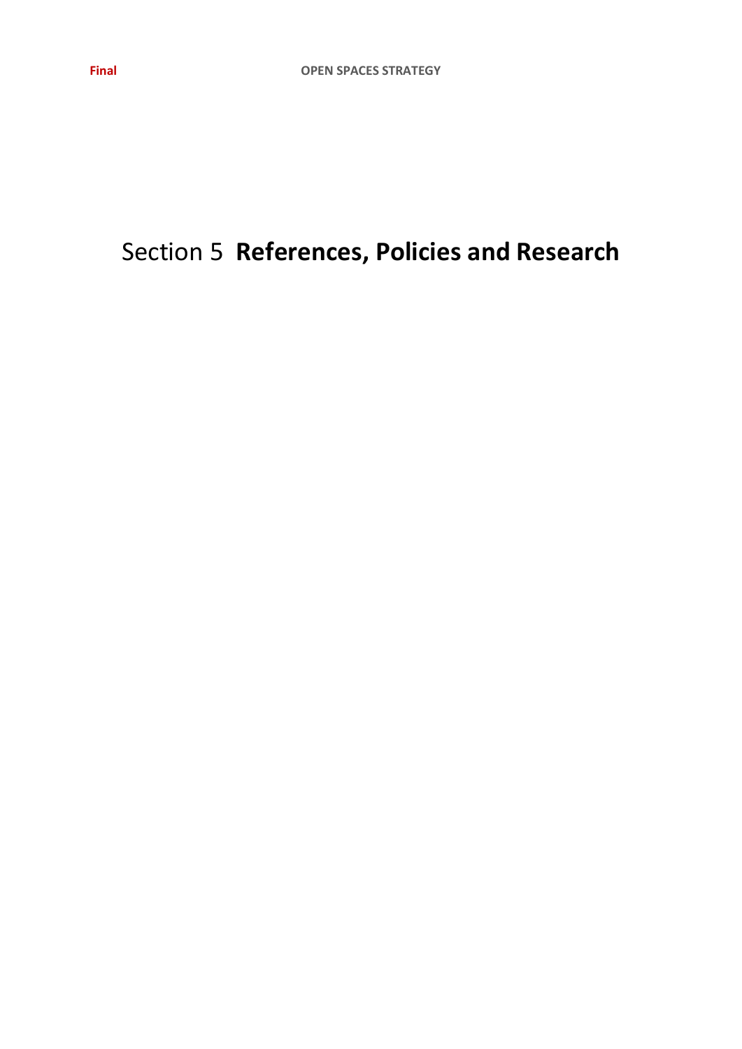# Section 5 **References, Policies and Research**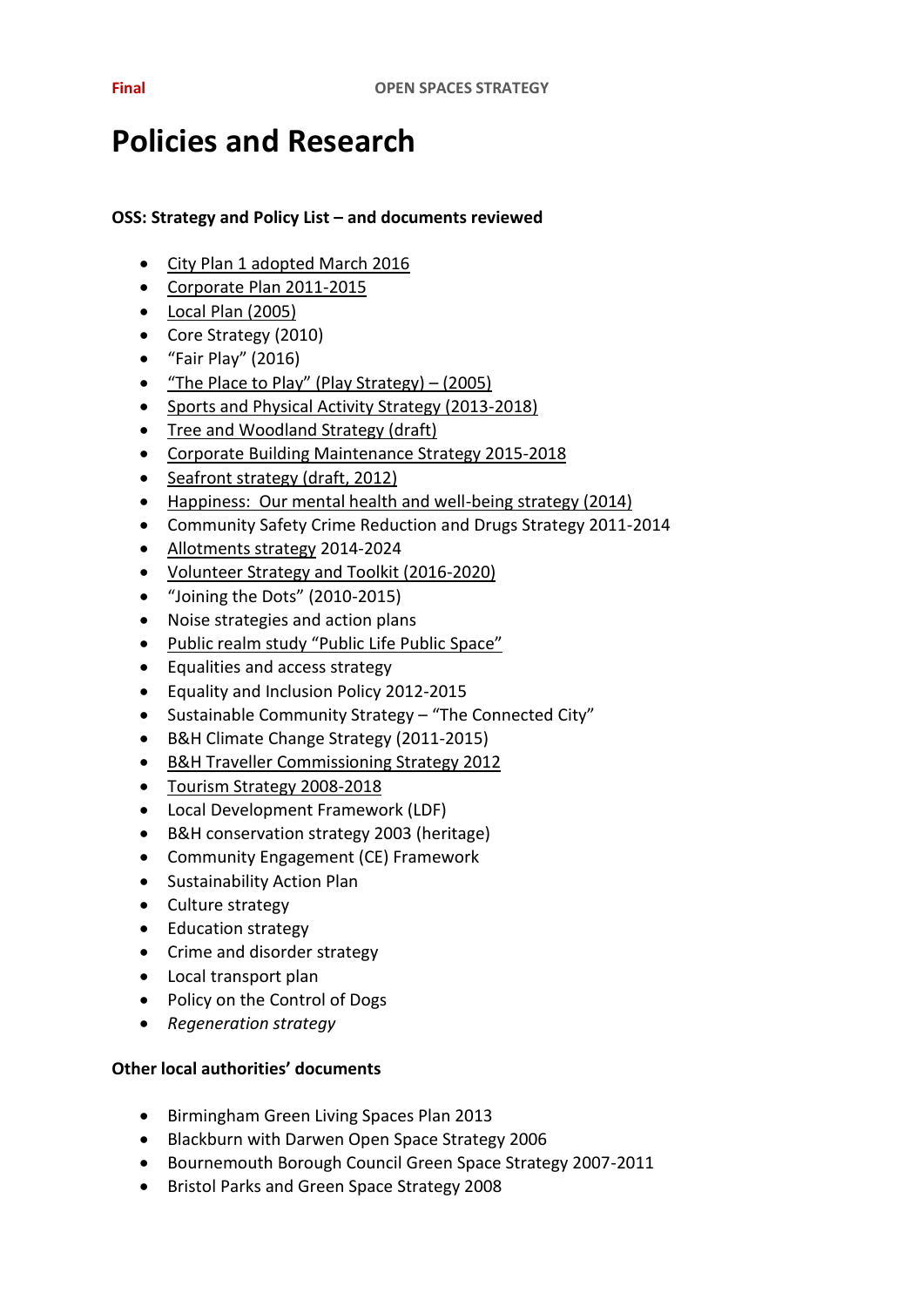# Policies and Research

**OSS: Strategy and Policy List – and documents reviewed**

- City Plan 1 adopted March 2016
- Corporate Plan 2011-2015
- Local Plan (2005)
- Core Strategy (2010)
- "Fair Play" (2016)
- "The Place to Play" (Play Strategy) – (2005)
- Sports and Physical Activity Strategy (2013-2018)
- Tree and Woodland Strategy (draft)
- Corporate Building Maintenance Strategy 2015-2018
- Seafront strategy (draft, 2012)
- Happiness: Our mental health and well-being strategy (2014)
- Community Safety Crime Reduction and Drugs Strategy 2011-2014
- Allotments strategy 2014-2024
- Volunteer Strategy and Toolkit (2016-2020)
- "Joining the Dots" (2010-2015)
- Noise strategies and action plans
- Public realm study "Public Life Public Space"
- Equalities and access strategy
- Equality and Inclusion Policy 2012-2015
- Sustainable Community Strategy – "The Connected City"
- B&H Climate Change Strategy (2011-2015)
- B&H Traveller Commissioning Strategy 2012
- Tourism Strategy 2008-2018
- Local Development Framework (LDF)
- B&H conservation strategy 2003 (heritage)
- Community Engagement (CE) Framework
- Sustainability Action Plan
- Culture strategy
- Education strategy
- Crime and disorder strategy
- Local transport plan
- Policy on the Control of Dogs
- *Regeneration strategy*

**Other local authorities' documents**

- Birmingham Green Living Spaces Plan 2013
- Blackburn with Darwen Open Space Strategy 2006
- Bournemouth Borough Council Green Space Strategy 2007-2011
- Bristol Parks and Green Space Strategy 2008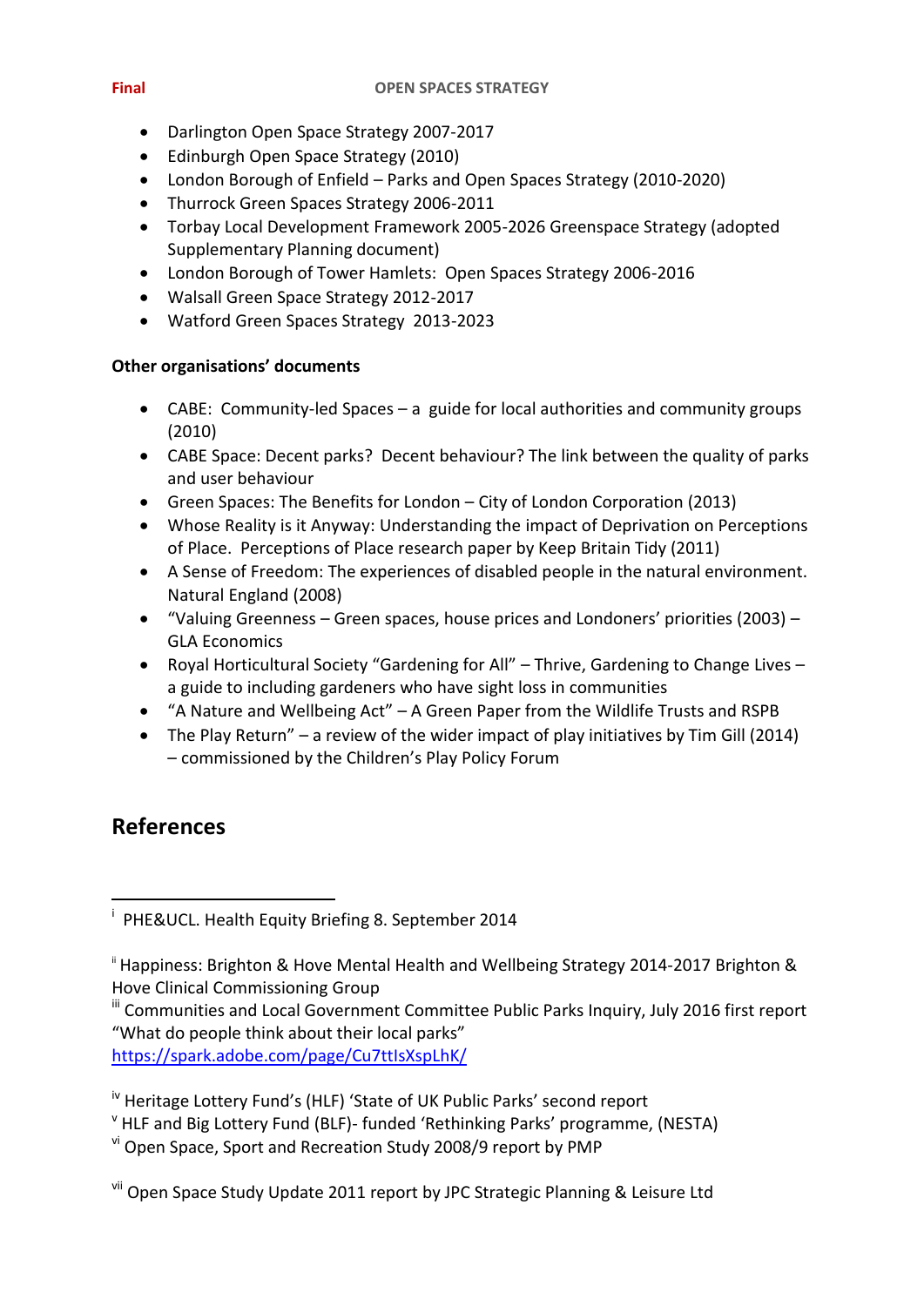- Darlington Open Space Strategy 2007-2017
- Edinburgh Open Space Strategy (2010)
- London Borough of Enfield – Parks and Open Spaces Strategy (2010-2020)
- Thurrock Green Spaces Strategy 2006-2011
- Torbay Local Development Framework 2005-2026 Greenspace Strategy (adopted Supplementary Planning document)
- London Borough of Tower Hamlets: Open Spaces Strategy 2006-2016
- Walsall Green Space Strategy 2012-2017
- Watford Green Spaces Strategy 2013-2023

**Other organisations' documents**

- CABE: Community-led Spaces – a guide for local authorities and community groups (2010)
- CABE Space: Decent parks? Decent behaviour? The link between the quality of parks and user behaviour
- Green Spaces: The Benefits for London – City of London Corporation (2013)
- Whose Reality is it Anyway: Understanding the impact of Deprivation on Perceptions of Place. Perceptions of Place research paper by Keep Britain Tidy (2011)
- A Sense of Freedom: The experiences of disabled people in the natural environment. Natural England (2008)
- "Valuing Greenness – Green spaces, house prices and Londoners' priorities (2003) – GLA Economics
- Royal Horticultural Society "Gardening for All" – Thrive, Gardening to Change Lives – a guide to including gardeners who have sight loss in communities
- "A Nature and Wellbeing Act" – A Green Paper from the Wildlife Trusts and RSPB
- The Play Return" – a review of the wider impact of play initiatives by Tim Gill (2014) – commissioned by the Children's Play Policy Forum

## References

---

[i] PHE&UCL. Health Equity Briefing 8. September 2014

[ii] Happiness: Brighton & Hove Mental Health and Wellbeing Strategy 2014-2017 Brighton & Hove Clinical Commissioning Group

[iii] Communities and Local Government Committee Public Parks Inquiry, July 2016 first report "What do people think about their local parks" https://spark.adobe.com/page/Cu7ttIsXspLhK/

[iv] Heritage Lottery Fund's (HLF) 'State of UK Public Parks' second report

[v] HLF and Big Lottery Fund (BLF)- funded 'Rethinking Parks' programme, (NESTA)

[vi] Open Space, Sport and Recreation Study 2008/9 report by PMP

[vii] Open Space Study Update 2011 report by JPC Strategic Planning & Leisure Ltd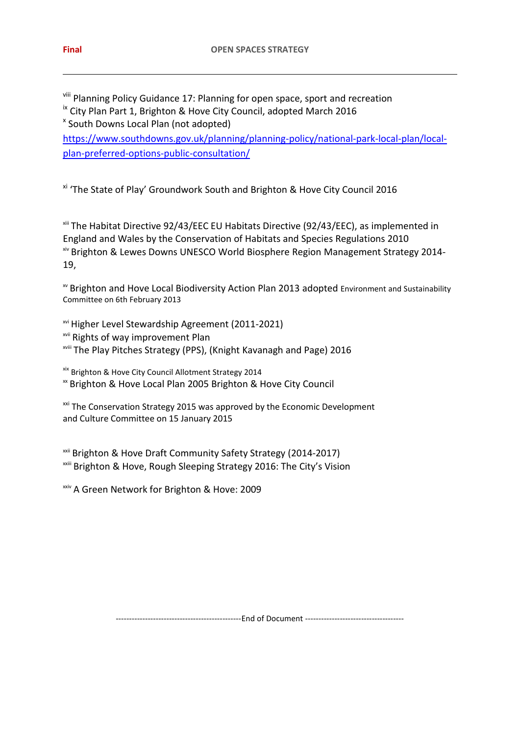[viii] Planning Policy Guidance 17: Planning for open space, sport and recreation
[ix] City Plan Part 1, Brighton & Hove City Council, adopted March 2016
[x] South Downs Local Plan (not adopted)
https://www.southdowns.gov.uk/planning/planning-policy/national-park-local-plan/local-plan-preferred-options-public-consultation/

[xi] 'The State of Play' Groundwork South and Brighton & Hove City Council 2016

[xiii] The Habitat Directive 92/43/EEC EU Habitats Directive (92/43/EEC), as implemented in England and Wales by the Conservation of Habitats and Species Regulations 2010
[xiv] Brighton & Lewes Downs UNESCO World Biosphere Region Management Strategy 2014-19,

[xv] Brighton and Hove Local Biodiversity Action Plan 2013 adopted Environment and Sustainability Committee on 6th February 2013

[xvi] Higher Level Stewardship Agreement (2011-2021)
[xvii] Rights of way improvement Plan
[xviii] The Play Pitches Strategy (PPS), (Knight Kavanagh and Page) 2016

[xix] Brighton & Hove City Council Allotment Strategy 2014
[xx] Brighton & Hove Local Plan 2005 Brighton & Hove City Council

[xxi] The Conservation Strategy 2015 was approved by the Economic Development and Culture Committee on 15 January 2015

[xxii] Brighton & Hove Draft Community Safety Strategy (2014-2017)
[xxiii] Brighton & Hove, Rough Sleeping Strategy 2016: The City's Vision

[xxiv] A Green Network for Brighton & Hove: 2009

----------------------------------------------End of Document ------------------------------------